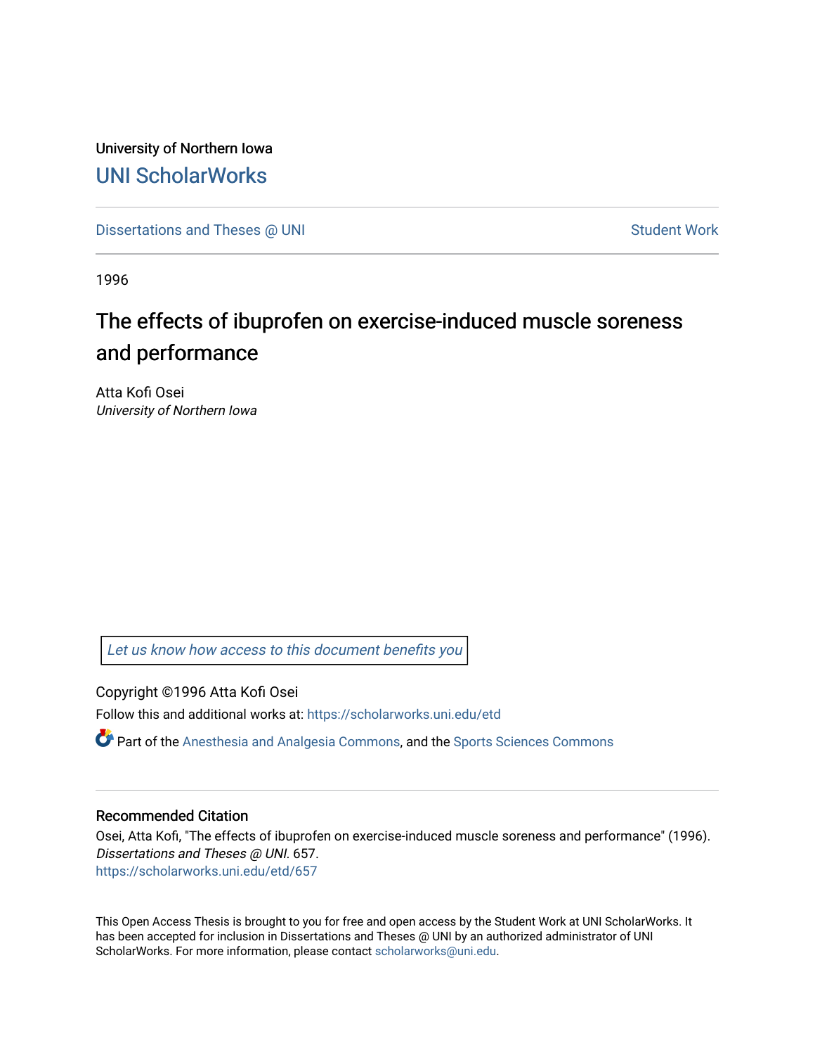University of Northern Iowa

# UNI ScholarWorks

Dissertations and Theses @ UNI

Student Work

1996

## The effects of ibuprofen on exercise-induced muscle soreness and performance

Atta Kofi Osei
*University of Northern Iowa*

Let us know how access to this document benefits you

Copyright ©1996 Atta Kofi Osei

Follow this and additional works at: https://scholarworks.uni.edu/etd

Part of the Anesthesia and Analgesia Commons, and the Sports Sciences Commons

### Recommended Citation

Osei, Atta Kofi, "The effects of ibuprofen on exercise-induced muscle soreness and performance" (1996). *Dissertations and Theses @ UNI*. 657.
https://scholarworks.uni.edu/etd/657

This Open Access Thesis is brought to you for free and open access by the Student Work at UNI ScholarWorks. It has been accepted for inclusion in Dissertations and Theses @ UNI by an authorized administrator of UNI ScholarWorks. For more information, please contact scholarworks@uni.edu.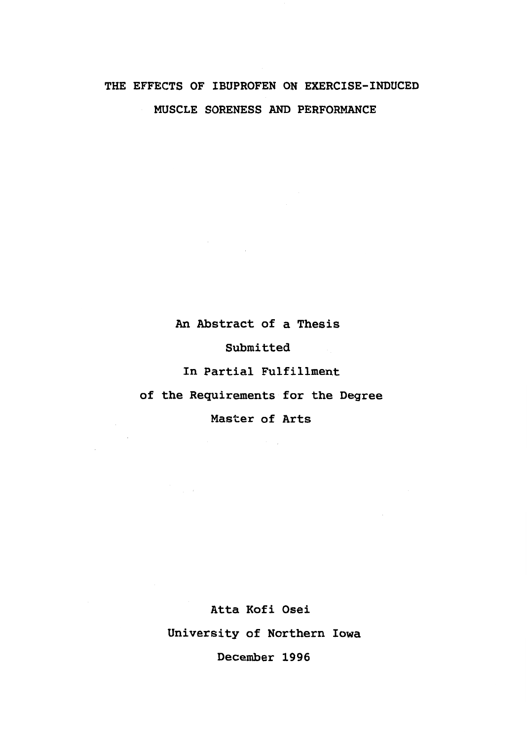# THE EFFECTS OF IBUPROFEN ON EXERCISE-INDUCED MUSCLE SORENESS AND PERFORMANCE

An Abstract of a Thesis

Submitted

In Partial Fulfillment

of the Requirements for the Degree

Master of Arts

Atta Kofi Osei

University of Northern Iowa

December 1996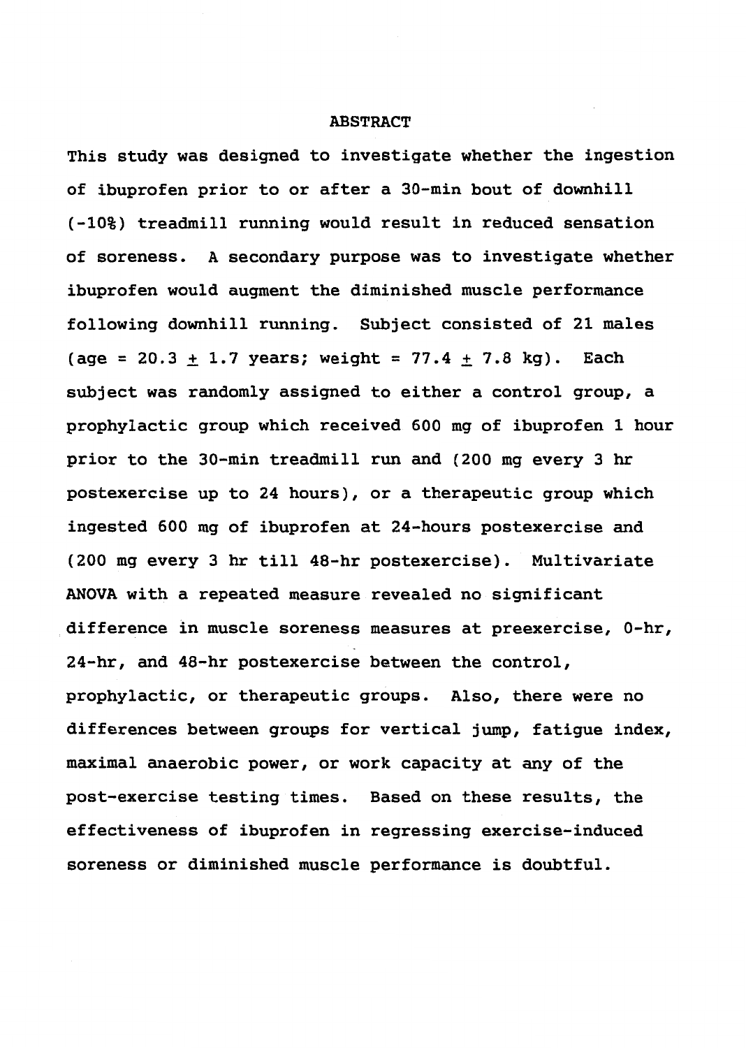# ABSTRACT

This study was designed to investigate whether the ingestion of ibuprofen prior to or after a 30-min bout of downhill (-10%) treadmill running would result in reduced sensation of soreness. A secondary purpose was to investigate whether ibuprofen would augment the diminished muscle performance following downhill running. Subject consisted of 21 males (age = 20.3 $\pm$ 1.7 years; weight = 77.4 $\pm$ 7.8 kg). Each subject was randomly assigned to either a control group, a prophylactic group which received 600 mg of ibuprofen 1 hour prior to the 30-min treadmill run and (200 mg every 3 hr postexercise up to 24 hours), or a therapeutic group which ingested 600 mg of ibuprofen at 24-hours postexercise and (200 mg every 3 hr till 48-hr postexercise). Multivariate ANOVA with a repeated measure revealed no significant difference in muscle soreness measures at preexercise, 0-hr, 24-hr, and 48-hr postexercise between the control, prophylactic, or therapeutic groups. Also, there were no differences between groups for vertical jump, fatigue index, maximal anaerobic power, or work capacity at any of the post-exercise testing times. Based on these results, the effectiveness of ibuprofen in regressing exercise-induced soreness or diminished muscle performance is doubtful.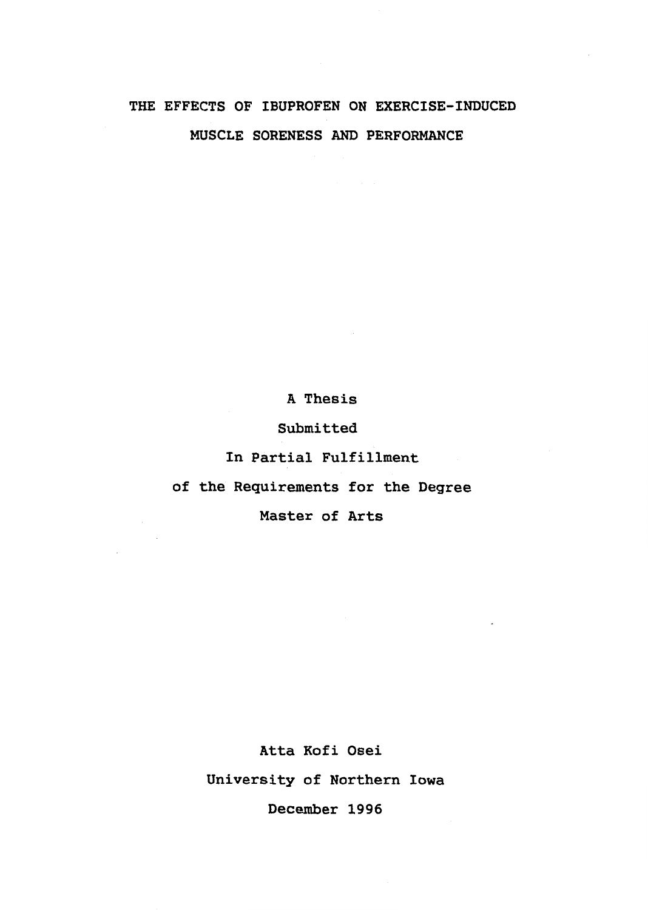# THE EFFECTS OF IBUPROFEN ON EXERCISE-INDUCED MUSCLE SORENESS AND PERFORMANCE

A Thesis

Submitted

In Partial Fulfillment

of the Requirements for the Degree

Master of Arts

Atta Kofi Osei

University of Northern Iowa

December 1996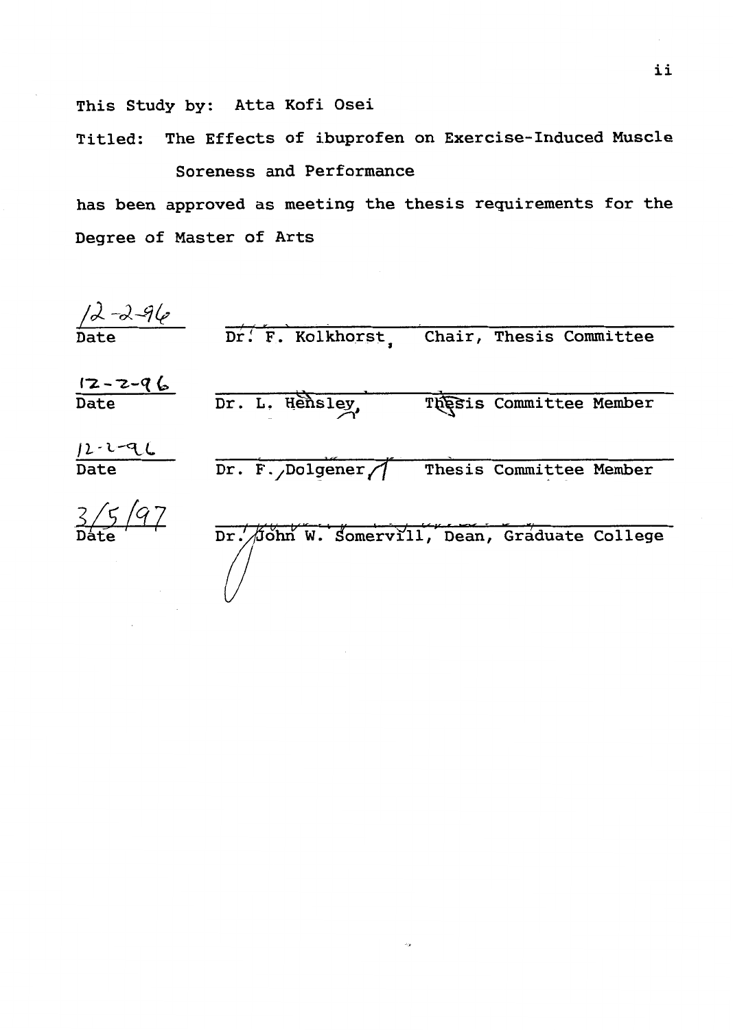This Study by: Atta Kofi Osei

Titled: The Effects of ibuprofen on Exercise-Induced Muscle Soreness and Performance

has been approved as meeting the thesis requirements for the Degree of Master of Arts

| | | |
|---|---|---|
| 12-2-96 | Dr. F. Kolkhorst, | Chair, Thesis Committee |
| Date | | |
| 12-2-96 | Dr. L. Hensley, | Thesis Committee Member |
| Date | | |
| 12-2-96 | Dr. F. Dolgener | Thesis Committee Member |
| Date | | |
| 3/5/97 | Dr. John W. Somervill, Dean, Graduate College | |
| Date | | |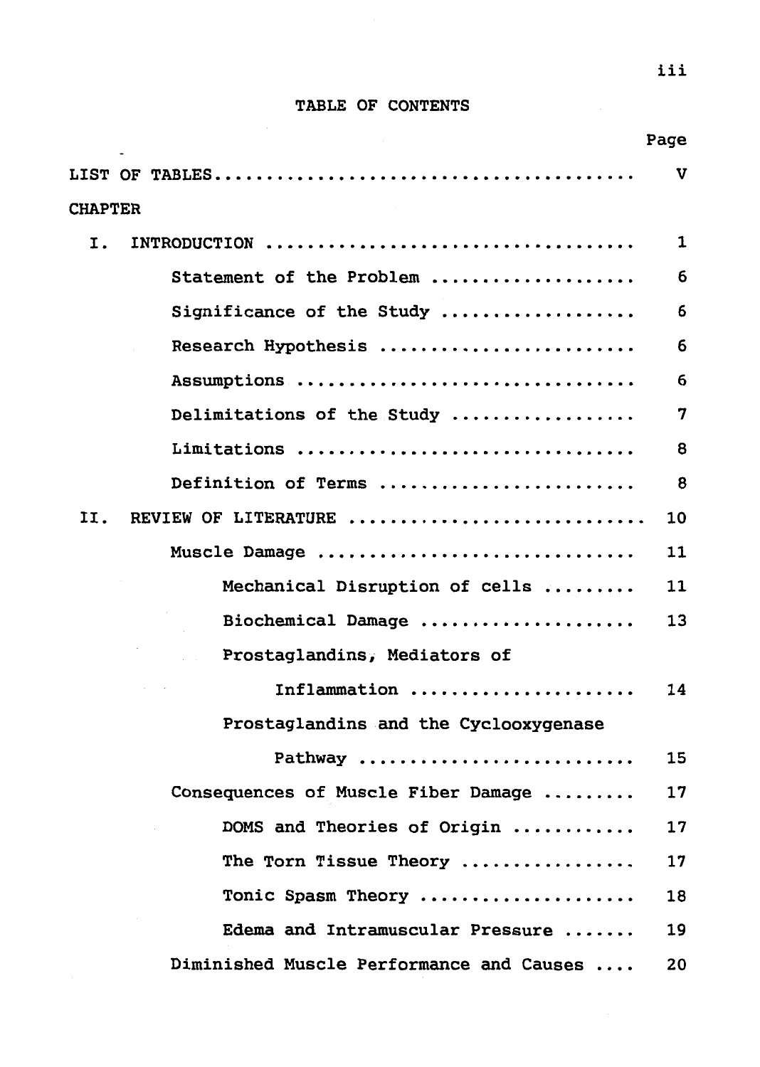# TABLE OF CONTENTS

| | Page |
|---|---|
| LIST OF TABLES | v |
| CHAPTER | |
| I. INTRODUCTION | 1 |
| Statement of the Problem | 6 |
| Significance of the Study | 6 |
| Research Hypothesis | 6 |
| Assumptions | 6 |
| Delimitations of the Study | 7 |
| Limitations | 8 |
| Definition of Terms | 8 |
| II. REVIEW OF LITERATURE | 10 |
| Muscle Damage | 11 |
| Mechanical Disruption of cells | 11 |
| Biochemical Damage | 13 |
| Prostaglandins, Mediators of Inflammation | 14 |
| Prostaglandins and the Cyclooxygenase Pathway | 15 |
| Consequences of Muscle Fiber Damage | 17 |
| DOMS and Theories of Origin | 17 |
| The Torn Tissue Theory | 17 |
| Tonic Spasm Theory | 18 |
| Edema and Intramuscular Pressure | 19 |
| Diminished Muscle Performance and Causes | 20 |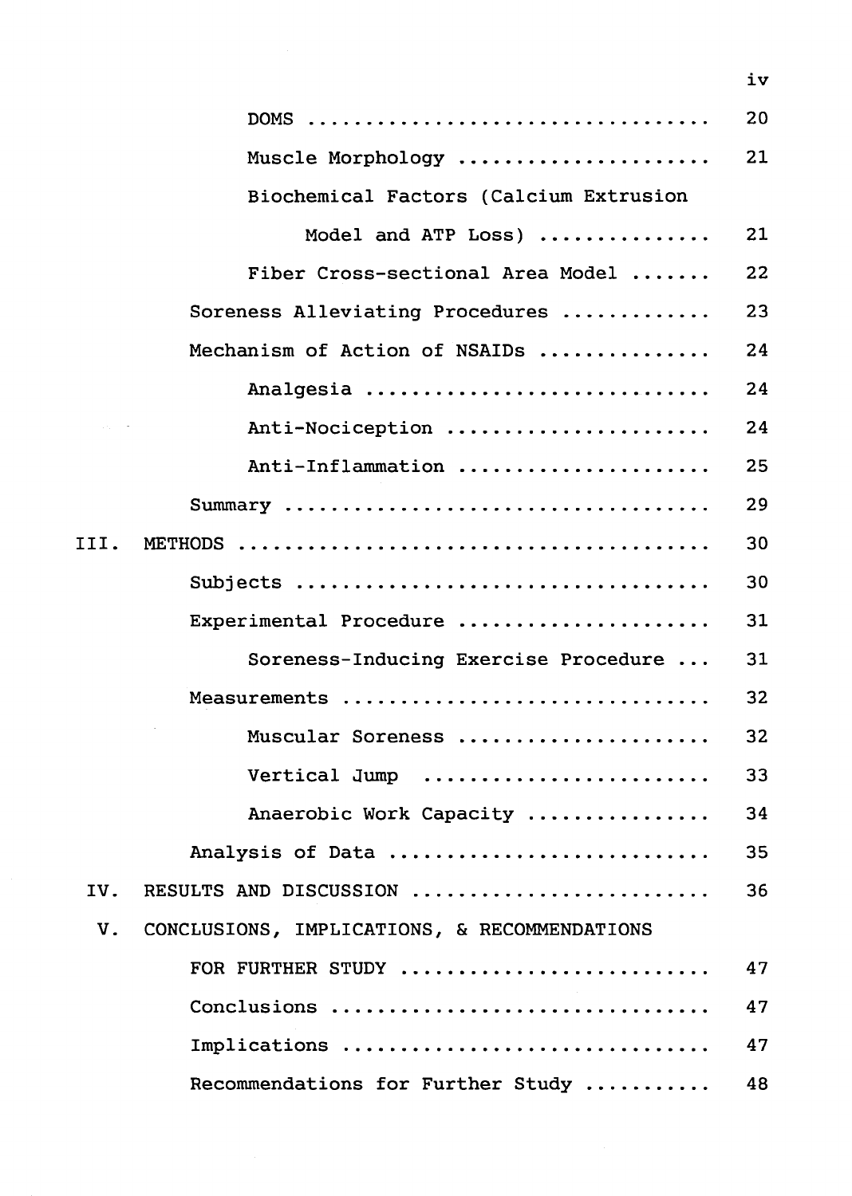| | |
|---|---|
| DOMS | 20 |
| Muscle Morphology | 21 |
| Biochemical Factors (Calcium Extrusion Model and ATP Loss) | 21 |
| Fiber Cross-sectional Area Model | 22 |
| Soreness Alleviating Procedures | 23 |
| Mechanism of Action of NSAIDs | 24 |
| Analgesia | 24 |
| Anti-Nociception | 24 |
| Anti-Inflammation | 25 |
| Summary | 29 |
| III. METHODS | 30 |
| Subjects | 30 |
| Experimental Procedure | 31 |
| Soreness-Inducing Exercise Procedure | 31 |
| Measurements | 32 |
| Muscular Soreness | 32 |
| Vertical Jump | 33 |
| Anaerobic Work Capacity | 34 |
| Analysis of Data | 35 |
| IV. RESULTS AND DISCUSSION | 36 |
| V. CONCLUSIONS, IMPLICATIONS, & RECOMMENDATIONS FOR FURTHER STUDY | 47 |
| Conclusions | 47 |
| Implications | 47 |
| Recommendations for Further Study | 48 |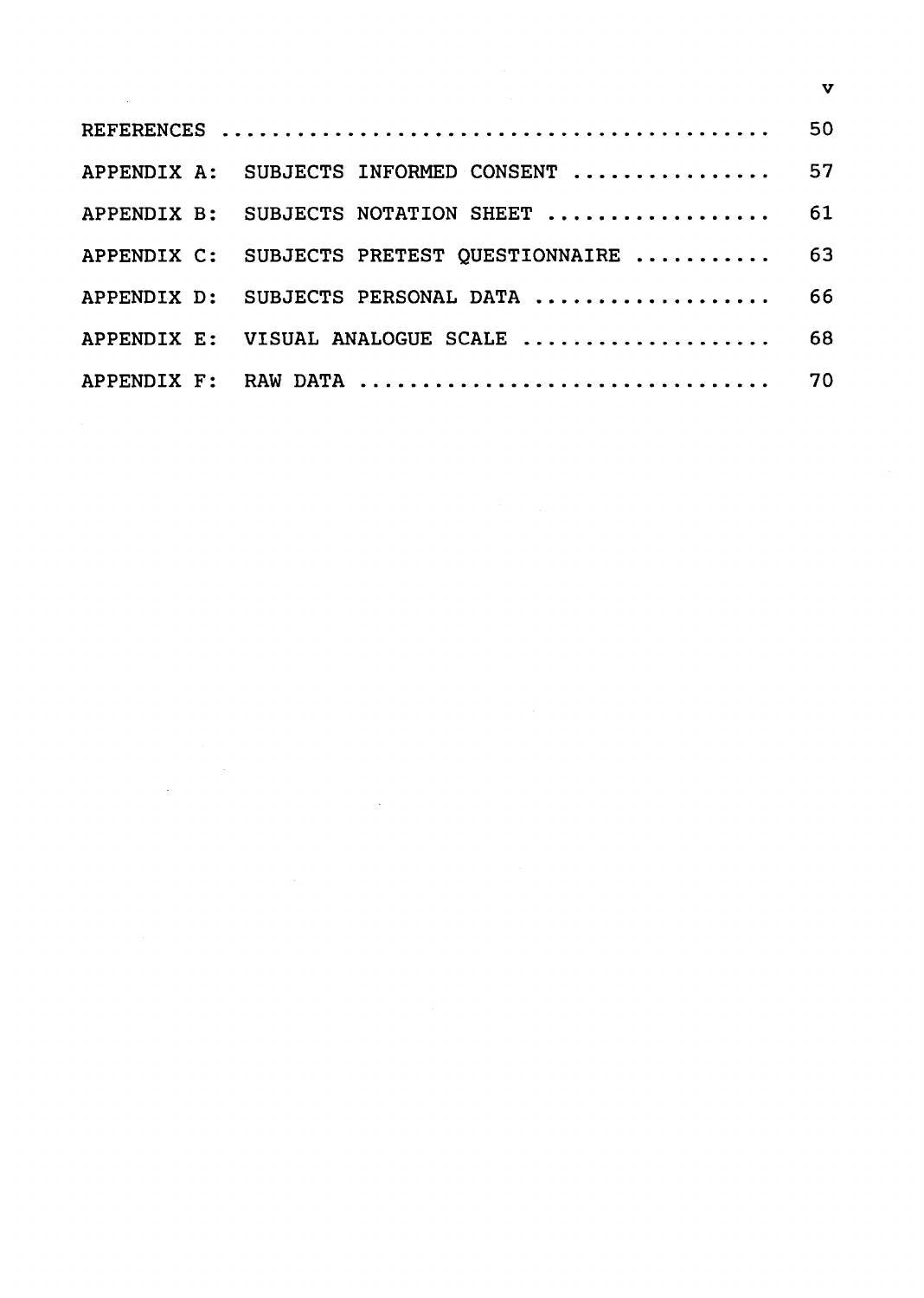| | |
|---|---|
| REFERENCES | 50 |
| APPENDIX A: SUBJECTS INFORMED CONSENT | 57 |
| APPENDIX B: SUBJECTS NOTATION SHEET | 61 |
| APPENDIX C: SUBJECTS PRETEST QUESTIONNAIRE | 63 |
| APPENDIX D: SUBJECTS PERSONAL DATA | 66 |
| APPENDIX E: VISUAL ANALOGUE SCALE | 68 |
| APPENDIX F: RAW DATA | 70 |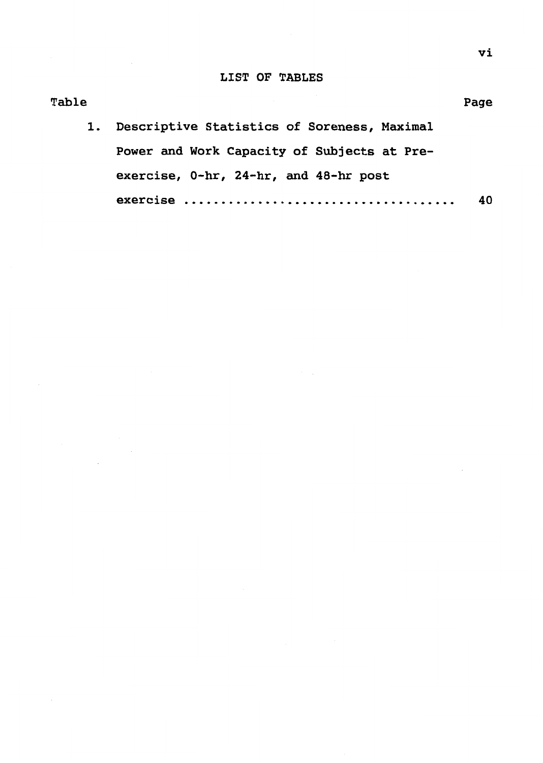# LIST OF TABLES

| Table | | Page |
|---|---|---|
| 1. | Descriptive Statistics of Soreness, Maximal Power and Work Capacity of Subjects at Pre-exercise, 0-hr, 24-hr, and 48-hr post exercise | 40 |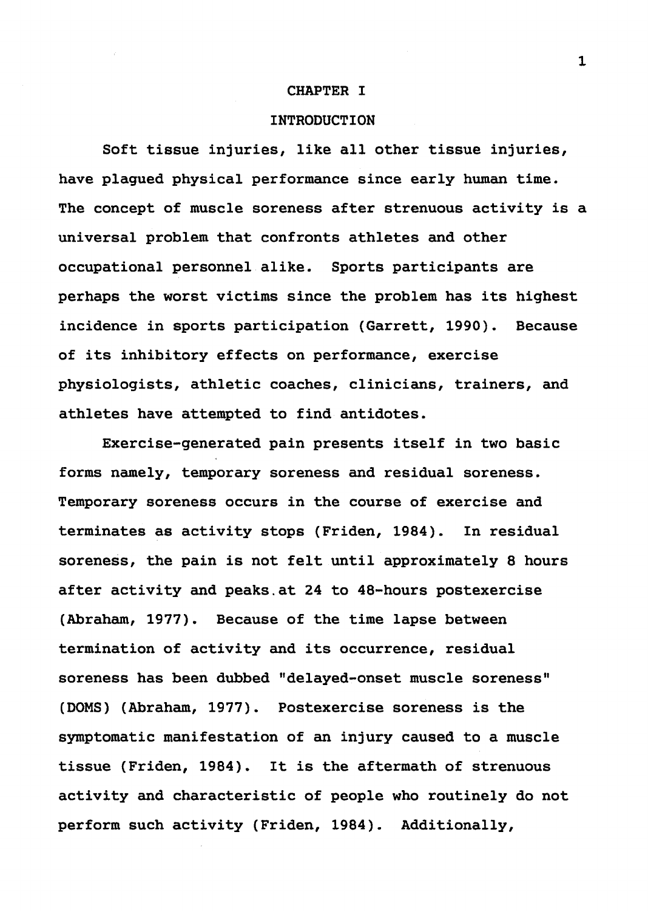# CHAPTER I

## INTRODUCTION

Soft tissue injuries, like all other tissue injuries, have plagued physical performance since early human time. The concept of muscle soreness after strenuous activity is a universal problem that confronts athletes and other occupational personnel alike. Sports participants are perhaps the worst victims since the problem has its highest incidence in sports participation (Garrett, 1990). Because of its inhibitory effects on performance, exercise physiologists, athletic coaches, clinicians, trainers, and athletes have attempted to find antidotes.

Exercise-generated pain presents itself in two basic forms namely, temporary soreness and residual soreness. Temporary soreness occurs in the course of exercise and terminates as activity stops (Friden, 1984). In residual soreness, the pain is not felt until approximately 8 hours after activity and peaks at 24 to 48-hours postexercise (Abraham, 1977). Because of the time lapse between termination of activity and its occurrence, residual soreness has been dubbed "delayed-onset muscle soreness" (DOMS) (Abraham, 1977). Postexercise soreness is the symptomatic manifestation of an injury caused to a muscle tissue (Friden, 1984). It is the aftermath of strenuous activity and characteristic of people who routinely do not perform such activity (Friden, 1984). Additionally,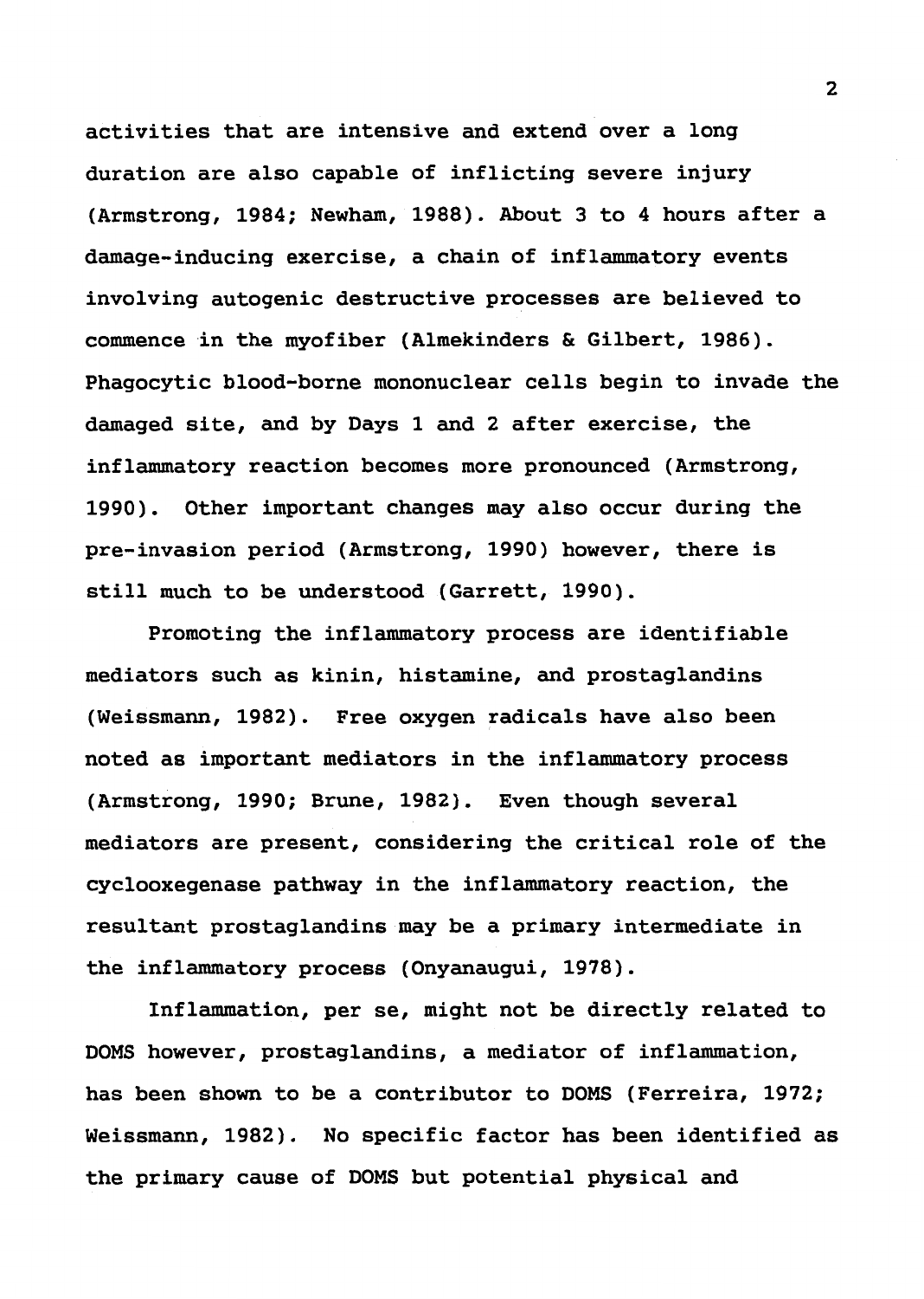activities that are intensive and extend over a long duration are also capable of inflicting severe injury (Armstrong, 1984; Newham, 1988). About 3 to 4 hours after a damage-inducing exercise, a chain of inflammatory events involving autogenic destructive processes are believed to commence in the myofiber (Almekinders & Gilbert, 1986). Phagocytic blood-borne mononuclear cells begin to invade the damaged site, and by Days 1 and 2 after exercise, the inflammatory reaction becomes more pronounced (Armstrong, 1990). Other important changes may also occur during the pre-invasion period (Armstrong, 1990) however, there is still much to be understood (Garrett, 1990).

Promoting the inflammatory process are identifiable mediators such as kinin, histamine, and prostaglandins (Weissmann, 1982). Free oxygen radicals have also been noted as important mediators in the inflammatory process (Armstrong, 1990; Brune, 1982). Even though several mediators are present, considering the critical role of the cyclooxegenase pathway in the inflammatory reaction, the resultant prostaglandins may be a primary intermediate in the inflammatory process (Onyanaugui, 1978).

Inflammation, per se, might not be directly related to DOMS however, prostaglandins, a mediator of inflammation, has been shown to be a contributor to DOMS (Ferreira, 1972; Weissmann, 1982). No specific factor has been identified as the primary cause of DOMS but potential physical and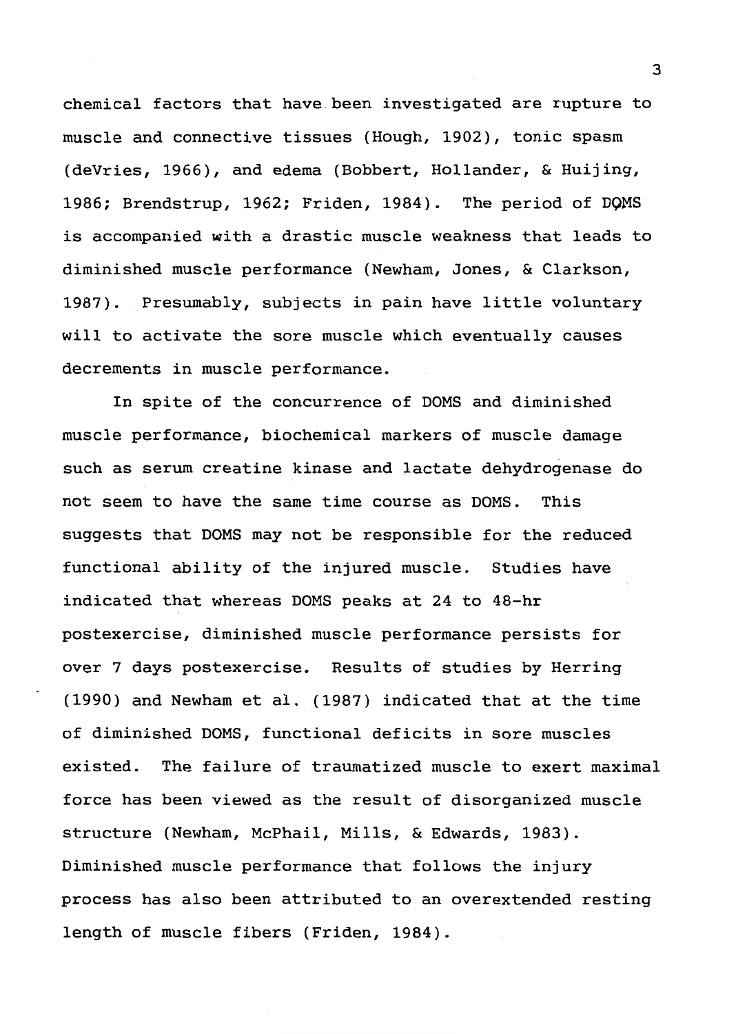chemical factors that have been investigated are rupture to muscle and connective tissues (Hough, 1902), tonic spasm (deVries, 1966), and edema (Bobbert, Hollander, & Huijing, 1986; Brendstrup, 1962; Friden, 1984). The period of DOMS is accompanied with a drastic muscle weakness that leads to diminished muscle performance (Newham, Jones, & Clarkson, 1987). Presumably, subjects in pain have little voluntary will to activate the sore muscle which eventually causes decrements in muscle performance.

In spite of the concurrence of DOMS and diminished muscle performance, biochemical markers of muscle damage such as serum creatine kinase and lactate dehydrogenase do not seem to have the same time course as DOMS. This suggests that DOMS may not be responsible for the reduced functional ability of the injured muscle. Studies have indicated that whereas DOMS peaks at 24 to 48-hr postexercise, diminished muscle performance persists for over 7 days postexercise. Results of studies by Herring (1990) and Newham et al. (1987) indicated that at the time of diminished DOMS, functional deficits in sore muscles existed. The failure of traumatized muscle to exert maximal force has been viewed as the result of disorganized muscle structure (Newham, McPhail, Mills, & Edwards, 1983). Diminished muscle performance that follows the injury process has also been attributed to an overextended resting length of muscle fibers (Friden, 1984).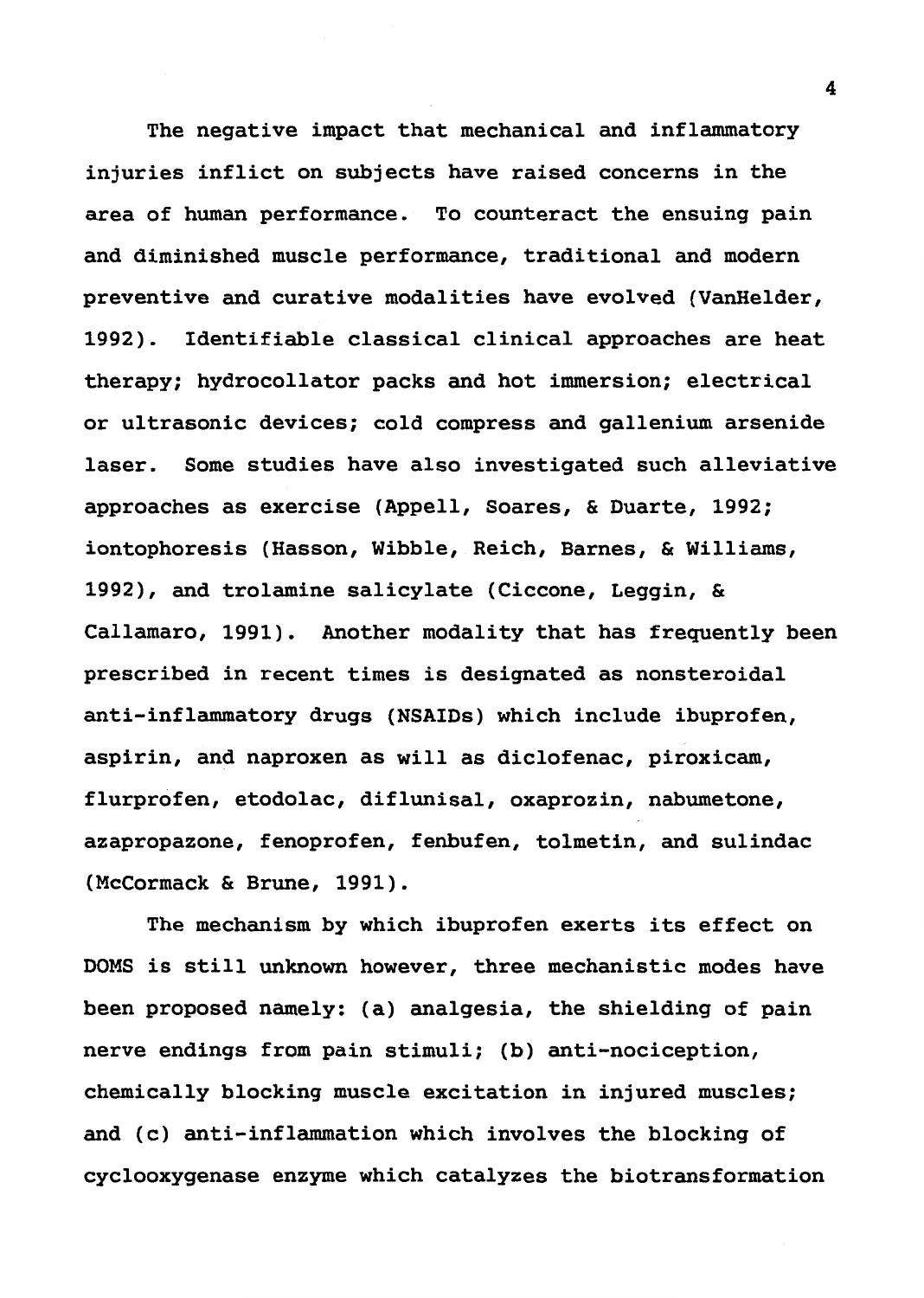The negative impact that mechanical and inflammatory injuries inflict on subjects have raised concerns in the area of human performance. To counteract the ensuing pain and diminished muscle performance, traditional and modern preventive and curative modalities have evolved (VanHelder, 1992). Identifiable classical clinical approaches are heat therapy; hydrocollator packs and hot immersion; electrical or ultrasonic devices; cold compress and gallenium arsenide laser. Some studies have also investigated such alleviative approaches as exercise (Appell, Soares, & Duarte, 1992; iontophoresis (Hasson, Wibble, Reich, Barnes, & Williams, 1992), and trolamine salicylate (Ciccone, Leggin, & Callamaro, 1991). Another modality that has frequently been prescribed in recent times is designated as nonsteroidal anti-inflammatory drugs (NSAIDs) which include ibuprofen, aspirin, and naproxen as will as diclofenac, piroxicam, flurprofen, etodolac, diflunisal, oxaprozin, nabumetone, azapropazone, fenoprofen, fenbufen, tolmetin, and sulindac (McCormack & Brune, 1991).

The mechanism by which ibuprofen exerts its effect on DOMS is still unknown however, three mechanistic modes have been proposed namely: (a) analgesia, the shielding of pain nerve endings from pain stimuli; (b) anti-nociception, chemically blocking muscle excitation in injured muscles; and (c) anti-inflammation which involves the blocking of cyclooxygenase enzyme which catalyzes the biotransformation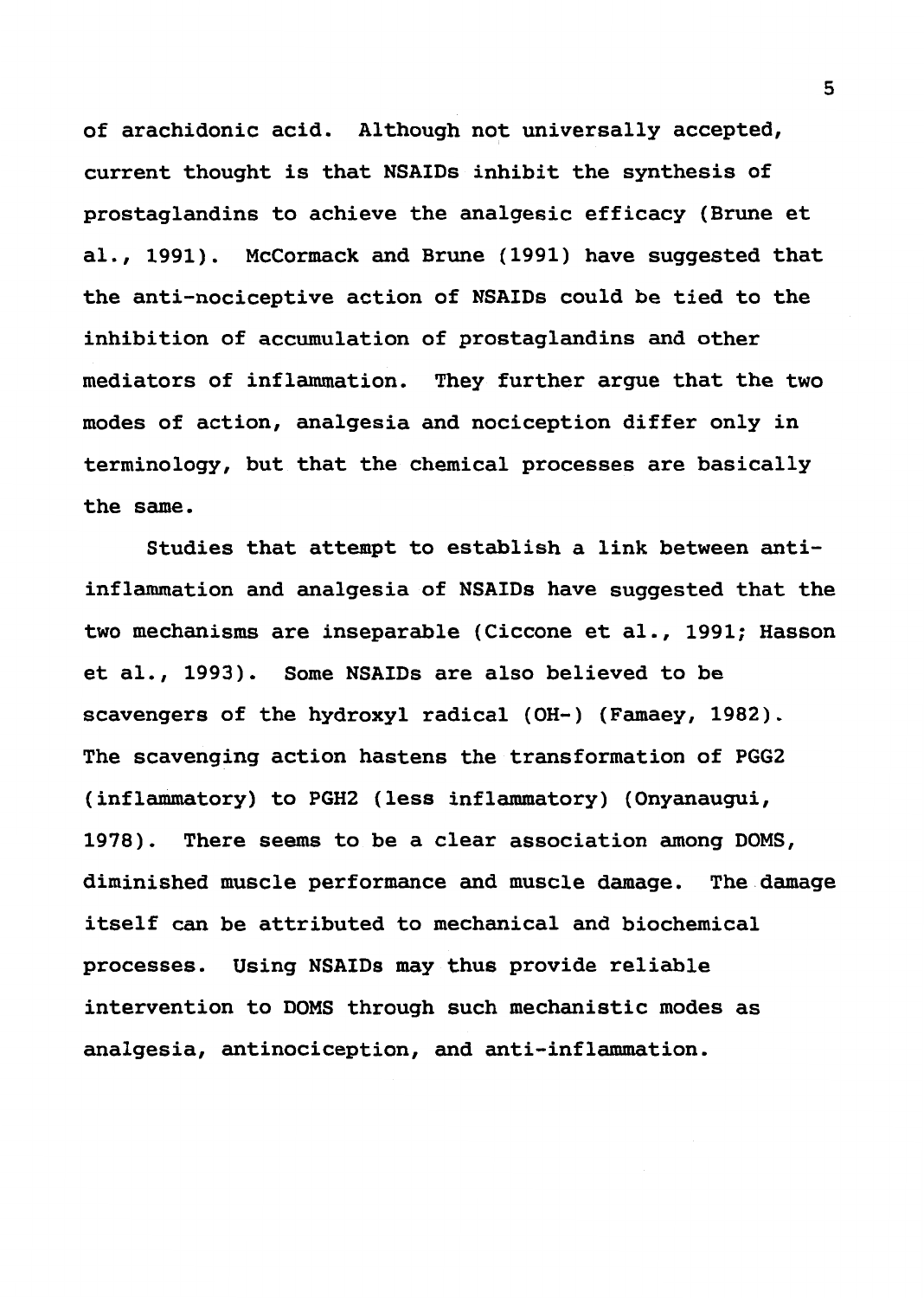of arachidonic acid. Although not universally accepted, current thought is that NSAIDs inhibit the synthesis of prostaglandins to achieve the analgesic efficacy (Brune et al., 1991). McCormack and Brune (1991) have suggested that the anti-nociceptive action of NSAIDs could be tied to the inhibition of accumulation of prostaglandins and other mediators of inflammation. They further argue that the two modes of action, analgesia and nociception differ only in terminology, but that the chemical processes are basically the same.

Studies that attempt to establish a link between anti-inflammation and analgesia of NSAIDs have suggested that the two mechanisms are inseparable (Ciccone et al., 1991; Hasson et al., 1993). Some NSAIDs are also believed to be scavengers of the hydroxyl radical ($OH^-$) (Famaey, 1982). The scavenging action hastens the transformation of $PGG_2$ (inflammatory) to $PGH_2$ (less inflammatory) (Onyanaugui, 1978). There seems to be a clear association among DOMS, diminished muscle performance and muscle damage. The damage itself can be attributed to mechanical and biochemical processes. Using NSAIDs may thus provide reliable intervention to DOMS through such mechanistic modes as analgesia, antinociception, and anti-inflammation.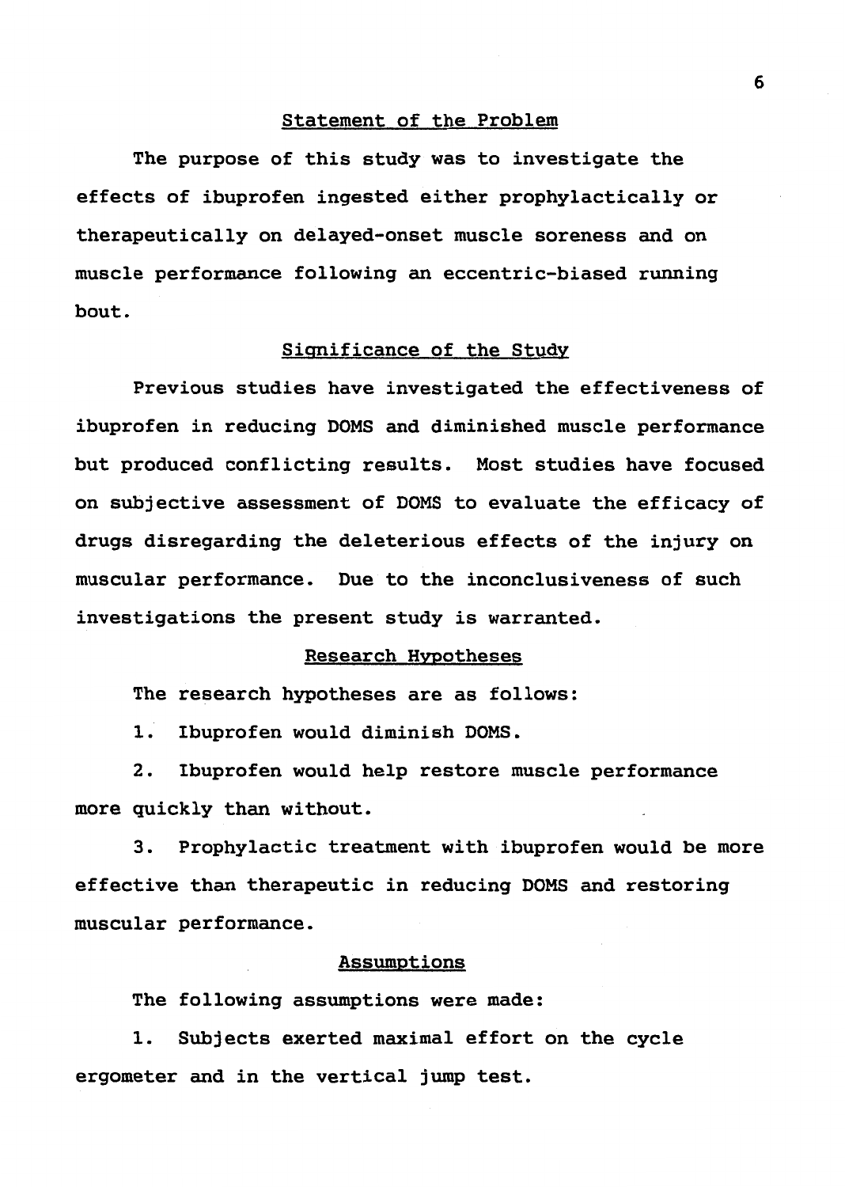## Statement of the Problem

The purpose of this study was to investigate the effects of ibuprofen ingested either prophylactically or therapeutically on delayed-onset muscle soreness and on muscle performance following an eccentric-biased running bout.

## Significance of the Study

Previous studies have investigated the effectiveness of ibuprofen in reducing DOMS and diminished muscle performance but produced conflicting results. Most studies have focused on subjective assessment of DOMS to evaluate the efficacy of drugs disregarding the deleterious effects of the injury on muscular performance. Due to the inconclusiveness of such investigations the present study is warranted.

## Research Hypotheses

The research hypotheses are as follows:

1. Ibuprofen would diminish DOMS.
2. Ibuprofen would help restore muscle performance more quickly than without.
3. Prophylactic treatment with ibuprofen would be more effective than therapeutic in reducing DOMS and restoring muscular performance.

## Assumptions

The following assumptions were made:

1. Subjects exerted maximal effort on the cycle ergometer and in the vertical jump test.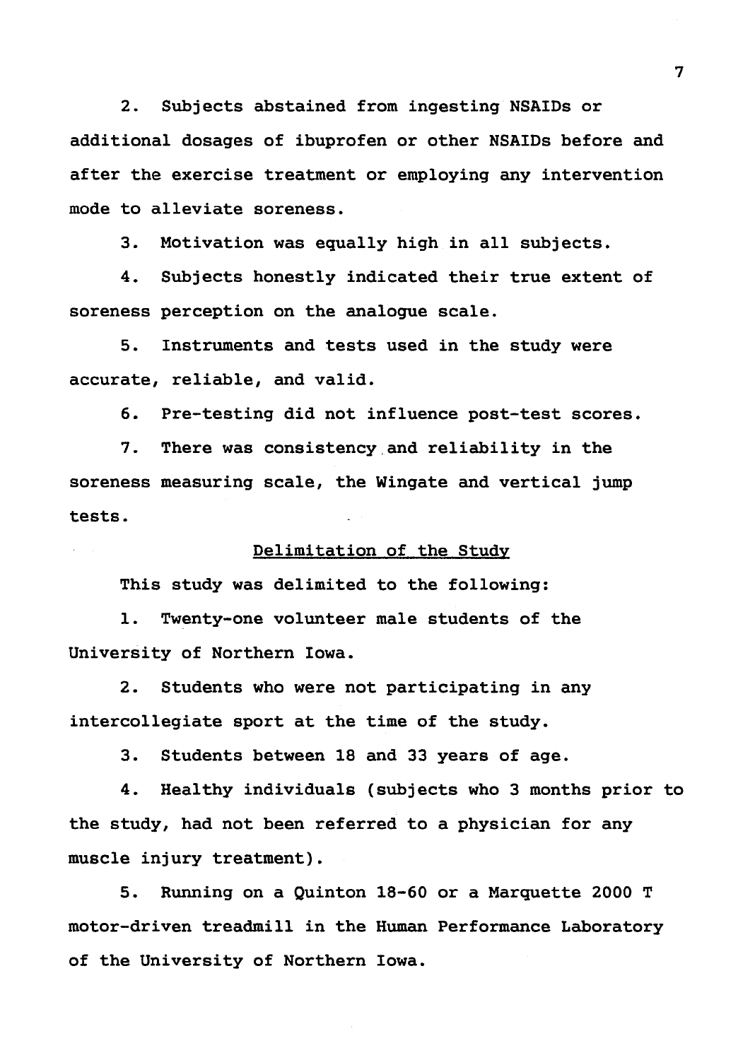2. Subjects abstained from ingesting NSAIDs or additional dosages of ibuprofen or other NSAIDs before and after the exercise treatment or employing any intervention mode to alleviate soreness.

3. Motivation was equally high in all subjects.

4. Subjects honestly indicated their true extent of soreness perception on the analogue scale.

5. Instruments and tests used in the study were accurate, reliable, and valid.

6. Pre-testing did not influence post-test scores.

7. There was consistency and reliability in the soreness measuring scale, the Wingate and vertical jump tests.

## Delimitation of the Study

This study was delimited to the following:

1. Twenty-one volunteer male students of the University of Northern Iowa.

2. Students who were not participating in any intercollegiate sport at the time of the study.

3. Students between 18 and 33 years of age.

4. Healthy individuals (subjects who 3 months prior to the study, had not been referred to a physician for any muscle injury treatment).

5. Running on a Quinton 18-60 or a Marquette 2000 T motor-driven treadmill in the Human Performance Laboratory of the University of Northern Iowa.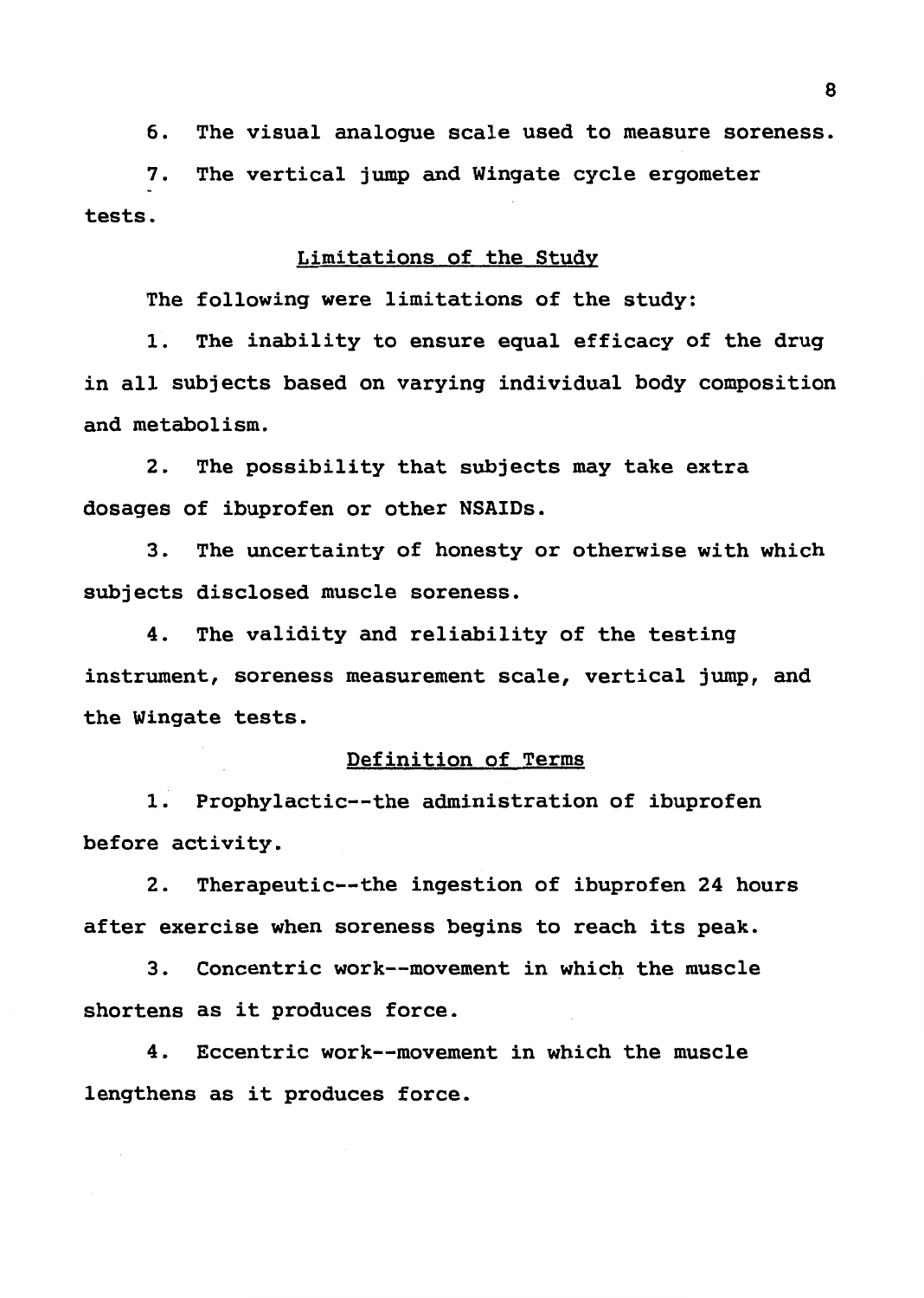6. The visual analogue scale used to measure soreness.

7. The vertical jump and Wingate cycle ergometer tests.

## Limitations of the Study

The following were limitations of the study:

1. The inability to ensure equal efficacy of the drug in all subjects based on varying individual body composition and metabolism.

2. The possibility that subjects may take extra dosages of ibuprofen or other NSAIDs.

3. The uncertainty of honesty or otherwise with which subjects disclosed muscle soreness.

4. The validity and reliability of the testing instrument, soreness measurement scale, vertical jump, and the Wingate tests.

## Definition of Terms

1. Prophylactic--the administration of ibuprofen before activity.

2. Therapeutic--the ingestion of ibuprofen 24 hours after exercise when soreness begins to reach its peak.

3. Concentric work--movement in which the muscle shortens as it produces force.

4. Eccentric work--movement in which the muscle lengthens as it produces force.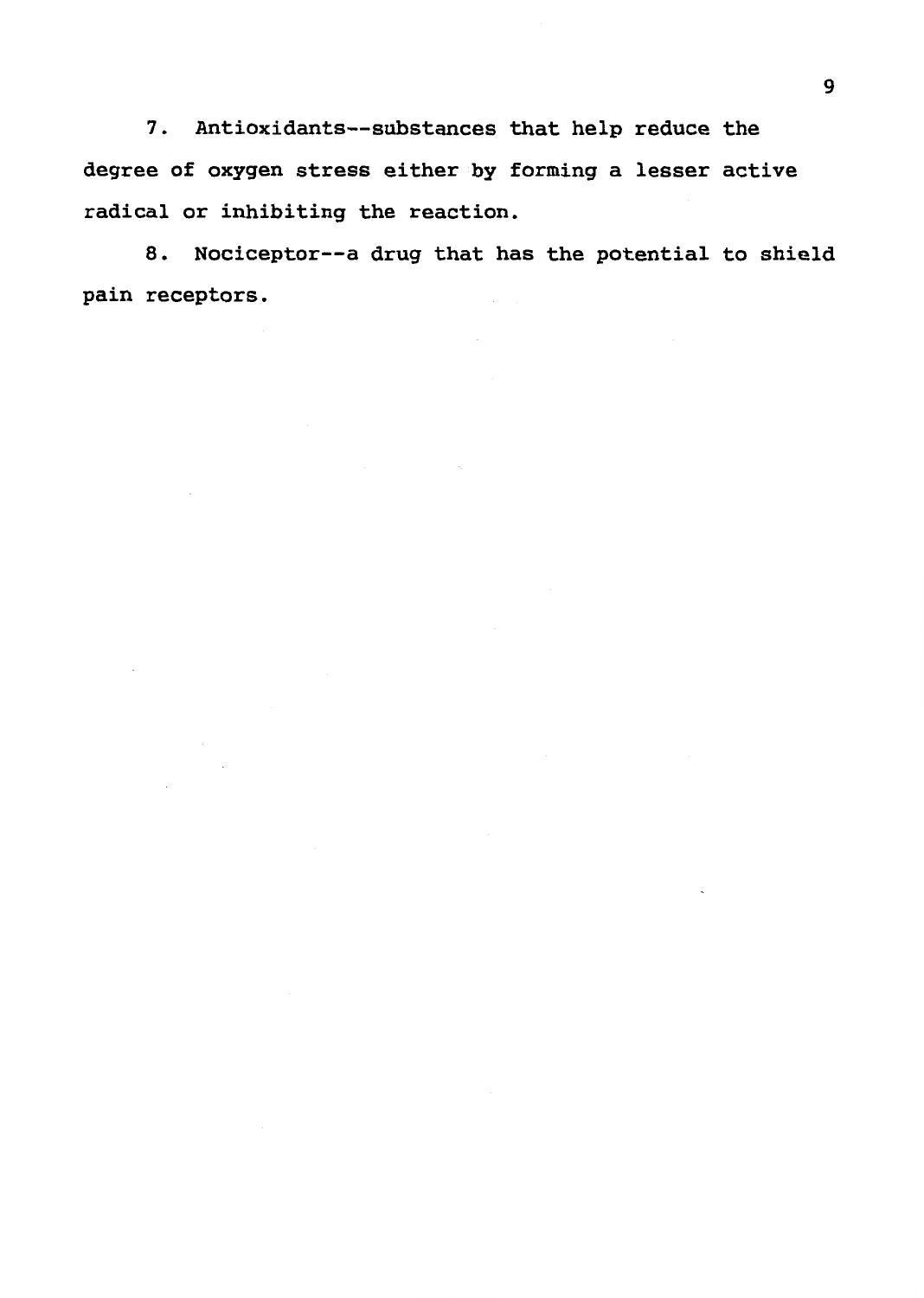7. Antioxidants--substances that help reduce the degree of oxygen stress either by forming a lesser active radical or inhibiting the reaction.

8. Nociceptor--a drug that has the potential to shield pain receptors.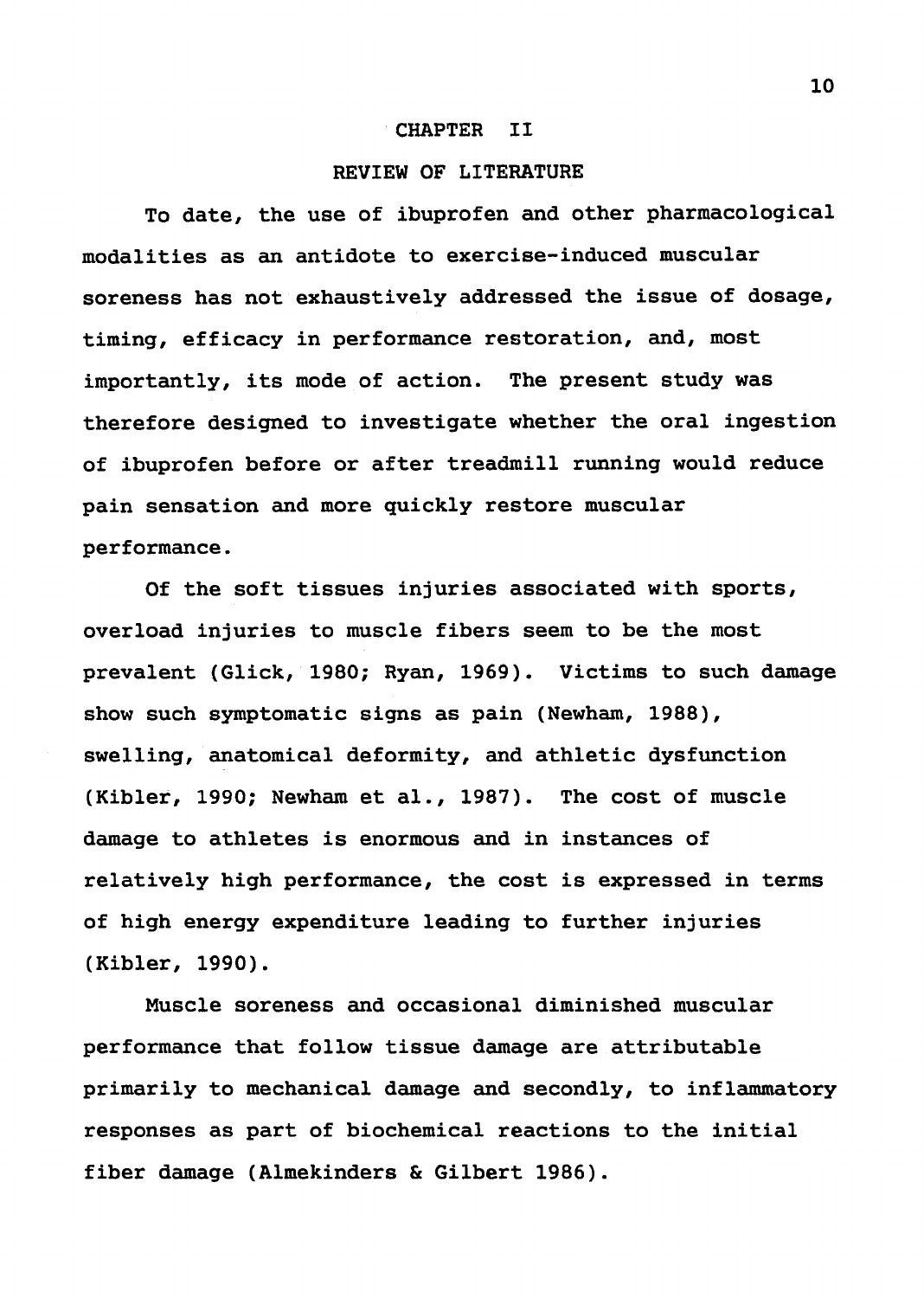# CHAPTER II

## REVIEW OF LITERATURE

To date, the use of ibuprofen and other pharmacological modalities as an antidote to exercise-induced muscular soreness has not exhaustively addressed the issue of dosage, timing, efficacy in performance restoration, and, most importantly, its mode of action. The present study was therefore designed to investigate whether the oral ingestion of ibuprofen before or after treadmill running would reduce pain sensation and more quickly restore muscular performance.

Of the soft tissues injuries associated with sports, overload injuries to muscle fibers seem to be the most prevalent (Glick, 1980; Ryan, 1969). Victims to such damage show such symptomatic signs as pain (Newham, 1988), swelling, anatomical deformity, and athletic dysfunction (Kibler, 1990; Newham et al., 1987). The cost of muscle damage to athletes is enormous and in instances of relatively high performance, the cost is expressed in terms of high energy expenditure leading to further injuries (Kibler, 1990).

Muscle soreness and occasional diminished muscular performance that follow tissue damage are attributable primarily to mechanical damage and secondly, to inflammatory responses as part of biochemical reactions to the initial fiber damage (Almekinders & Gilbert 1986).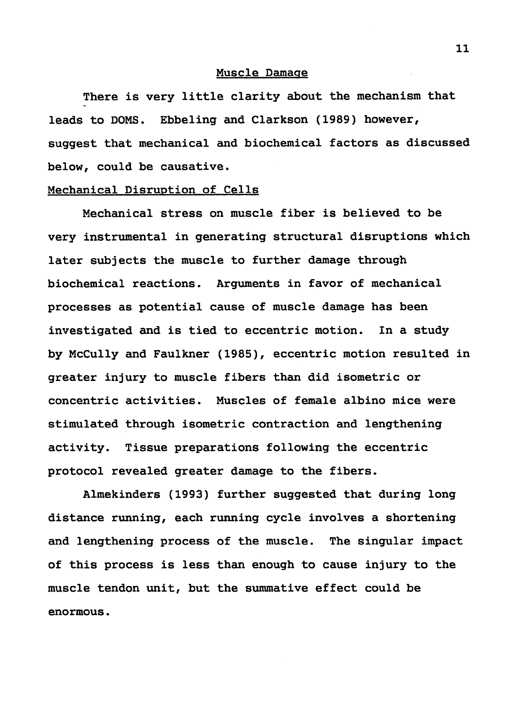## Muscle Damage

There is very little clarity about the mechanism that leads to DOMS. Ebbeling and Clarkson (1989) however, suggest that mechanical and biochemical factors as discussed below, could be causative.

### Mechanical Disruption of Cells

Mechanical stress on muscle fiber is believed to be very instrumental in generating structural disruptions which later subjects the muscle to further damage through biochemical reactions. Arguments in favor of mechanical processes as potential cause of muscle damage has been investigated and is tied to eccentric motion. In a study by McCully and Faulkner (1985), eccentric motion resulted in greater injury to muscle fibers than did isometric or concentric activities. Muscles of female albino mice were stimulated through isometric contraction and lengthening activity. Tissue preparations following the eccentric protocol revealed greater damage to the fibers.

Almekinders (1993) further suggested that during long distance running, each running cycle involves a shortening and lengthening process of the muscle. The singular impact of this process is less than enough to cause injury to the muscle tendon unit, but the summative effect could be enormous.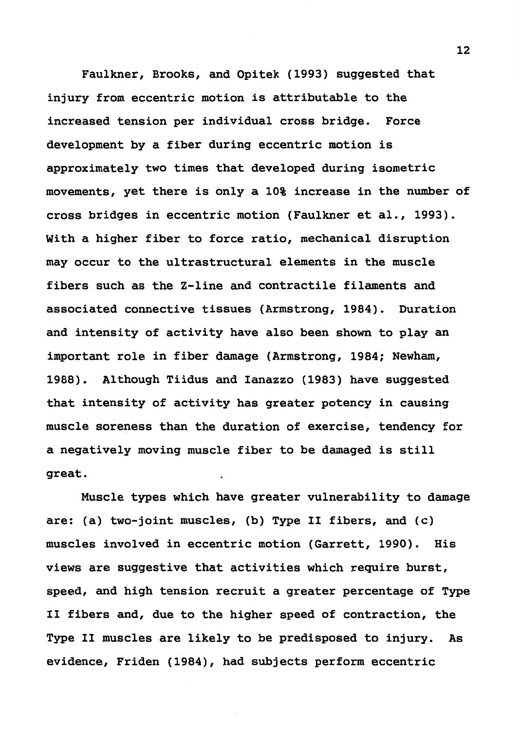Faulkner, Brooks, and Opitek (1993) suggested that injury from eccentric motion is attributable to the increased tension per individual cross bridge. Force development by a fiber during eccentric motion is approximately two times that developed during isometric movements, yet there is only a 10% increase in the number of cross bridges in eccentric motion (Faulkner et al., 1993). With a higher fiber to force ratio, mechanical disruption may occur to the ultrastructural elements in the muscle fibers such as the Z-line and contractile filaments and associated connective tissues (Armstrong, 1984). Duration and intensity of activity have also been shown to play an important role in fiber damage (Armstrong, 1984; Newham, 1988). Although Tiidus and Ianazzo (1983) have suggested that intensity of activity has greater potency in causing muscle soreness than the duration of exercise, tendency for a negatively moving muscle fiber to be damaged is still great.

Muscle types which have greater vulnerability to damage are: (a) two-joint muscles, (b) Type II fibers, and (c) muscles involved in eccentric motion (Garrett, 1990). His views are suggestive that activities which require burst, speed, and high tension recruit a greater percentage of Type II fibers and, due to the higher speed of contraction, the Type II muscles are likely to be predisposed to injury. As evidence, Friden (1984), had subjects perform eccentric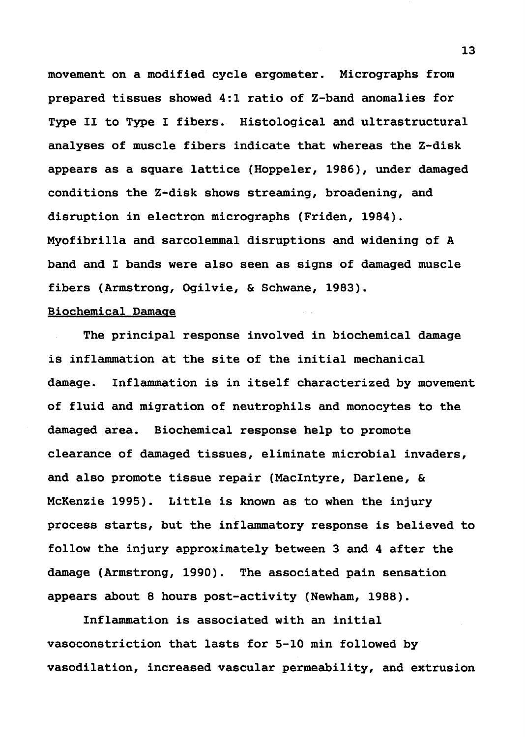movement on a modified cycle ergometer. Micrographs from prepared tissues showed 4:1 ratio of Z-band anomalies for Type II to Type I fibers. Histological and ultrastructural analyses of muscle fibers indicate that whereas the Z-disk appears as a square lattice (Hoppeler, 1986), under damaged conditions the Z-disk shows streaming, broadening, and disruption in electron micrographs (Friden, 1984). Myofibrilla and sarcolemmal disruptions and widening of A band and I bands were also seen as signs of damaged muscle fibers (Armstrong, Ogilvie, & Schwane, 1983).

<u>Biochemical Damage</u>

The principal response involved in biochemical damage is inflammation at the site of the initial mechanical damage. Inflammation is in itself characterized by movement of fluid and migration of neutrophils and monocytes to the damaged area. Biochemical response help to promote clearance of damaged tissues, eliminate microbial invaders, and also promote tissue repair (MacIntyre, Darlene, & McKenzie 1995). Little is known as to when the injury process starts, but the inflammatory response is believed to follow the injury approximately between 3 and 4 after the damage (Armstrong, 1990). The associated pain sensation appears about 8 hours post-activity (Newham, 1988).

Inflammation is associated with an initial vasoconstriction that lasts for 5-10 min followed by vasodilation, increased vascular permeability, and extrusion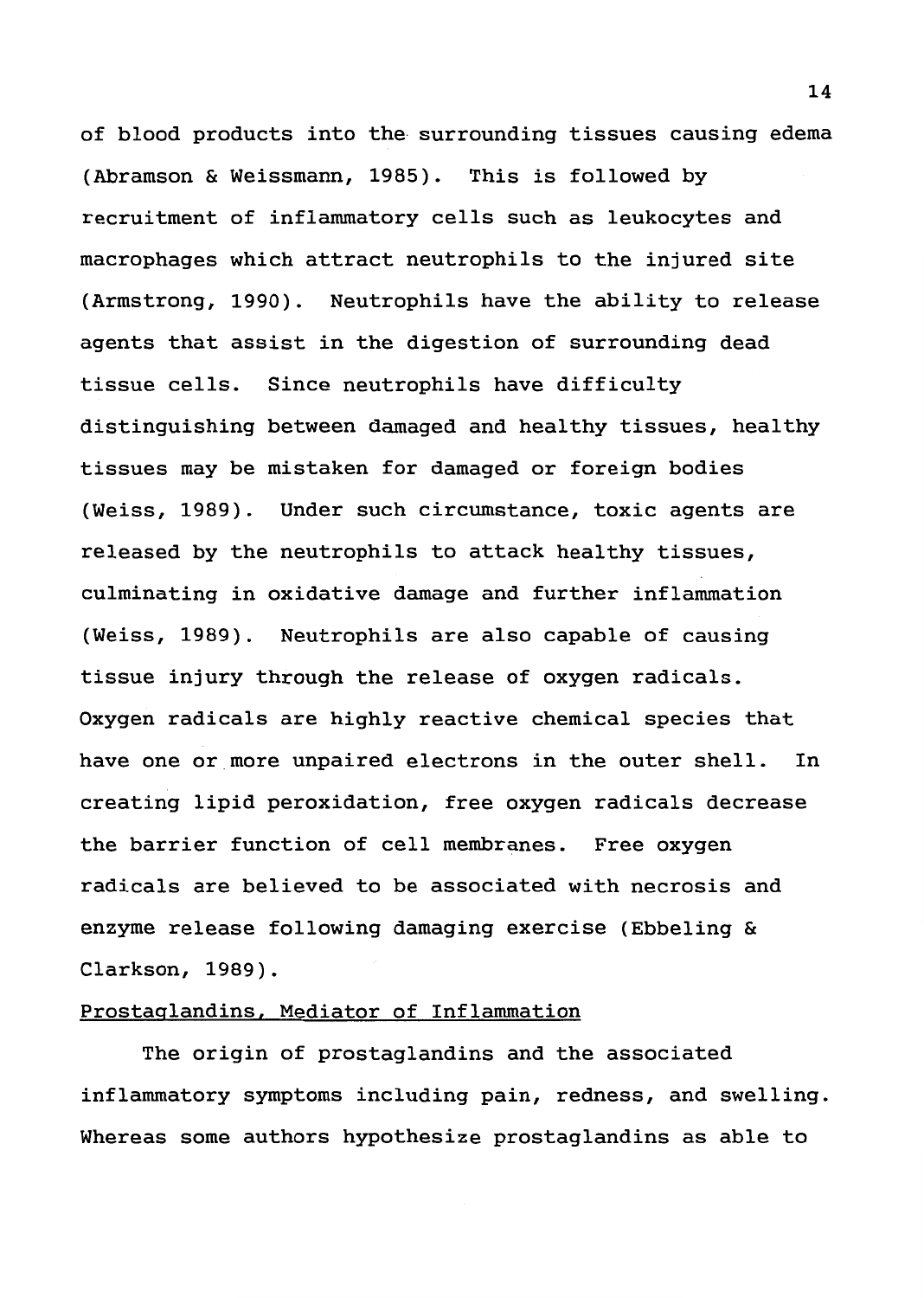of blood products into the surrounding tissues causing edema (Abramson & Weissmann, 1985). This is followed by recruitment of inflammatory cells such as leukocytes and macrophages which attract neutrophils to the injured site (Armstrong, 1990). Neutrophils have the ability to release agents that assist in the digestion of surrounding dead tissue cells. Since neutrophils have difficulty distinguishing between damaged and healthy tissues, healthy tissues may be mistaken for damaged or foreign bodies (Weiss, 1989). Under such circumstance, toxic agents are released by the neutrophils to attack healthy tissues, culminating in oxidative damage and further inflammation (Weiss, 1989). Neutrophils are also capable of causing tissue injury through the release of oxygen radicals. Oxygen radicals are highly reactive chemical species that have one or more unpaired electrons in the outer shell. In creating lipid peroxidation, free oxygen radicals decrease the barrier function of cell membranes. Free oxygen radicals are believed to be associated with necrosis and enzyme release following damaging exercise (Ebbeling & Clarkson, 1989).

<u>Prostaglandins, Mediator of Inflammation</u>

The origin of prostaglandins and the associated inflammatory symptoms including pain, redness, and swelling. Whereas some authors hypothesize prostaglandins as able to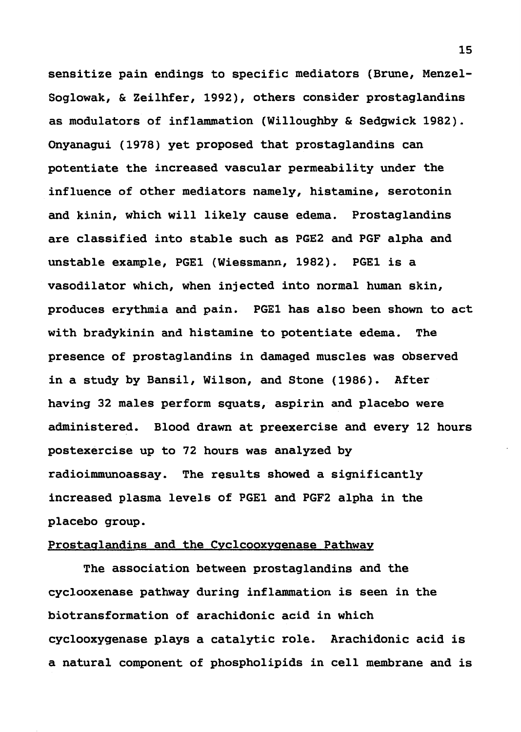sensitize pain endings to specific mediators (Brune, Menzel-Soglowak, & Zeilhfer, 1992), others consider prostaglandins as modulators of inflammation (Willoughby & Sedgwick 1982). Onyanagui (1978) yet proposed that prostaglandins can potentiate the increased vascular permeability under the influence of other mediators namely, histamine, serotonin and kinin, which will likely cause edema. Prostaglandins are classified into stable such as PGE2 and PGF alpha and unstable example, PGE1 (Wiessmann, 1982). PGE1 is a vasodilator which, when injected into normal human skin, produces erythmia and pain. PGE1 has also been shown to act with bradykinin and histamine to potentiate edema. The presence of prostaglandins in damaged muscles was observed in a study by Bansil, Wilson, and Stone (1986). After having 32 males perform squats, aspirin and placebo were administered. Blood drawn at preexercise and every 12 hours postexercise up to 72 hours was analyzed by radioimmunoassay. The results showed a significantly increased plasma levels of PGE1 and PGF2 alpha in the placebo group.

<u>Prostaglandins and the Cyclcooxygenase Pathway</u>

The association between prostaglandins and the cyclooxenase pathway during inflammation is seen in the biotransformation of arachidonic acid in which cyclooxygenase plays a catalytic role. Arachidonic acid is a natural component of phospholipids in cell membrane and is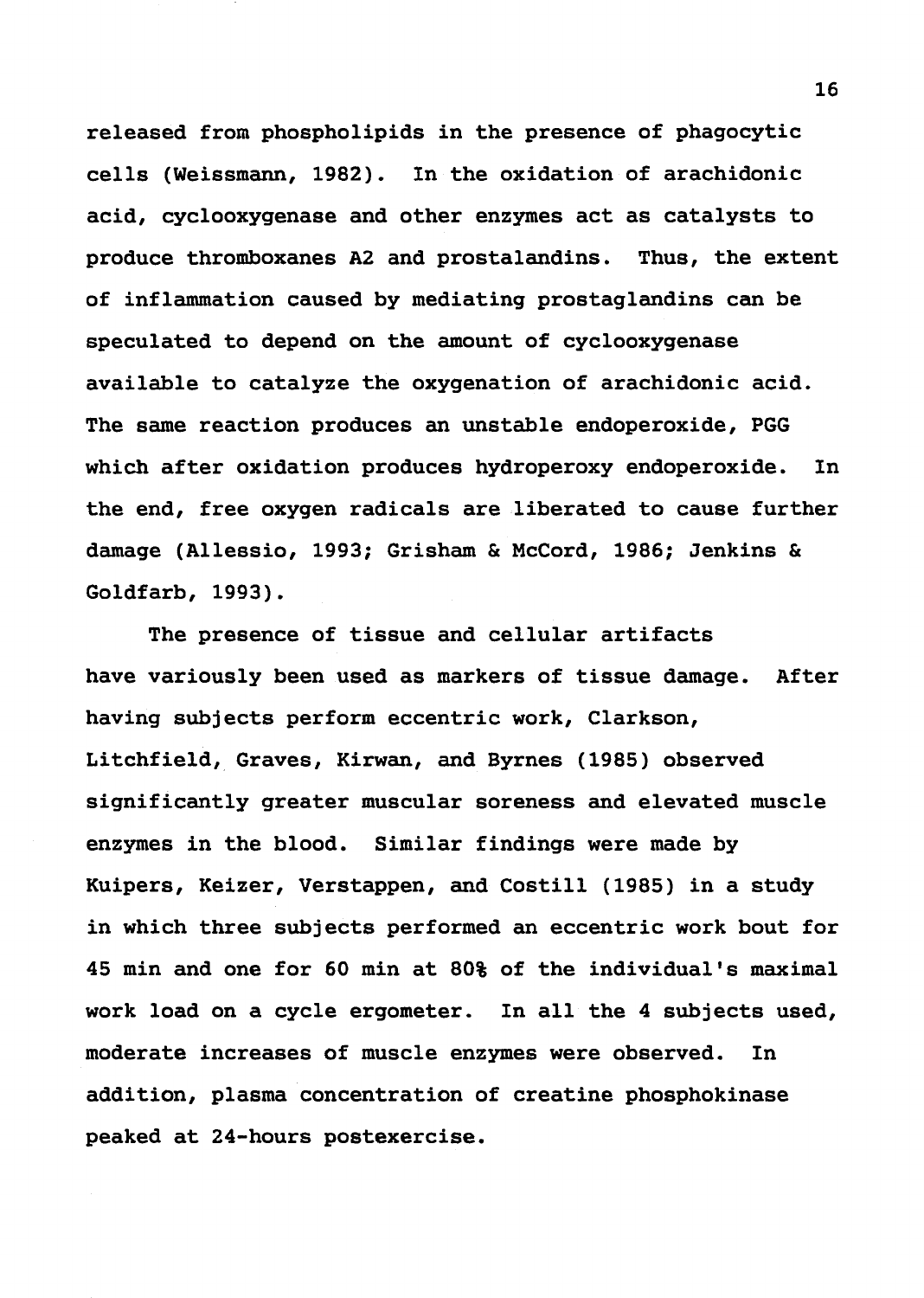released from phospholipids in the presence of phagocytic cells (Weissmann, 1982). In the oxidation of arachidonic acid, cyclooxygenase and other enzymes act as catalysts to produce thromboxanes A2 and prostalandins. Thus, the extent of inflammation caused by mediating prostaglandins can be speculated to depend on the amount of cyclooxygenase available to catalyze the oxygenation of arachidonic acid. The same reaction produces an unstable endoperoxide, PGG which after oxidation produces hydroperoxy endoperoxide. In the end, free oxygen radicals are liberated to cause further damage (Allessio, 1993; Grisham & McCord, 1986; Jenkins & Goldfarb, 1993).

The presence of tissue and cellular artifacts have variously been used as markers of tissue damage. After having subjects perform eccentric work, Clarkson, Litchfield, Graves, Kirwan, and Byrnes (1985) observed significantly greater muscular soreness and elevated muscle enzymes in the blood. Similar findings were made by Kuipers, Keizer, Verstappen, and Costill (1985) in a study in which three subjects performed an eccentric work bout for 45 min and one for 60 min at 80% of the individual's maximal work load on a cycle ergometer. In all the 4 subjects used, moderate increases of muscle enzymes were observed. In addition, plasma concentration of creatine phosphokinase peaked at 24-hours postexercise.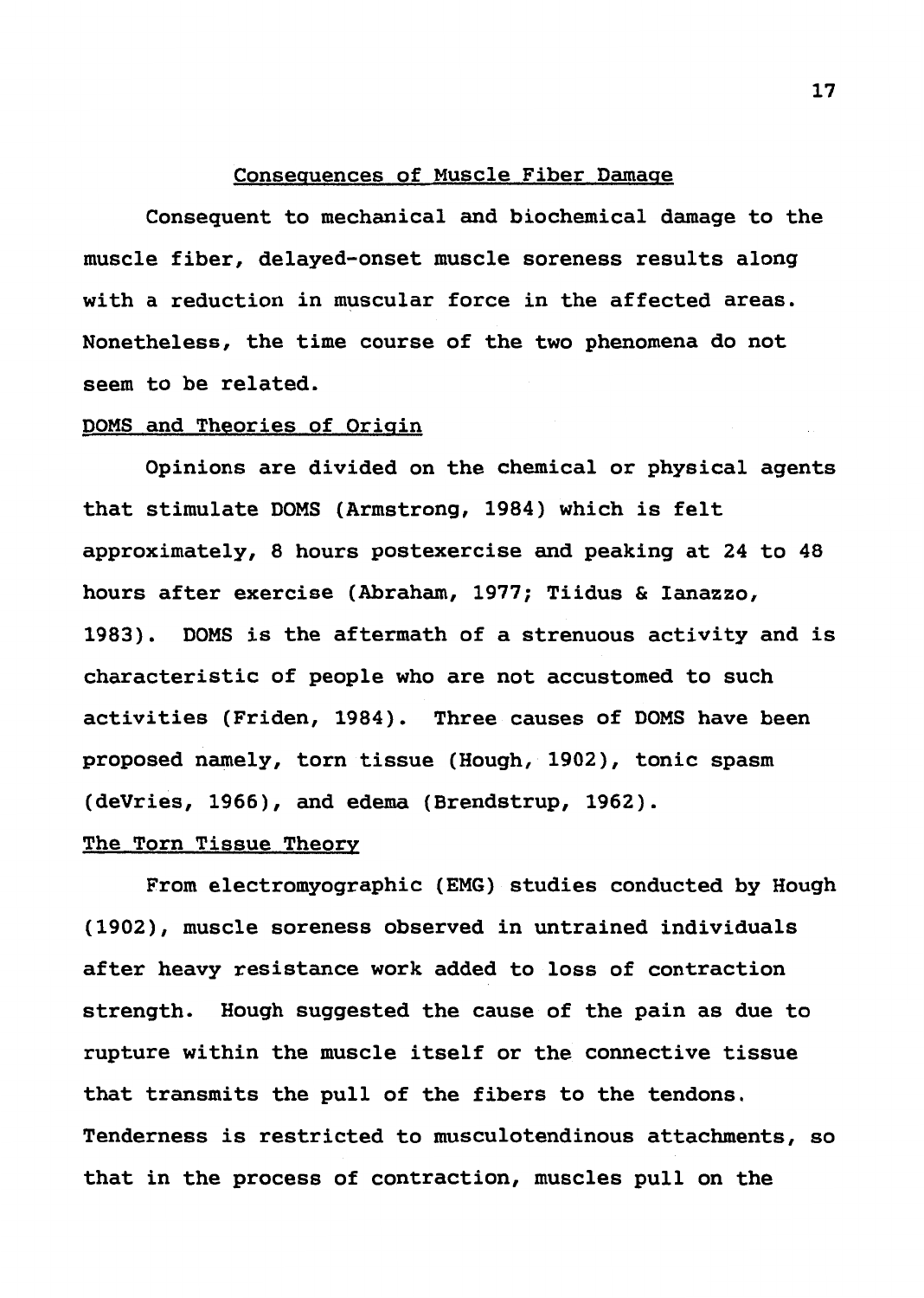## Consequences of Muscle Fiber Damage

Consequent to mechanical and biochemical damage to the muscle fiber, delayed-onset muscle soreness results along with a reduction in muscular force in the affected areas. Nonetheless, the time course of the two phenomena do not seem to be related.

### DOMS and Theories of Origin

Opinions are divided on the chemical or physical agents that stimulate DOMS (Armstrong, 1984) which is felt approximately, 8 hours postexercise and peaking at 24 to 48 hours after exercise (Abraham, 1977; Tiidus & Ianazzo, 1983). DOMS is the aftermath of a strenuous activity and is characteristic of people who are not accustomed to such activities (Friden, 1984). Three causes of DOMS have been proposed namely, torn tissue (Hough, 1902), tonic spasm (deVries, 1966), and edema (Brendstrup, 1962).

### The Torn Tissue Theory

From electromyographic (EMG) studies conducted by Hough (1902), muscle soreness observed in untrained individuals after heavy resistance work added to loss of contraction strength. Hough suggested the cause of the pain as due to rupture within the muscle itself or the connective tissue that transmits the pull of the fibers to the tendons. Tenderness is restricted to musculotendinous attachments, so that in the process of contraction, muscles pull on the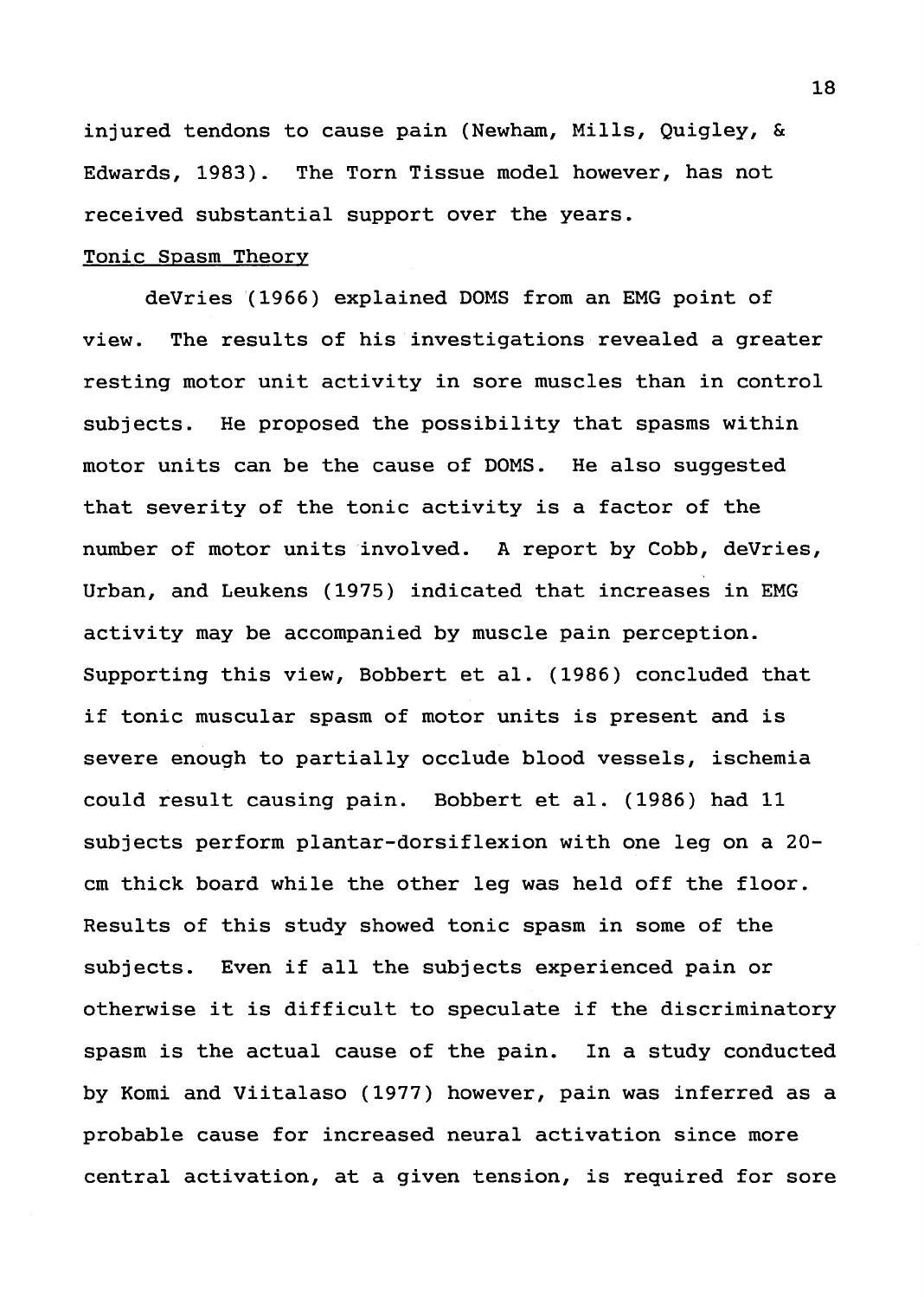injured tendons to cause pain (Newham, Mills, Quigley, & Edwards, 1983). The Torn Tissue model however, has not received substantial support over the years.

## Tonic Spasm Theory

deVries (1966) explained DOMS from an EMG point of view. The results of his investigations revealed a greater resting motor unit activity in sore muscles than in control subjects. He proposed the possibility that spasms within motor units can be the cause of DOMS. He also suggested that severity of the tonic activity is a factor of the number of motor units involved. A report by Cobb, deVries, Urban, and Leukens (1975) indicated that increases in EMG activity may be accompanied by muscle pain perception. Supporting this view, Bobbert et al. (1986) concluded that if tonic muscular spasm of motor units is present and is severe enough to partially occlude blood vessels, ischemia could result causing pain. Bobbert et al. (1986) had 11 subjects perform plantar-dorsiflexion with one leg on a 20-cm thick board while the other leg was held off the floor. Results of this study showed tonic spasm in some of the subjects. Even if all the subjects experienced pain or otherwise it is difficult to speculate if the discriminatory spasm is the actual cause of the pain. In a study conducted by Komi and Viitalaso (1977) however, pain was inferred as a probable cause for increased neural activation since more central activation, at a given tension, is required for sore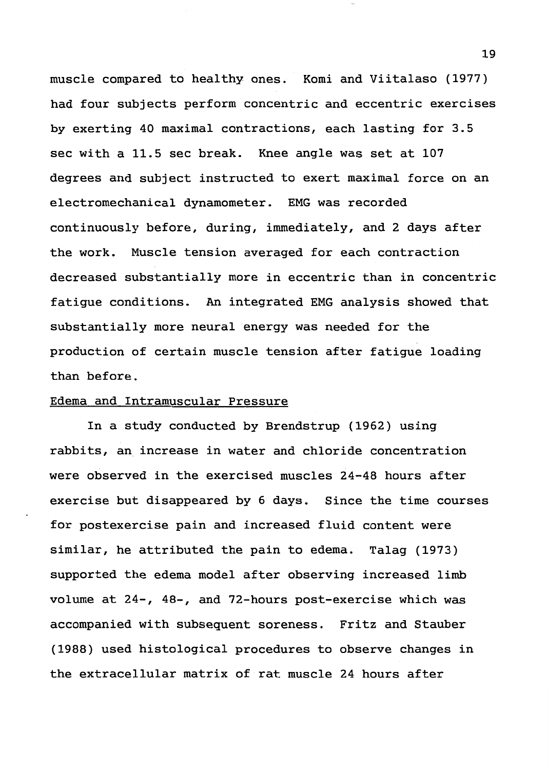muscle compared to healthy ones. Komi and Viitalaso (1977) had four subjects perform concentric and eccentric exercises by exerting 40 maximal contractions, each lasting for 3.5 sec with a 11.5 sec break. Knee angle was set at 107 degrees and subject instructed to exert maximal force on an electromechanical dynamometer. EMG was recorded continuously before, during, immediately, and 2 days after the work. Muscle tension averaged for each contraction decreased substantially more in eccentric than in concentric fatigue conditions. An integrated EMG analysis showed that substantially more neural energy was needed for the production of certain muscle tension after fatigue loading than before.

<u>Edema and Intramuscular Pressure</u>

In a study conducted by Brendstrup (1962) using rabbits, an increase in water and chloride concentration were observed in the exercised muscles 24-48 hours after exercise but disappeared by 6 days. Since the time courses for postexercise pain and increased fluid content were similar, he attributed the pain to edema. Talag (1973) supported the edema model after observing increased limb volume at 24-, 48-, and 72-hours post-exercise which was accompanied with subsequent soreness. Fritz and Stauber (1988) used histological procedures to observe changes in the extracellular matrix of rat muscle 24 hours after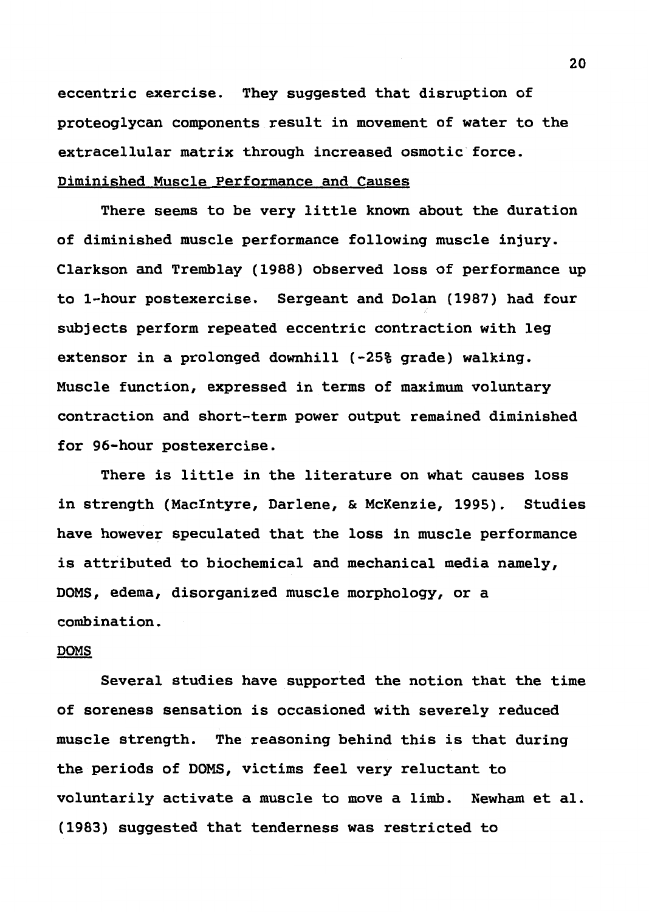eccentric exercise. They suggested that disruption of proteoglycan components result in movement of water to the extracellular matrix through increased osmotic force.

Diminished Muscle Performance and Causes

There seems to be very little known about the duration of diminished muscle performance following muscle injury. Clarkson and Tremblay (1988) observed loss of performance up to 1-hour postexercise. Sergeant and Dolan (1987) had four subjects perform repeated eccentric contraction with leg extensor in a prolonged downhill (-25% grade) walking. Muscle function, expressed in terms of maximum voluntary contraction and short-term power output remained diminished for 96-hour postexercise.

There is little in the literature on what causes loss in strength (MacIntyre, Darlene, & McKenzie, 1995). Studies have however speculated that the loss in muscle performance is attributed to biochemical and mechanical media namely, DOMS, edema, disorganized muscle morphology, or a combination.

DOMS

Several studies have supported the notion that the time of soreness sensation is occasioned with severely reduced muscle strength. The reasoning behind this is that during the periods of DOMS, victims feel very reluctant to voluntarily activate a muscle to move a limb. Newham et al. (1983) suggested that tenderness was restricted to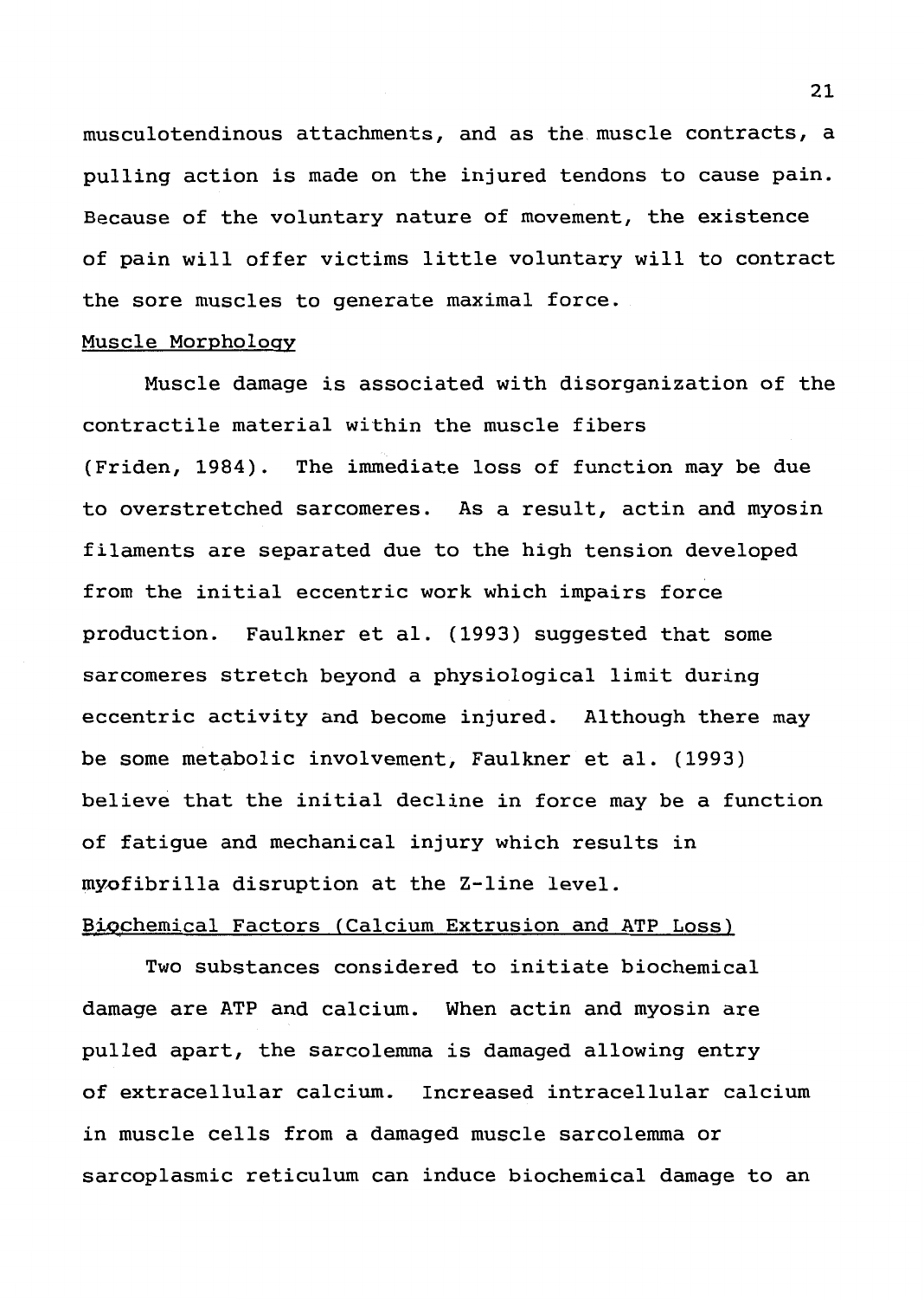musculotendinous attachments, and as the muscle contracts, a pulling action is made on the injured tendons to cause pain. Because of the voluntary nature of movement, the existence of pain will offer victims little voluntary will to contract the sore muscles to generate maximal force.

### Muscle Morphology

Muscle damage is associated with disorganization of the contractile material within the muscle fibers (Friden, 1984). The immediate loss of function may be due to overstretched sarcomeres. As a result, actin and myosin filaments are separated due to the high tension developed from the initial eccentric work which impairs force production. Faulkner et al. (1993) suggested that some sarcomeres stretch beyond a physiological limit during eccentric activity and become injured. Although there may be some metabolic involvement, Faulkner et al. (1993) believe that the initial decline in force may be a function of fatigue and mechanical injury which results in myofibrilla disruption at the Z-line level.

### Biochemical Factors (Calcium Extrusion and ATP Loss)

Two substances considered to initiate biochemical damage are ATP and calcium. When actin and myosin are pulled apart, the sarcolemma is damaged allowing entry of extracellular calcium. Increased intracellular calcium in muscle cells from a damaged muscle sarcolemma or sarcoplasmic reticulum can induce biochemical damage to an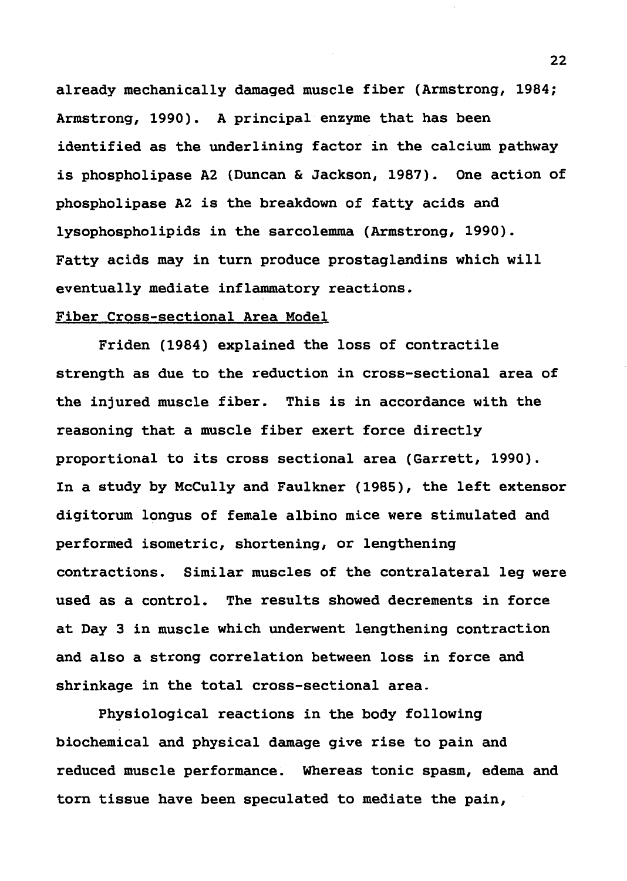already mechanically damaged muscle fiber (Armstrong, 1984; Armstrong, 1990). A principal enzyme that has been identified as the underlining factor in the calcium pathway is phospholipase A2 (Duncan & Jackson, 1987). One action of phospholipase A2 is the breakdown of fatty acids and lysophospholipids in the sarcolemma (Armstrong, 1990). Fatty acids may in turn produce prostaglandins which will eventually mediate inflammatory reactions.

## Fiber Cross-sectional Area Model

Friden (1984) explained the loss of contractile strength as due to the reduction in cross-sectional area of the injured muscle fiber. This is in accordance with the reasoning that a muscle fiber exert force directly proportional to its cross sectional area (Garrett, 1990). In a study by McCully and Faulkner (1985), the left extensor digitorum longus of female albino mice were stimulated and performed isometric, shortening, or lengthening contractions. Similar muscles of the contralateral leg were used as a control. The results showed decrements in force at Day 3 in muscle which underwent lengthening contraction and also a strong correlation between loss in force and shrinkage in the total cross-sectional area.

Physiological reactions in the body following biochemical and physical damage give rise to pain and reduced muscle performance. Whereas tonic spasm, edema and torn tissue have been speculated to mediate the pain,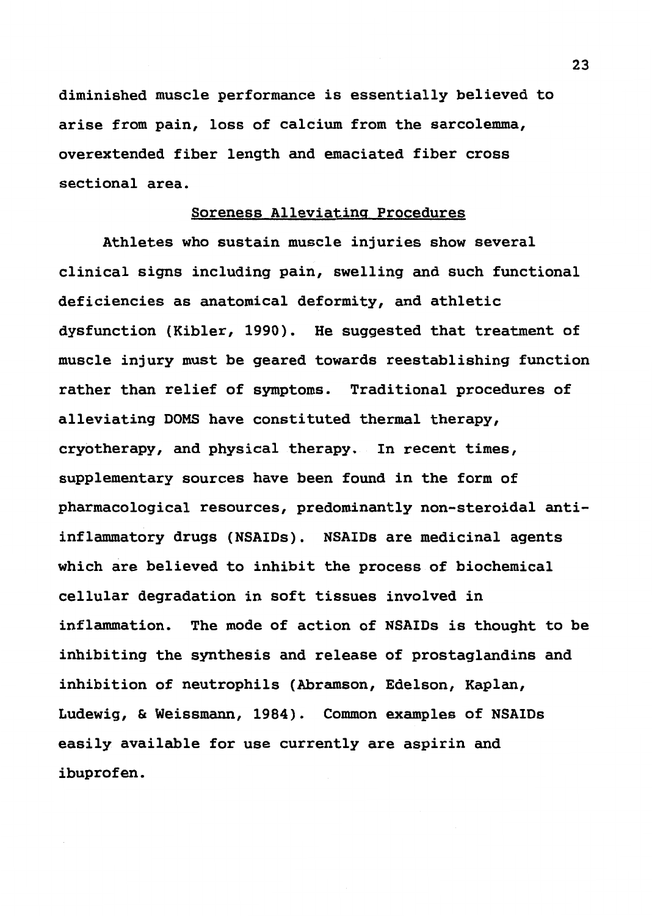diminished muscle performance is essentially believed to arise from pain, loss of calcium from the sarcolemma, overextended fiber length and emaciated fiber cross sectional area.

## Soreness Alleviating Procedures

Athletes who sustain muscle injuries show several clinical signs including pain, swelling and such functional deficiencies as anatomical deformity, and athletic dysfunction (Kibler, 1990). He suggested that treatment of muscle injury must be geared towards reestablishing function rather than relief of symptoms. Traditional procedures of alleviating DOMS have constituted thermal therapy, cryotherapy, and physical therapy. In recent times, supplementary sources have been found in the form of pharmacological resources, predominantly non-steroidal anti-inflammatory drugs (NSAIDs). NSAIDs are medicinal agents which are believed to inhibit the process of biochemical cellular degradation in soft tissues involved in inflammation. The mode of action of NSAIDs is thought to be inhibiting the synthesis and release of prostaglandins and inhibition of neutrophils (Abramson, Edelson, Kaplan, Ludewig, & Weissmann, 1984). Common examples of NSAIDs easily available for use currently are aspirin and ibuprofen.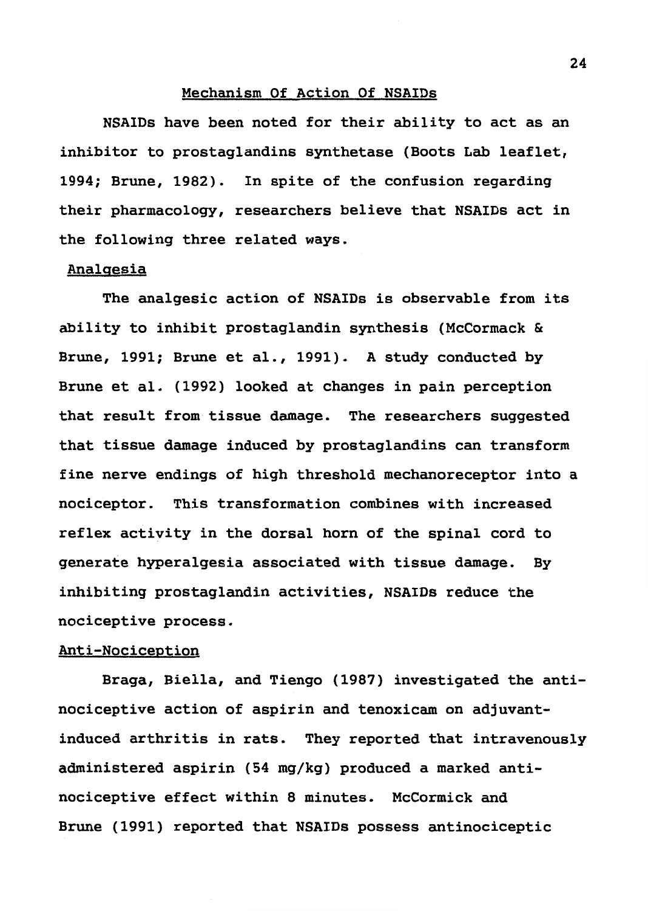## Mechanism Of Action Of NSAIDs

NSAIDs have been noted for their ability to act as an inhibitor to prostaglandins synthetase (Boots Lab leaflet, 1994; Brune, 1982). In spite of the confusion regarding their pharmacology, researchers believe that NSAIDs act in the following three related ways.

### Analgesia

The analgesic action of NSAIDs is observable from its ability to inhibit prostaglandin synthesis (McCormack & Brune, 1991; Brune et al., 1991). A study conducted by Brune et al. (1992) looked at changes in pain perception that result from tissue damage. The researchers suggested that tissue damage induced by prostaglandins can transform fine nerve endings of high threshold mechanoreceptor into a nociceptor. This transformation combines with increased reflex activity in the dorsal horn of the spinal cord to generate hyperalgesia associated with tissue damage. By inhibiting prostaglandin activities, NSAIDs reduce the nociceptive process.

### Anti-Nociception

Braga, Biella, and Tiengo (1987) investigated the anti-nociceptive action of aspirin and tenoxicam on adjuvant-induced arthritis in rats. They reported that intravenously administered aspirin (54 mg/kg) produced a marked anti-nociceptive effect within 8 minutes. McCormick and Brune (1991) reported that NSAIDs possess antinociceptic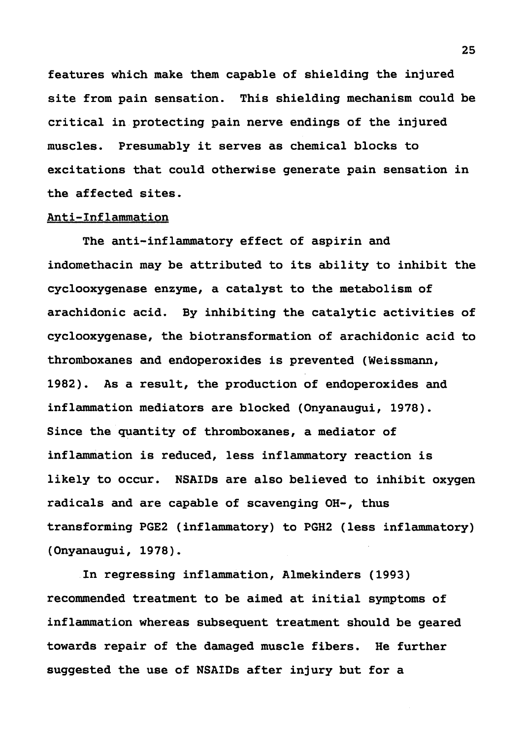features which make them capable of shielding the injured site from pain sensation. This shielding mechanism could be critical in protecting pain nerve endings of the injured muscles. Presumably it serves as chemical blocks to excitations that could otherwise generate pain sensation in the affected sites.

## Anti-Inflammation

The anti-inflammatory effect of aspirin and indomethacin may be attributed to its ability to inhibit the cyclooxygenase enzyme, a catalyst to the metabolism of arachidonic acid. By inhibiting the catalytic activities of cyclooxygenase, the biotransformation of arachidonic acid to thromboxanes and endoperoxides is prevented (Weissmann, 1982). As a result, the production of endoperoxides and inflammation mediators are blocked (Onyanaugui, 1978). Since the quantity of thromboxanes, a mediator of inflammation is reduced, less inflammatory reaction is likely to occur. NSAIDs are also believed to inhibit oxygen radicals and are capable of scavenging $OH^-$, thus transforming $PGE_2$ (inflammatory) to $PGH_2$ (less inflammatory) (Onyanaugui, 1978).

In regressing inflammation, Almekinders (1993) recommended treatment to be aimed at initial symptoms of inflammation whereas subsequent treatment should be geared towards repair of the damaged muscle fibers. He further suggested the use of NSAIDs after injury but for a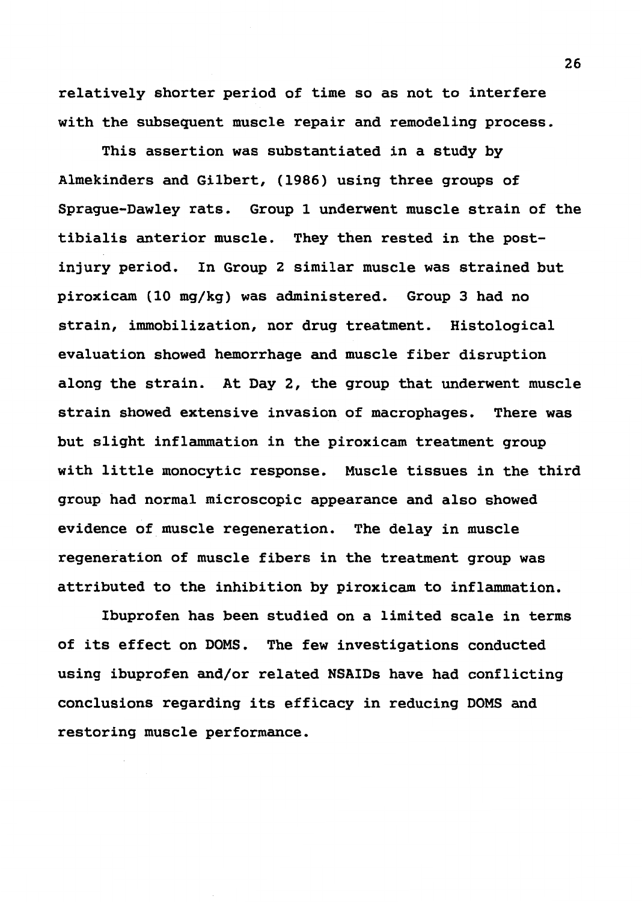relatively shorter period of time so as not to interfere with the subsequent muscle repair and remodeling process.

This assertion was substantiated in a study by Almekinders and Gilbert, (1986) using three groups of Sprague-Dawley rats. Group 1 underwent muscle strain of the tibialis anterior muscle. They then rested in the post-injury period. In Group 2 similar muscle was strained but piroxicam (10 mg/kg) was administered. Group 3 had no strain, immobilization, nor drug treatment. Histological evaluation showed hemorrhage and muscle fiber disruption along the strain. At Day 2, the group that underwent muscle strain showed extensive invasion of macrophages. There was but slight inflammation in the piroxicam treatment group with little monocytic response. Muscle tissues in the third group had normal microscopic appearance and also showed evidence of muscle regeneration. The delay in muscle regeneration of muscle fibers in the treatment group was attributed to the inhibition by piroxicam to inflammation.

Ibuprofen has been studied on a limited scale in terms of its effect on DOMS. The few investigations conducted using ibuprofen and/or related NSAIDs have had conflicting conclusions regarding its efficacy in reducing DOMS and restoring muscle performance.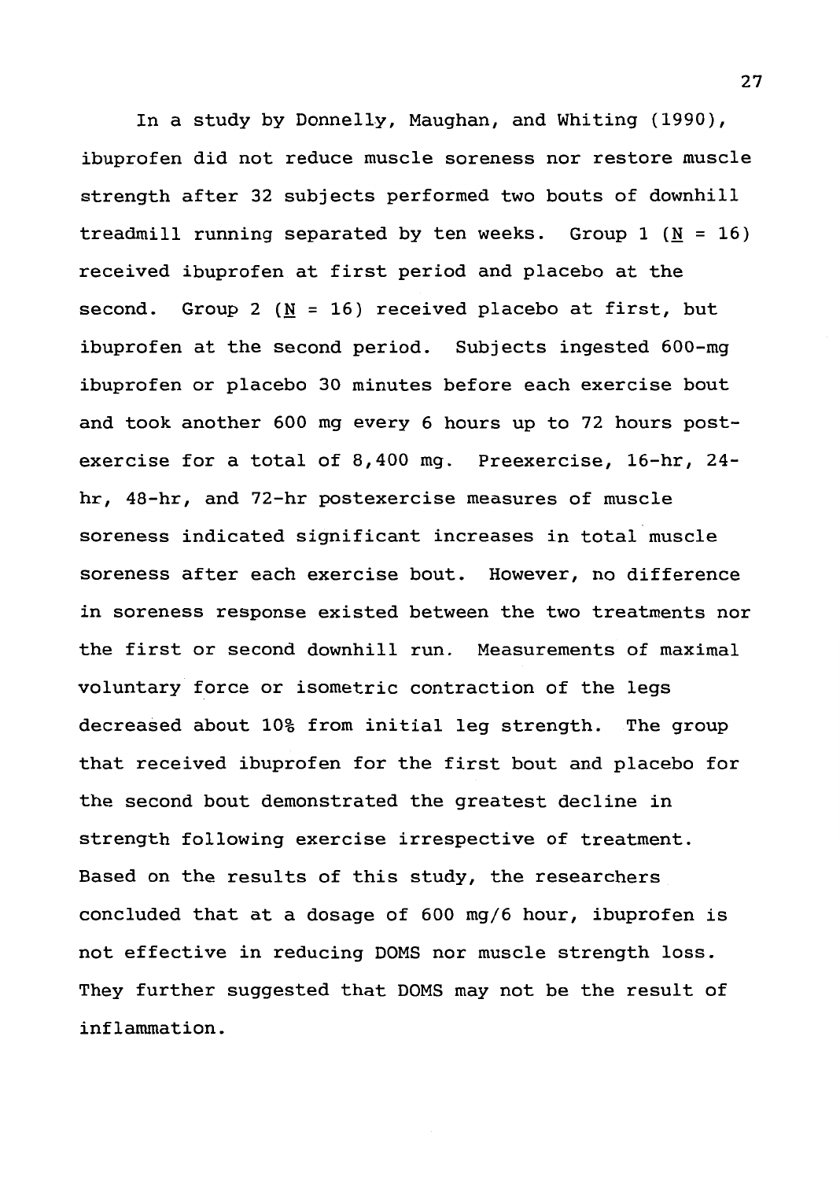In a study by Donnelly, Maughan, and Whiting (1990), ibuprofen did not reduce muscle soreness nor restore muscle strength after 32 subjects performed two bouts of downhill treadmill running separated by ten weeks. Group 1 ($N$ = 16) received ibuprofen at first period and placebo at the second. Group 2 ($N$ = 16) received placebo at first, but ibuprofen at the second period. Subjects ingested 600-mg ibuprofen or placebo 30 minutes before each exercise bout and took another 600 mg every 6 hours up to 72 hours post-exercise for a total of 8,400 mg. Preexercise, 16-hr, 24-hr, 48-hr, and 72-hr postexercise measures of muscle soreness indicated significant increases in total muscle soreness after each exercise bout. However, no difference in soreness response existed between the two treatments nor the first or second downhill run. Measurements of maximal voluntary force or isometric contraction of the legs decreased about 10% from initial leg strength. The group that received ibuprofen for the first bout and placebo for the second bout demonstrated the greatest decline in strength following exercise irrespective of treatment. Based on the results of this study, the researchers concluded that at a dosage of 600 mg/6 hour, ibuprofen is not effective in reducing DOMS nor muscle strength loss. They further suggested that DOMS may not be the result of inflammation.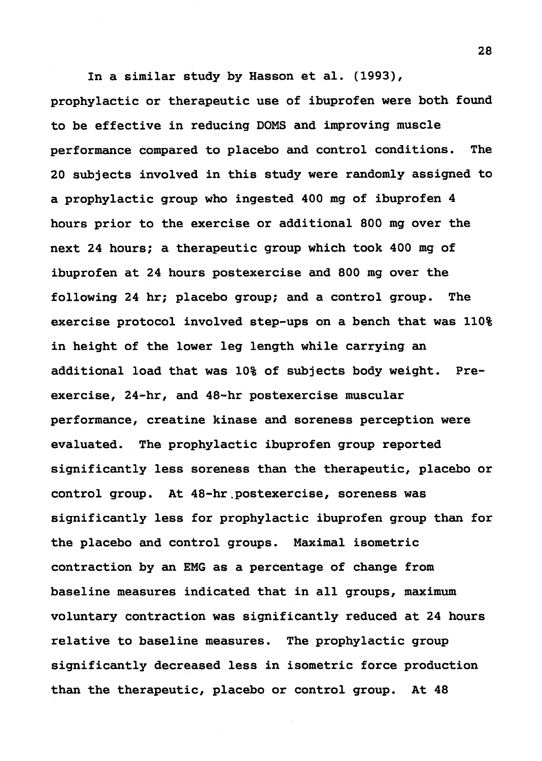In a similar study by Hasson et al. (1993), prophylactic or therapeutic use of ibuprofen were both found to be effective in reducing DOMS and improving muscle performance compared to placebo and control conditions. The 20 subjects involved in this study were randomly assigned to a prophylactic group who ingested 400 mg of ibuprofen 4 hours prior to the exercise or additional 800 mg over the next 24 hours; a therapeutic group which took 400 mg of ibuprofen at 24 hours postexercise and 800 mg over the following 24 hr; placebo group; and a control group. The exercise protocol involved step-ups on a bench that was 110% in height of the lower leg length while carrying an additional load that was 10% of subjects body weight. Pre-exercise, 24-hr, and 48-hr postexercise muscular performance, creatine kinase and soreness perception were evaluated. The prophylactic ibuprofen group reported significantly less soreness than the therapeutic, placebo or control group. At 48-hr postexercise, soreness was significantly less for prophylactic ibuprofen group than for the placebo and control groups. Maximal isometric contraction by an EMG as a percentage of change from baseline measures indicated that in all groups, maximum voluntary contraction was significantly reduced at 24 hours relative to baseline measures. The prophylactic group significantly decreased less in isometric force production than the therapeutic, placebo or control group. At 48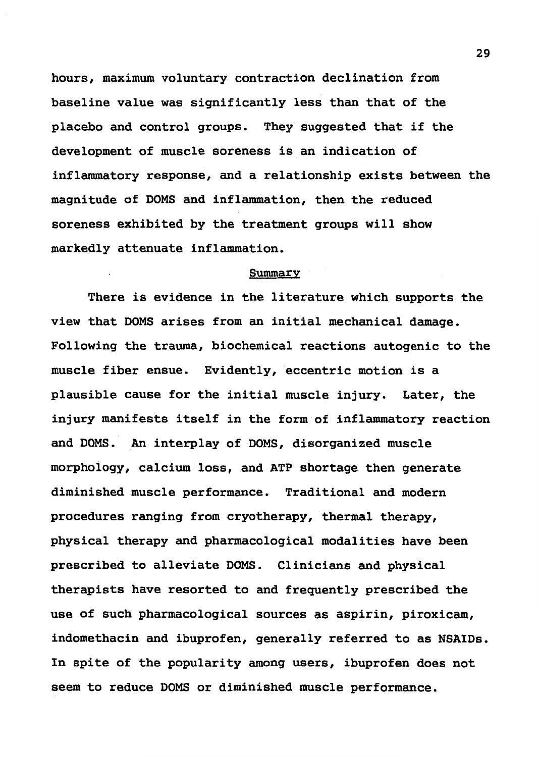hours, maximum voluntary contraction declination from baseline value was significantly less than that of the placebo and control groups. They suggested that if the development of muscle soreness is an indication of inflammatory response, and a relationship exists between the magnitude of DOMS and inflammation, then the reduced soreness exhibited by the treatment groups will show markedly attenuate inflammation.

## Summary

There is evidence in the literature which supports the view that DOMS arises from an initial mechanical damage. Following the trauma, biochemical reactions autogenic to the muscle fiber ensue. Evidently, eccentric motion is a plausible cause for the initial muscle injury. Later, the injury manifests itself in the form of inflammatory reaction and DOMS. An interplay of DOMS, disorganized muscle morphology, calcium loss, and ATP shortage then generate diminished muscle performance. Traditional and modern procedures ranging from cryotherapy, thermal therapy, physical therapy and pharmacological modalities have been prescribed to alleviate DOMS. Clinicians and physical therapists have resorted to and frequently prescribed the use of such pharmacological sources as aspirin, piroxicam, indomethacin and ibuprofen, generally referred to as NSAIDs. In spite of the popularity among users, ibuprofen does not seem to reduce DOMS or diminished muscle performance.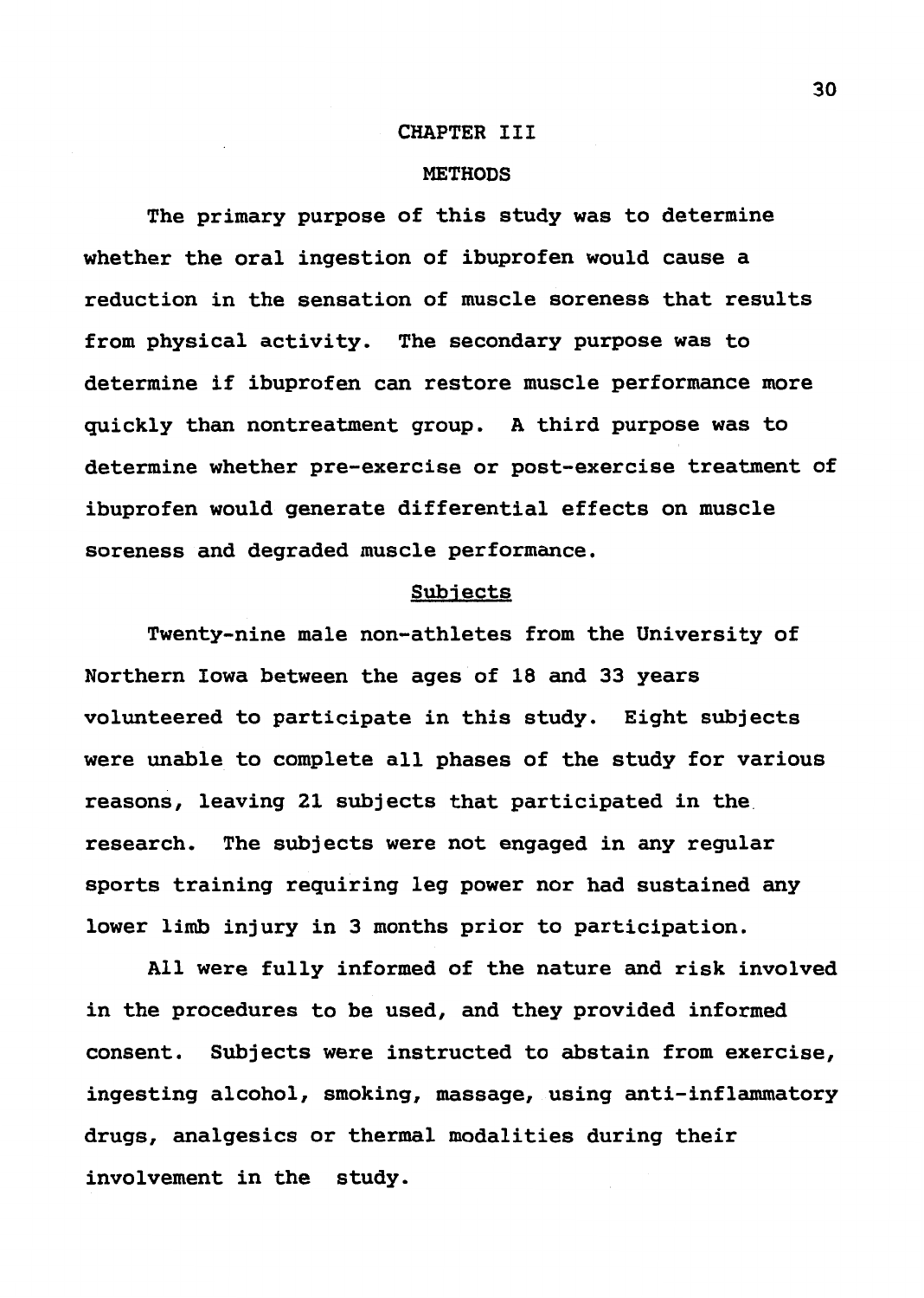# CHAPTER III

# METHODS

The primary purpose of this study was to determine whether the oral ingestion of ibuprofen would cause a reduction in the sensation of muscle soreness that results from physical activity. The secondary purpose was to determine if ibuprofen can restore muscle performance more quickly than nontreatment group. A third purpose was to determine whether pre-exercise or post-exercise treatment of ibuprofen would generate differential effects on muscle soreness and degraded muscle performance.

## Subjects

Twenty-nine male non-athletes from the University of Northern Iowa between the ages of 18 and 33 years volunteered to participate in this study. Eight subjects were unable to complete all phases of the study for various reasons, leaving 21 subjects that participated in the research. The subjects were not engaged in any regular sports training requiring leg power nor had sustained any lower limb injury in 3 months prior to participation.

All were fully informed of the nature and risk involved in the procedures to be used, and they provided informed consent. Subjects were instructed to abstain from exercise, ingesting alcohol, smoking, massage, using anti-inflammatory drugs, analgesics or thermal modalities during their involvement in the study.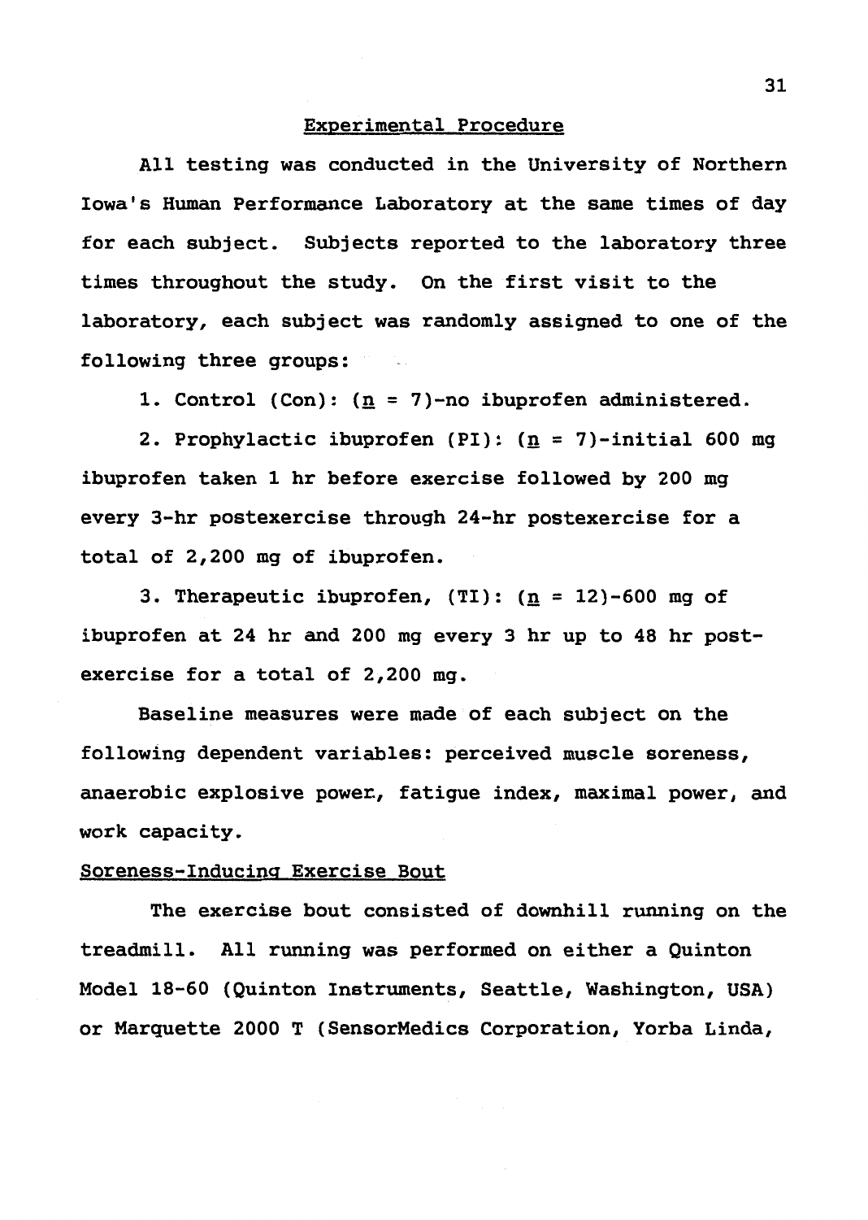## Experimental Procedure

All testing was conducted in the University of Northern Iowa's Human Performance Laboratory at the same times of day for each subject. Subjects reported to the laboratory three times throughout the study. On the first visit to the laboratory, each subject was randomly assigned to one of the following three groups:

1. Control (Con): (*n* = 7)-no ibuprofen administered.

2. Prophylactic ibuprofen (PI): (*n* = 7)-initial 600 mg ibuprofen taken 1 hr before exercise followed by 200 mg every 3-hr postexercise through 24-hr postexercise for a total of 2,200 mg of ibuprofen.

3. Therapeutic ibuprofen, (TI): (*n* = 12)-600 mg of ibuprofen at 24 hr and 200 mg every 3 hr up to 48 hr post-exercise for a total of 2,200 mg.

Baseline measures were made of each subject on the following dependent variables: perceived muscle soreness, anaerobic explosive power, fatigue index, maximal power, and work capacity.

### Soreness-Inducing Exercise Bout

The exercise bout consisted of downhill running on the treadmill. All running was performed on either a Quinton Model 18-60 (Quinton Instruments, Seattle, Washington, USA) or Marquette 2000 T (SensorMedics Corporation, Yorba Linda,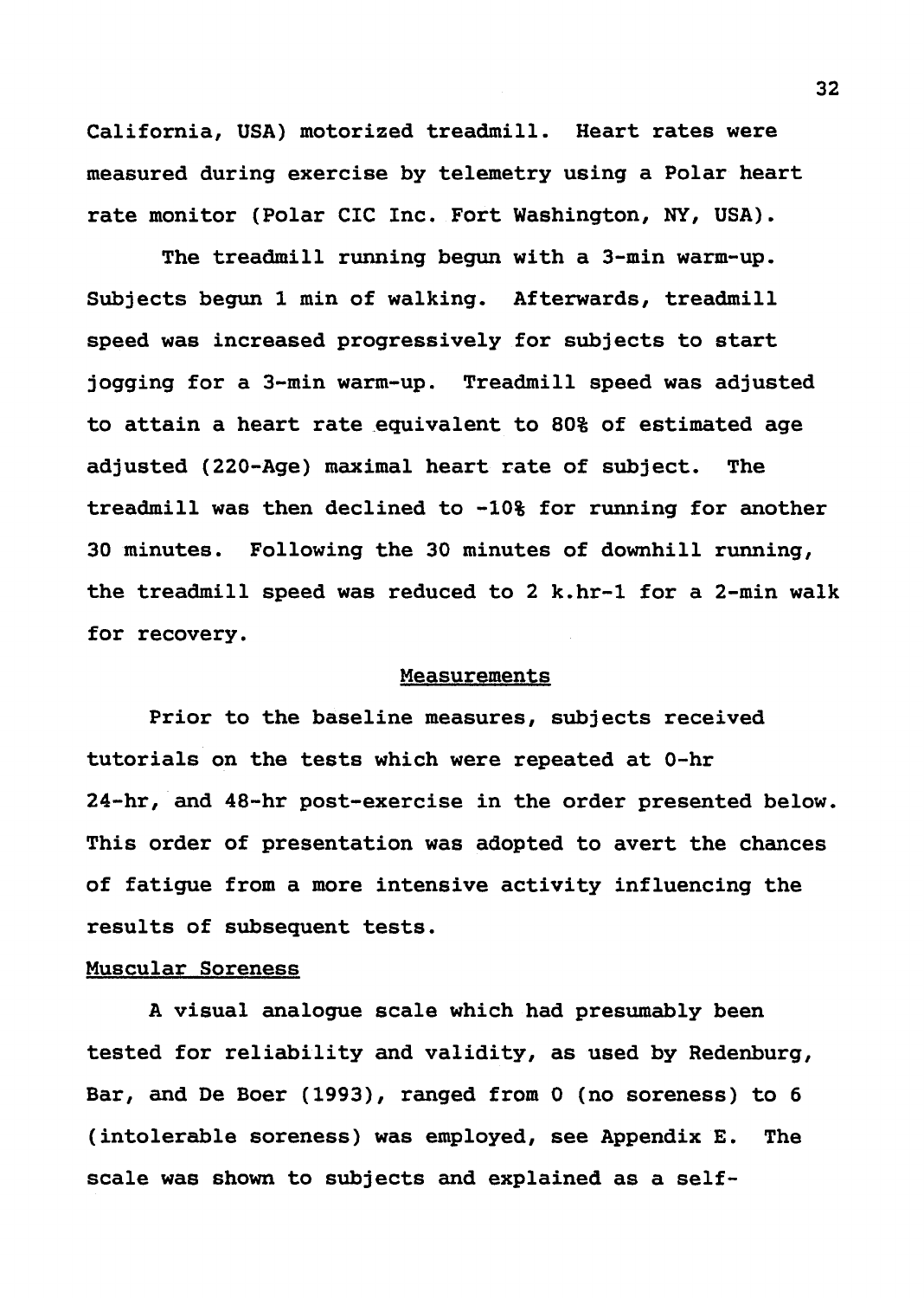California, USA) motorized treadmill. Heart rates were measured during exercise by telemetry using a Polar heart rate monitor (Polar CIC Inc. Fort Washington, NY, USA).

The treadmill running begun with a 3-min warm-up. Subjects begun 1 min of walking. Afterwards, treadmill speed was increased progressively for subjects to start jogging for a 3-min warm-up. Treadmill speed was adjusted to attain a heart rate equivalent to 80% of estimated age adjusted (220-Age) maximal heart rate of subject. The treadmill was then declined to -10% for running for another 30 minutes. Following the 30 minutes of downhill running, the treadmill speed was reduced to 2 k.hr-1 for a 2-min walk for recovery.

## Measurements

Prior to the baseline measures, subjects received tutorials on the tests which were repeated at 0-hr 24-hr, and 48-hr post-exercise in the order presented below. This order of presentation was adopted to avert the chances of fatigue from a more intensive activity influencing the results of subsequent tests.

### Muscular Soreness

A visual analogue scale which had presumably been tested for reliability and validity, as used by Redenburg, Bar, and De Boer (1993), ranged from 0 (no soreness) to 6 (intolerable soreness) was employed, see Appendix E. The scale was shown to subjects and explained as a self-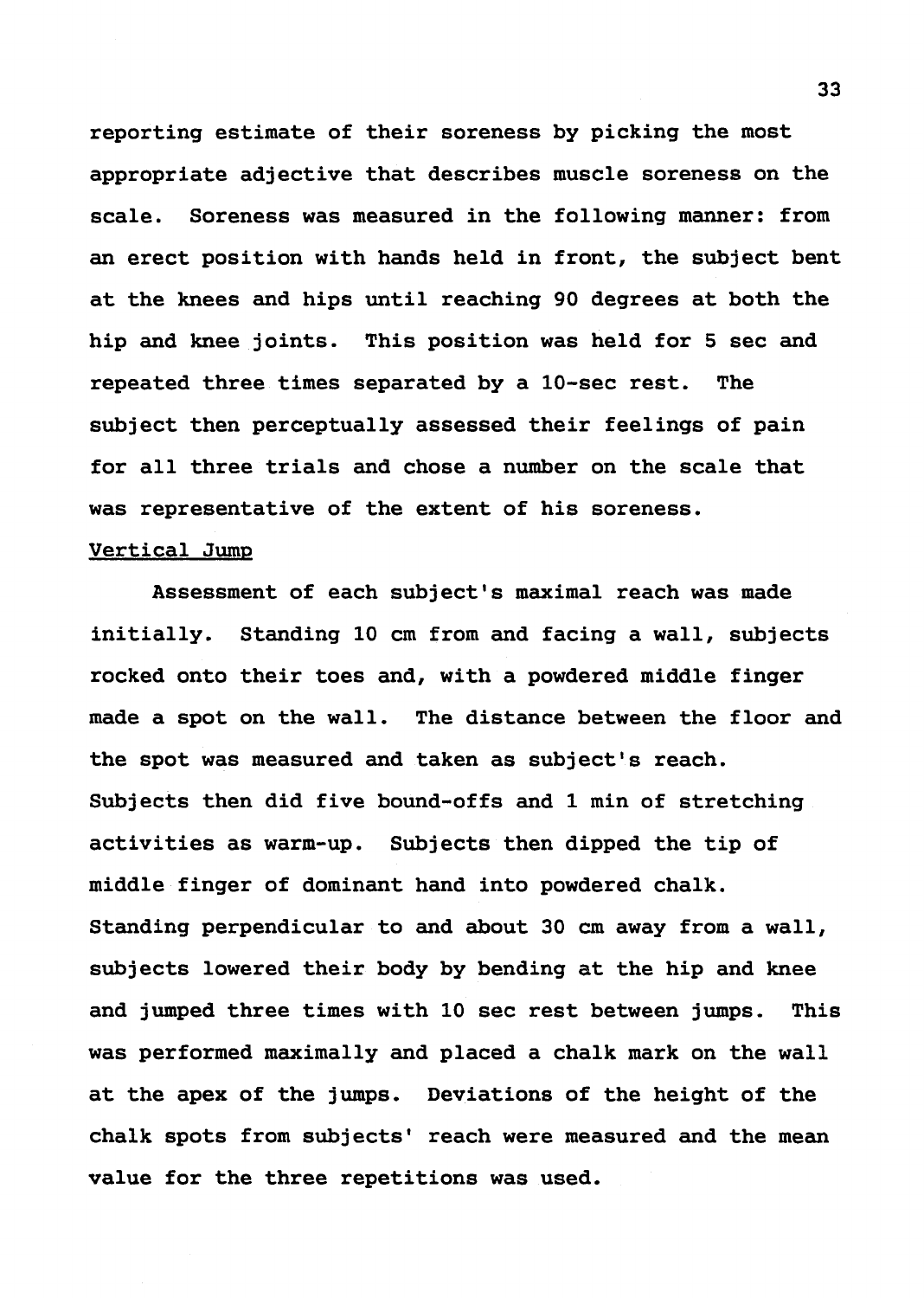reporting estimate of their soreness by picking the most appropriate adjective that describes muscle soreness on the scale. Soreness was measured in the following manner: from an erect position with hands held in front, the subject bent at the knees and hips until reaching 90 degrees at both the hip and knee joints. This position was held for 5 sec and repeated three times separated by a 10-sec rest. The subject then perceptually assessed their feelings of pain for all three trials and chose a number on the scale that was representative of the extent of his soreness.

### Vertical Jump

Assessment of each subject's maximal reach was made initially. Standing 10 cm from and facing a wall, subjects rocked onto their toes and, with a powdered middle finger made a spot on the wall. The distance between the floor and the spot was measured and taken as subject's reach. Subjects then did five bound-offs and 1 min of stretching activities as warm-up. Subjects then dipped the tip of middle finger of dominant hand into powdered chalk. Standing perpendicular to and about 30 cm away from a wall, subjects lowered their body by bending at the hip and knee and jumped three times with 10 sec rest between jumps. This was performed maximally and placed a chalk mark on the wall at the apex of the jumps. Deviations of the height of the chalk spots from subjects' reach were measured and the mean value for the three repetitions was used.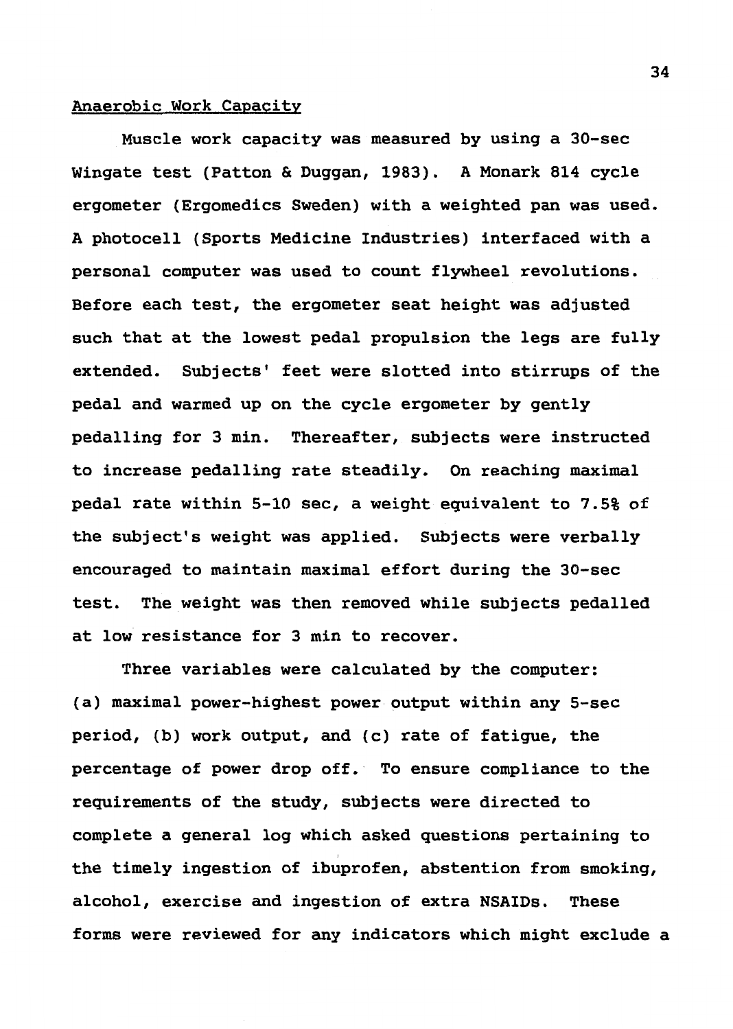Anaerobic Work Capacity

Muscle work capacity was measured by using a 30-sec Wingate test (Patton & Duggan, 1983). A Monark 814 cycle ergometer (Ergomedics Sweden) with a weighted pan was used. A photocell (Sports Medicine Industries) interfaced with a personal computer was used to count flywheel revolutions. Before each test, the ergometer seat height was adjusted such that at the lowest pedal propulsion the legs are fully extended. Subjects' feet were slotted into stirrups of the pedal and warmed up on the cycle ergometer by gently pedalling for 3 min. Thereafter, subjects were instructed to increase pedalling rate steadily. On reaching maximal pedal rate within 5-10 sec, a weight equivalent to 7.5% of the subject's weight was applied. Subjects were verbally encouraged to maintain maximal effort during the 30-sec test. The weight was then removed while subjects pedalled at low resistance for 3 min to recover.

Three variables were calculated by the computer: (a) maximal power-highest power output within any 5-sec period, (b) work output, and (c) rate of fatigue, the percentage of power drop off. To ensure compliance to the requirements of the study, subjects were directed to complete a general log which asked questions pertaining to the timely ingestion of ibuprofen, abstention from smoking, alcohol, exercise and ingestion of extra NSAIDs. These forms were reviewed for any indicators which might exclude a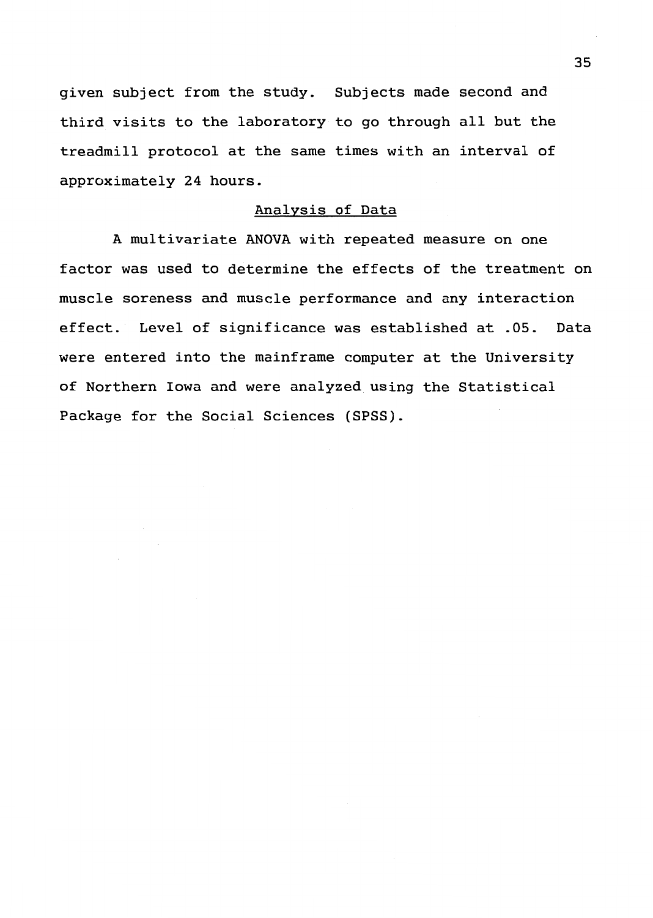given subject from the study. Subjects made second and third visits to the laboratory to go through all but the treadmill protocol at the same times with an interval of approximately 24 hours.

## Analysis of Data

A multivariate ANOVA with repeated measure on one factor was used to determine the effects of the treatment on muscle soreness and muscle performance and any interaction effect. Level of significance was established at .05. Data were entered into the mainframe computer at the University of Northern Iowa and were analyzed using the Statistical Package for the Social Sciences (SPSS).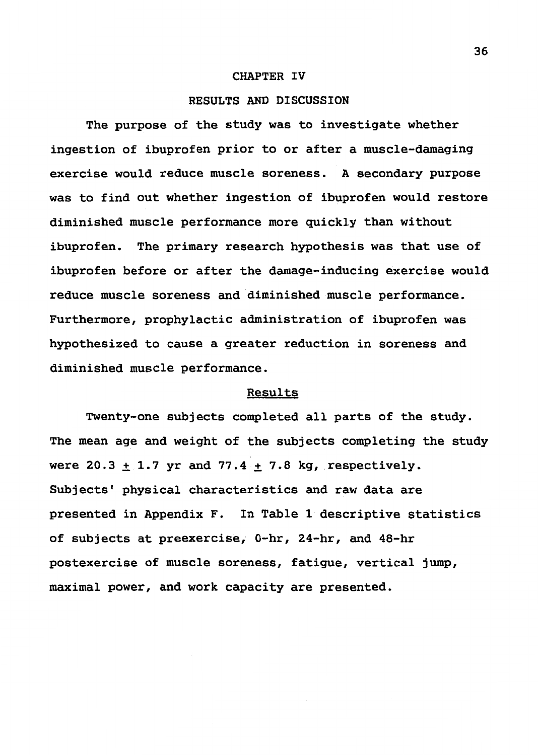# CHAPTER IV

## RESULTS AND DISCUSSION

The purpose of the study was to investigate whether ingestion of ibuprofen prior to or after a muscle-damaging exercise would reduce muscle soreness. A secondary purpose was to find out whether ingestion of ibuprofen would restore diminished muscle performance more quickly than without ibuprofen. The primary research hypothesis was that use of ibuprofen before or after the damage-inducing exercise would reduce muscle soreness and diminished muscle performance. Furthermore, prophylactic administration of ibuprofen was hypothesized to cause a greater reduction in soreness and diminished muscle performance.

### Results

Twenty-one subjects completed all parts of the study. The mean age and weight of the subjects completing the study were 20.3 ± 1.7 yr and 77.4 ± 7.8 kg, respectively. Subjects' physical characteristics and raw data are presented in Appendix F. In Table 1 descriptive statistics of subjects at preexercise, 0-hr, 24-hr, and 48-hr postexercise of muscle soreness, fatigue, vertical jump, maximal power, and work capacity are presented.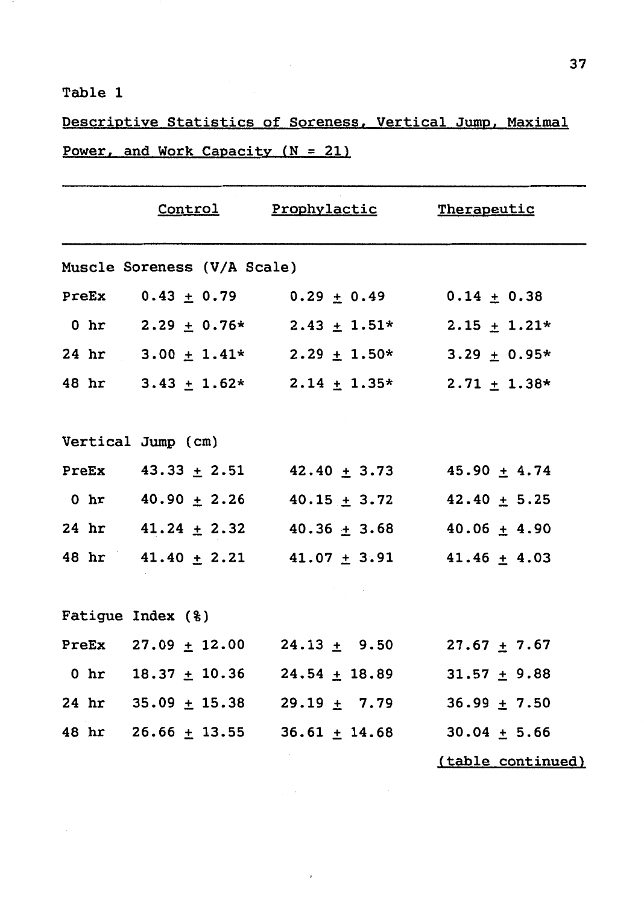Table 1

Descriptive Statistics of Soreness, Vertical Jump, Maximal Power, and Work Capacity (N = 21)

| | Control | Prophylactic | Therapeutic |
|---|---|---|---|
| Muscle Soreness (V/A Scale) | | | |
| PreEx | 0.43 ± 0.79 | 0.29 ± 0.49 | 0.14 ± 0.38 |
| 0 hr | 2.29 ± 0.76* | 2.43 ± 1.51* | 2.15 ± 1.21* |
| 24 hr | 3.00 ± 1.41* | 2.29 ± 1.50* | 3.29 ± 0.95* |
| 48 hr | 3.43 ± 1.62* | 2.14 ± 1.35* | 2.71 ± 1.38* |
| Vertical Jump (cm) | | | |
| PreEx | 43.33 ± 2.51 | 42.40 ± 3.73 | 45.90 ± 4.74 |
| 0 hr | 40.90 ± 2.26 | 40.15 ± 3.72 | 42.40 ± 5.25 |
| 24 hr | 41.24 ± 2.32 | 40.36 ± 3.68 | 40.06 ± 4.90 |
| 48 hr | 41.40 ± 2.21 | 41.07 ± 3.91 | 41.46 ± 4.03 |
| Fatigue Index (%) | | | |
| PreEx | 27.09 ± 12.00 | 24.13 ± 9.50 | 27.67 ± 7.67 |
| 0 hr | 18.37 ± 10.36 | 24.54 ± 18.89 | 31.57 ± 9.88 |
| 24 hr | 35.09 ± 15.38 | 29.19 ± 7.79 | 36.99 ± 7.50 |
| 48 hr | 26.66 ± 13.55 | 36.61 ± 14.68 | 30.04 ± 5.66 |

(table continued)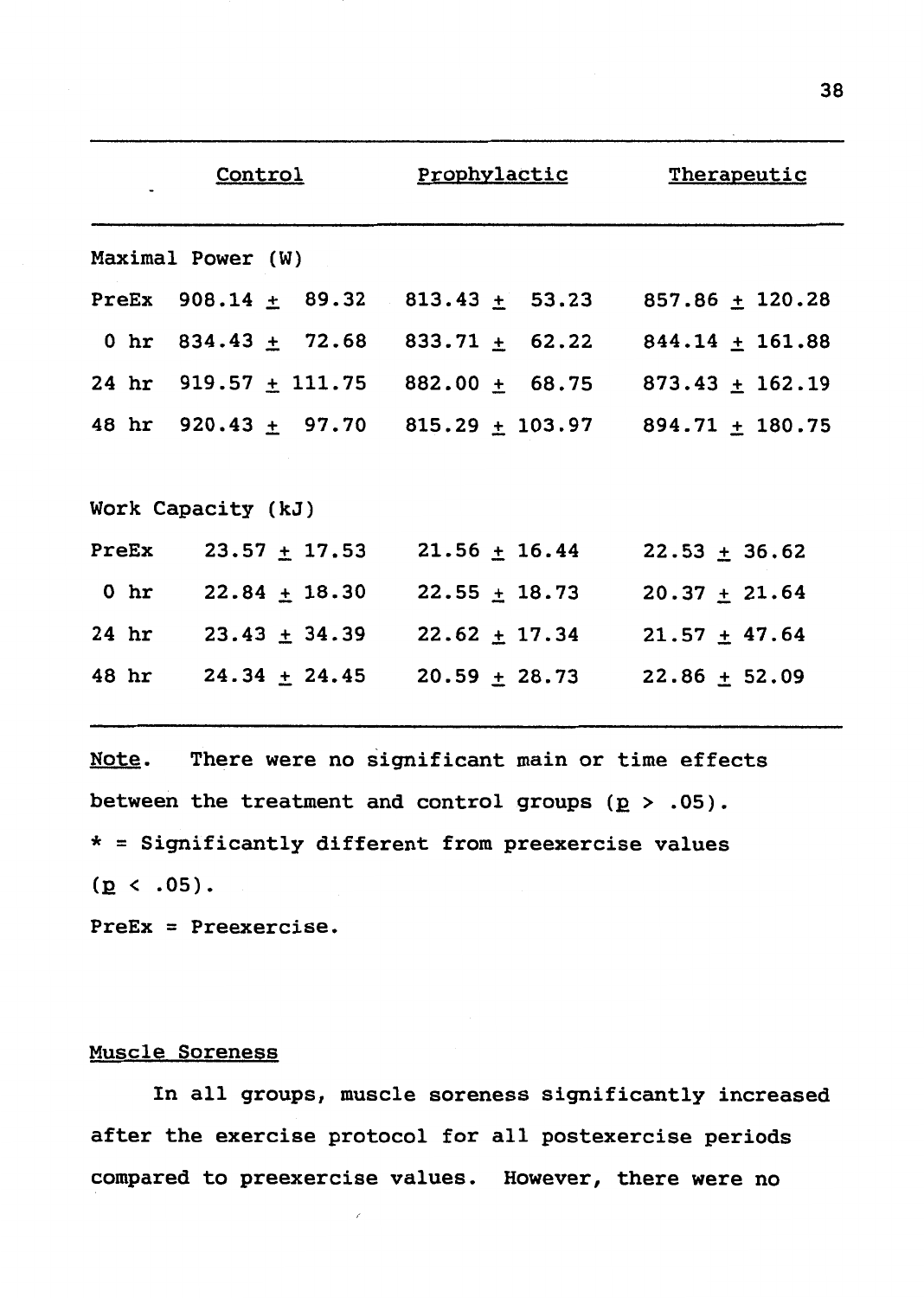| | Control | Prophylactic | Therapeutic |
|---|---|---|---|
| Maximal Power (W) | | | |
| PreEx | 908.14 ± 89.32 | 813.43 ± 53.23 | 857.86 ± 120.28 |
| 0 hr | 834.43 ± 72.68 | 833.71 ± 62.22 | 844.14 ± 161.88 |
| 24 hr | 919.57 ± 111.75 | 882.00 ± 68.75 | 873.43 ± 162.19 |
| 48 hr | 920.43 ± 97.70 | 815.29 ± 103.97 | 894.71 ± 180.75 |
| Work Capacity (kJ) | | | |
| PreEx | 23.57 ± 17.53 | 21.56 ± 16.44 | 22.53 ± 36.62 |
| 0 hr | 22.84 ± 18.30 | 22.55 ± 18.73 | 20.37 ± 21.64 |
| 24 hr | 23.43 ± 34.39 | 22.62 ± 17.34 | 21.57 ± 47.64 |
| 48 hr | 24.34 ± 24.45 | 20.59 ± 28.73 | 22.86 ± 52.09 |

Note. There were no significant main or time effects between the treatment and control groups ($p > .05$).

* = Significantly different from preexercise values ($p < .05$).

PreEx = Preexercise.

## Muscle Soreness

In all groups, muscle soreness significantly increased after the exercise protocol for all postexercise periods compared to preexercise values. However, there were no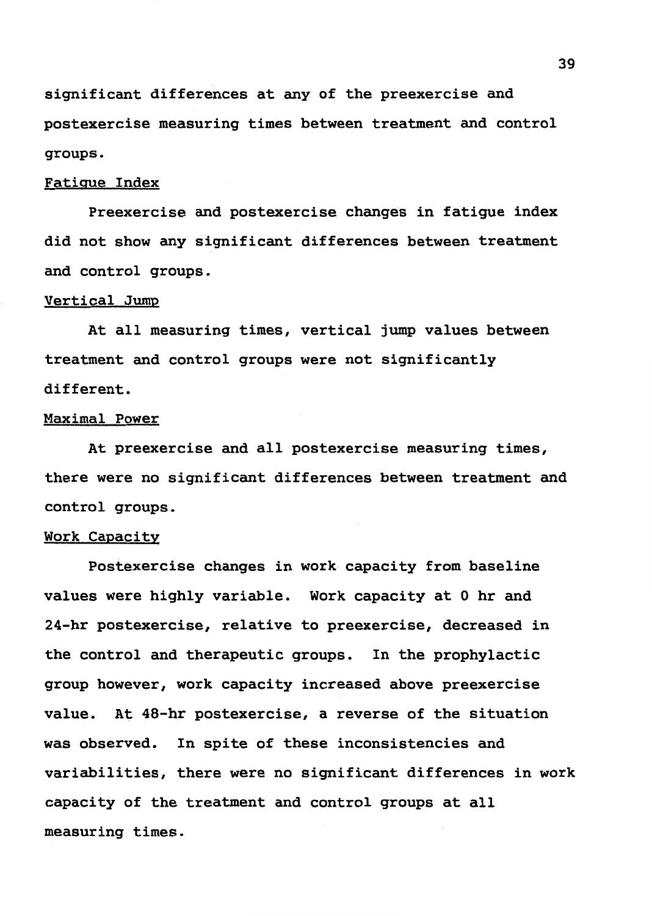significant differences at any of the preexercise and postexercise measuring times between treatment and control groups.

### Fatigue Index

Preexercise and postexercise changes in fatigue index did not show any significant differences between treatment and control groups.

### Vertical Jump

At all measuring times, vertical jump values between treatment and control groups were not significantly different.

### Maximal Power

At preexercise and all postexercise measuring times, there were no significant differences between treatment and control groups.

### Work Capacity

Postexercise changes in work capacity from baseline values were highly variable. Work capacity at 0 hr and 24-hr postexercise, relative to preexercise, decreased in the control and therapeutic groups. In the prophylactic group however, work capacity increased above preexercise value. At 48-hr postexercise, a reverse of the situation was observed. In spite of these inconsistencies and variabilities, there were no significant differences in work capacity of the treatment and control groups at all measuring times.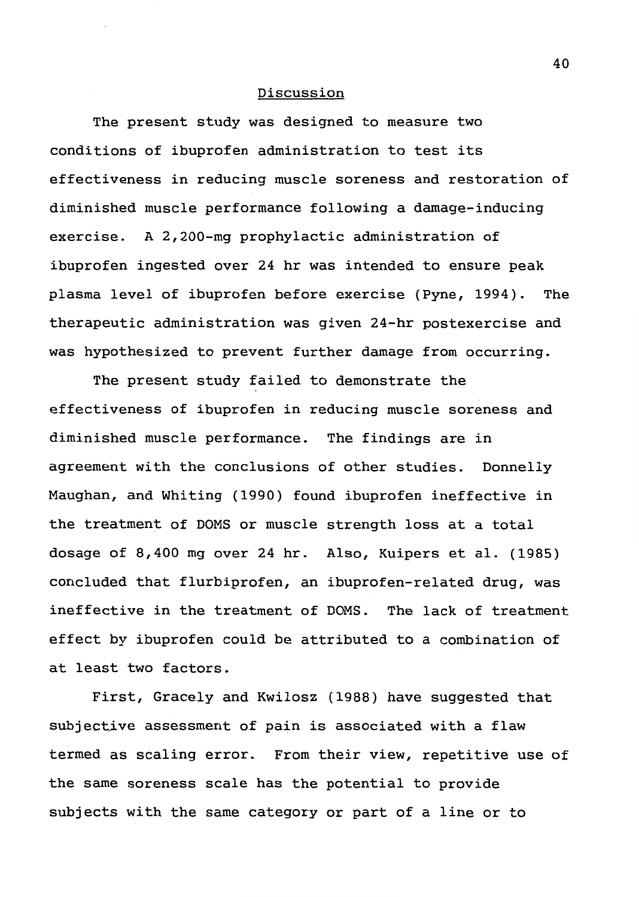## Discussion

The present study was designed to measure two conditions of ibuprofen administration to test its effectiveness in reducing muscle soreness and restoration of diminished muscle performance following a damage-inducing exercise. A 2,200-mg prophylactic administration of ibuprofen ingested over 24 hr was intended to ensure peak plasma level of ibuprofen before exercise (Pyne, 1994). The therapeutic administration was given 24-hr postexercise and was hypothesized to prevent further damage from occurring.

The present study failed to demonstrate the effectiveness of ibuprofen in reducing muscle soreness and diminished muscle performance. The findings are in agreement with the conclusions of other studies. Donnelly Maughan, and Whiting (1990) found ibuprofen ineffective in the treatment of DOMS or muscle strength loss at a total dosage of 8,400 mg over 24 hr. Also, Kuipers et al. (1985) concluded that flurbiprofen, an ibuprofen-related drug, was ineffective in the treatment of DOMS. The lack of treatment effect by ibuprofen could be attributed to a combination of at least two factors.

First, Gracely and Kwilosz (1988) have suggested that subjective assessment of pain is associated with a flaw termed as scaling error. From their view, repetitive use of the same soreness scale has the potential to provide subjects with the same category or part of a line or to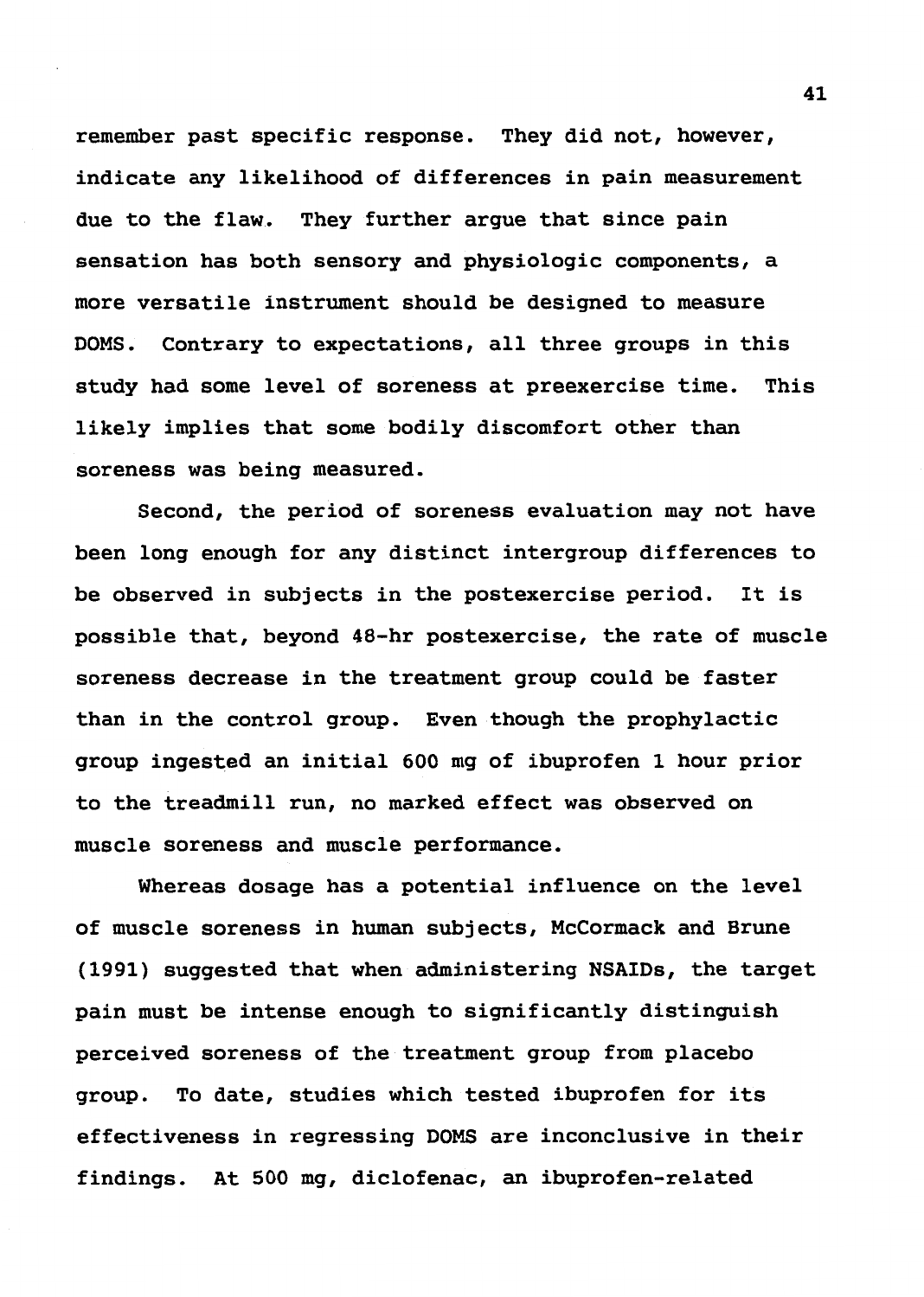remember past specific response. They did not, however, indicate any likelihood of differences in pain measurement due to the flaw. They further argue that since pain sensation has both sensory and physiologic components, a more versatile instrument should be designed to measure DOMS. Contrary to expectations, all three groups in this study had some level of soreness at preexercise time. This likely implies that some bodily discomfort other than soreness was being measured.

Second, the period of soreness evaluation may not have been long enough for any distinct intergroup differences to be observed in subjects in the postexercise period. It is possible that, beyond 48-hr postexercise, the rate of muscle soreness decrease in the treatment group could be faster than in the control group. Even though the prophylactic group ingested an initial 600 mg of ibuprofen 1 hour prior to the treadmill run, no marked effect was observed on muscle soreness and muscle performance.

Whereas dosage has a potential influence on the level of muscle soreness in human subjects, McCormack and Brune (1991) suggested that when administering NSAIDs, the target pain must be intense enough to significantly distinguish perceived soreness of the treatment group from placebo group. To date, studies which tested ibuprofen for its effectiveness in regressing DOMS are inconclusive in their findings. At 500 mg, diclofenac, an ibuprofen-related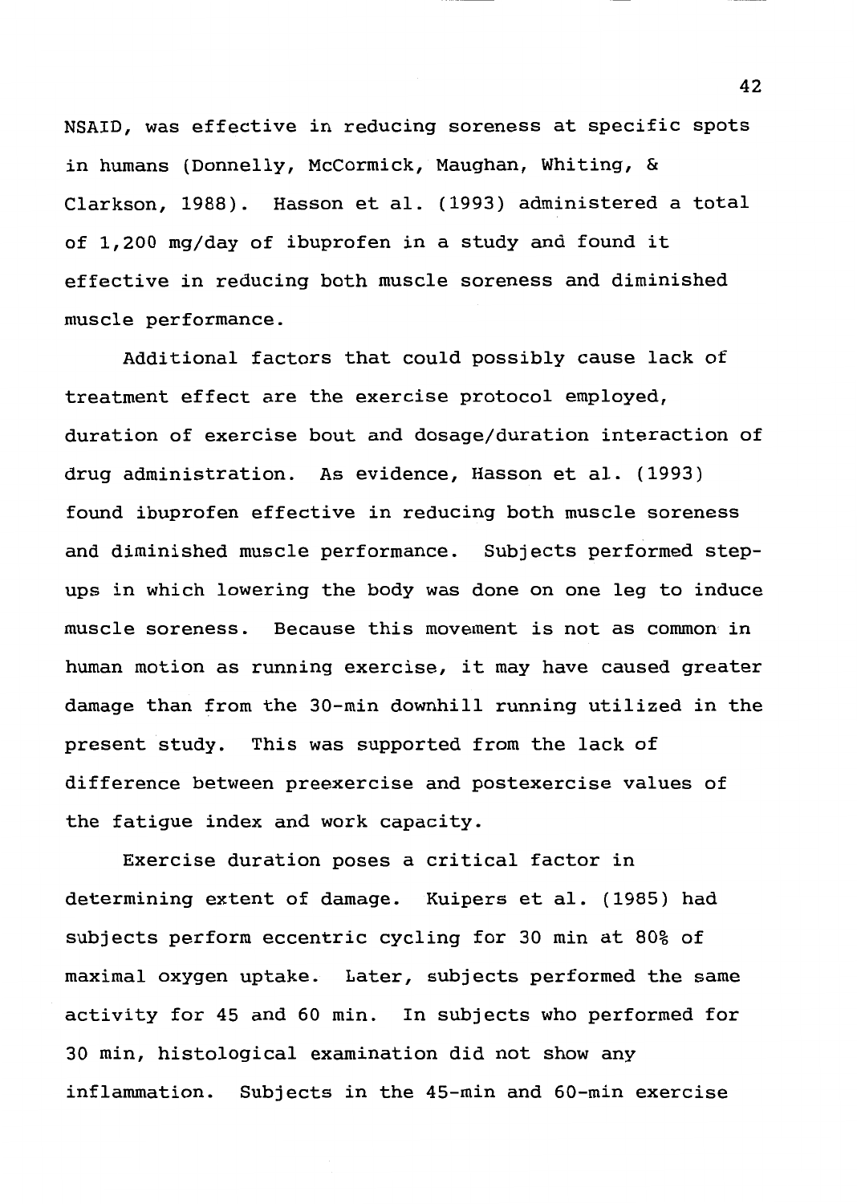NSAID, was effective in reducing soreness at specific spots in humans (Donnelly, McCormick, Maughan, Whiting, & Clarkson, 1988). Hasson et al. (1993) administered a total of 1,200 mg/day of ibuprofen in a study and found it effective in reducing both muscle soreness and diminished muscle performance.

Additional factors that could possibly cause lack of treatment effect are the exercise protocol employed, duration of exercise bout and dosage/duration interaction of drug administration. As evidence, Hasson et al. (1993) found ibuprofen effective in reducing both muscle soreness and diminished muscle performance. Subjects performed step-ups in which lowering the body was done on one leg to induce muscle soreness. Because this movement is not as common in human motion as running exercise, it may have caused greater damage than from the 30-min downhill running utilized in the present study. This was supported from the lack of difference between preexercise and postexercise values of the fatigue index and work capacity.

Exercise duration poses a critical factor in determining extent of damage. Kuipers et al. (1985) had subjects perform eccentric cycling for 30 min at 80% of maximal oxygen uptake. Later, subjects performed the same activity for 45 and 60 min. In subjects who performed for 30 min, histological examination did not show any inflammation. Subjects in the 45-min and 60-min exercise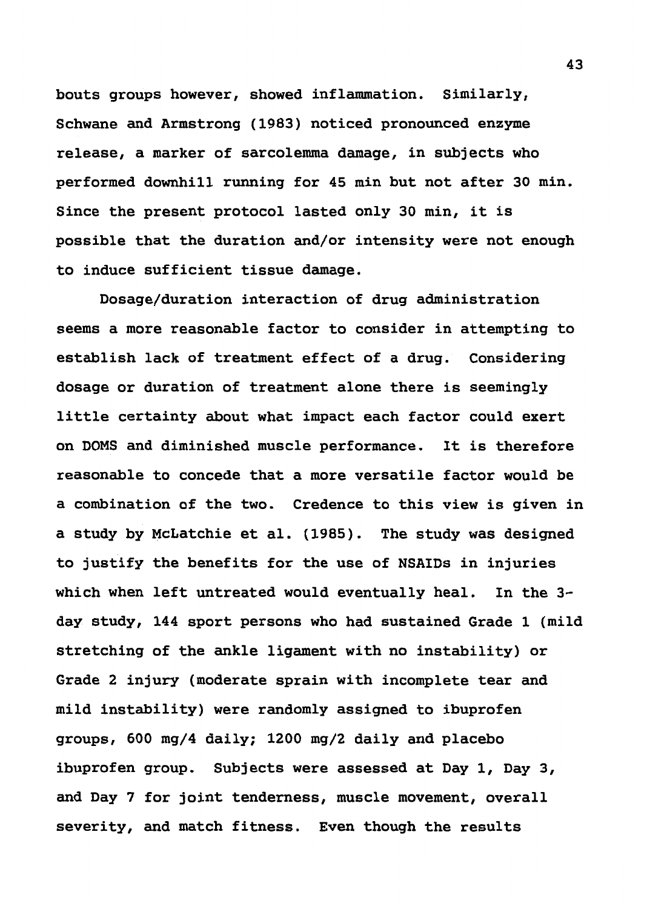bouts groups however, showed inflammation. Similarly, Schwane and Armstrong (1983) noticed pronounced enzyme release, a marker of sarcolemma damage, in subjects who performed downhill running for 45 min but not after 30 min. Since the present protocol lasted only 30 min, it is possible that the duration and/or intensity were not enough to induce sufficient tissue damage.

Dosage/duration interaction of drug administration seems a more reasonable factor to consider in attempting to establish lack of treatment effect of a drug. Considering dosage or duration of treatment alone there is seemingly little certainty about what impact each factor could exert on DOMS and diminished muscle performance. It is therefore reasonable to concede that a more versatile factor would be a combination of the two. Credence to this view is given in a study by McLatchie et al. (1985). The study was designed to justify the benefits for the use of NSAIDs in injuries which when left untreated would eventually heal. In the 3-day study, 144 sport persons who had sustained Grade 1 (mild stretching of the ankle ligament with no instability) or Grade 2 injury (moderate sprain with incomplete tear and mild instability) were randomly assigned to ibuprofen groups, 600 mg/4 daily; 1200 mg/2 daily and placebo ibuprofen group. Subjects were assessed at Day 1, Day 3, and Day 7 for joint tenderness, muscle movement, overall severity, and match fitness. Even though the results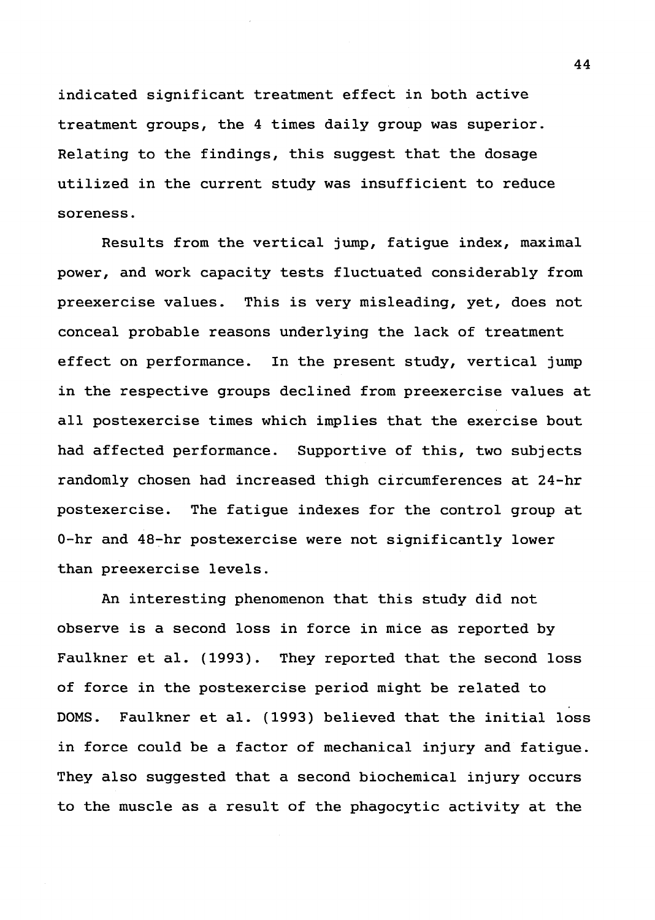indicated significant treatment effect in both active treatment groups, the 4 times daily group was superior. Relating to the findings, this suggest that the dosage utilized in the current study was insufficient to reduce soreness.

Results from the vertical jump, fatigue index, maximal power, and work capacity tests fluctuated considerably from preexercise values. This is very misleading, yet, does not conceal probable reasons underlying the lack of treatment effect on performance. In the present study, vertical jump in the respective groups declined from preexercise values at all postexercise times which implies that the exercise bout had affected performance. Supportive of this, two subjects randomly chosen had increased thigh circumferences at 24-hr postexercise. The fatigue indexes for the control group at 0-hr and 48-hr postexercise were not significantly lower than preexercise levels.

An interesting phenomenon that this study did not observe is a second loss in force in mice as reported by Faulkner et al. (1993). They reported that the second loss of force in the postexercise period might be related to DOMS. Faulkner et al. (1993) believed that the initial loss in force could be a factor of mechanical injury and fatigue. They also suggested that a second biochemical injury occurs to the muscle as a result of the phagocytic activity at the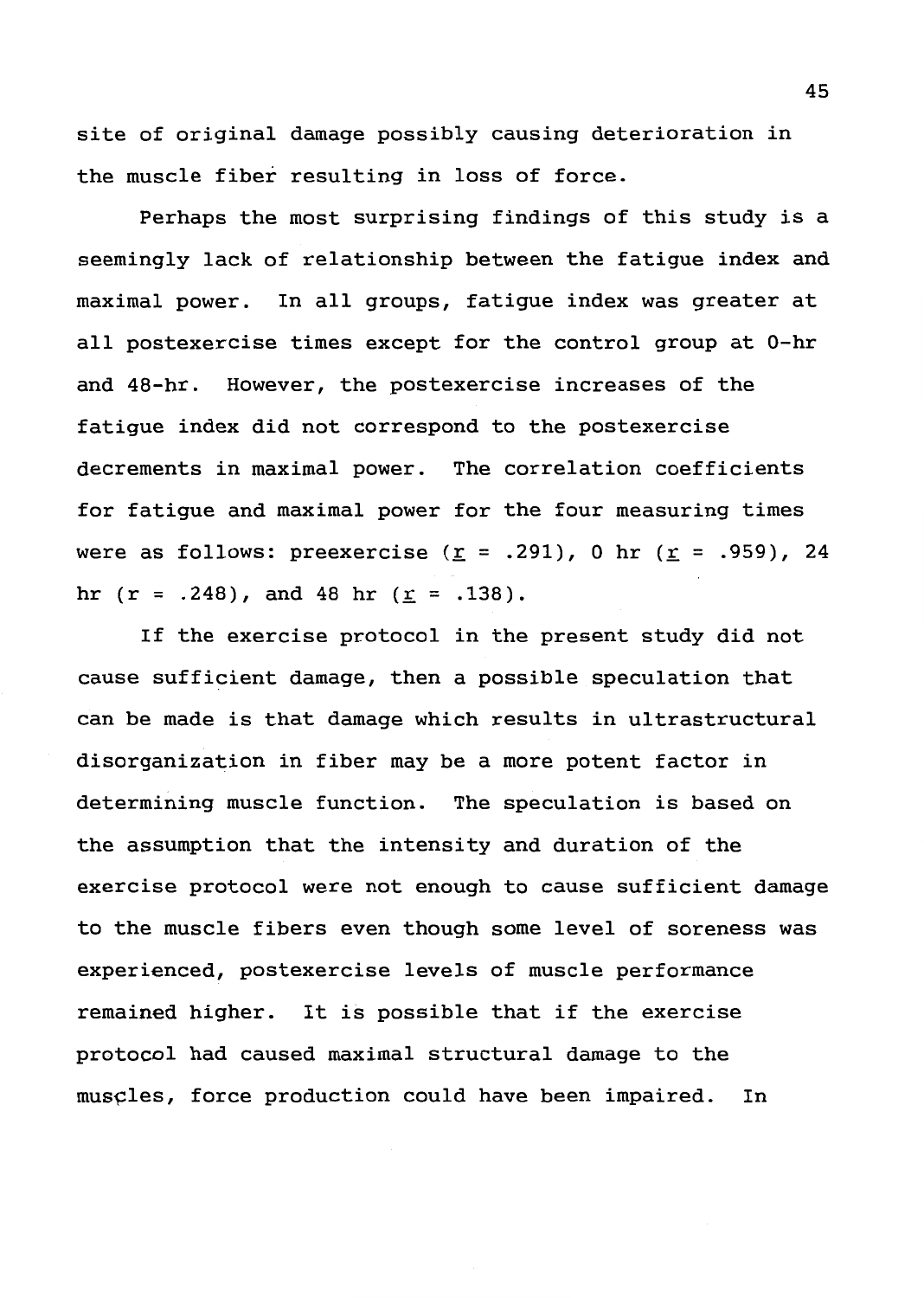site of original damage possibly causing deterioration in the muscle fiber resulting in loss of force.

Perhaps the most surprising findings of this study is a seemingly lack of relationship between the fatigue index and maximal power. In all groups, fatigue index was greater at all postexercise times except for the control group at 0-hr and 48-hr. However, the postexercise increases of the fatigue index did not correspond to the postexercise decrements in maximal power. The correlation coefficients for fatigue and maximal power for the four measuring times were as follows: preexercise ($r$ = .291), 0 hr ($r$ = .959), 24 hr ($r$ = .248), and 48 hr ($r$ = .138).

If the exercise protocol in the present study did not cause sufficient damage, then a possible speculation that can be made is that damage which results in ultrastructural disorganization in fiber may be a more potent factor in determining muscle function. The speculation is based on the assumption that the intensity and duration of the exercise protocol were not enough to cause sufficient damage to the muscle fibers even though some level of soreness was experienced, postexercise levels of muscle performance remained higher. It is possible that if the exercise protocol had caused maximal structural damage to the muscles, force production could have been impaired. In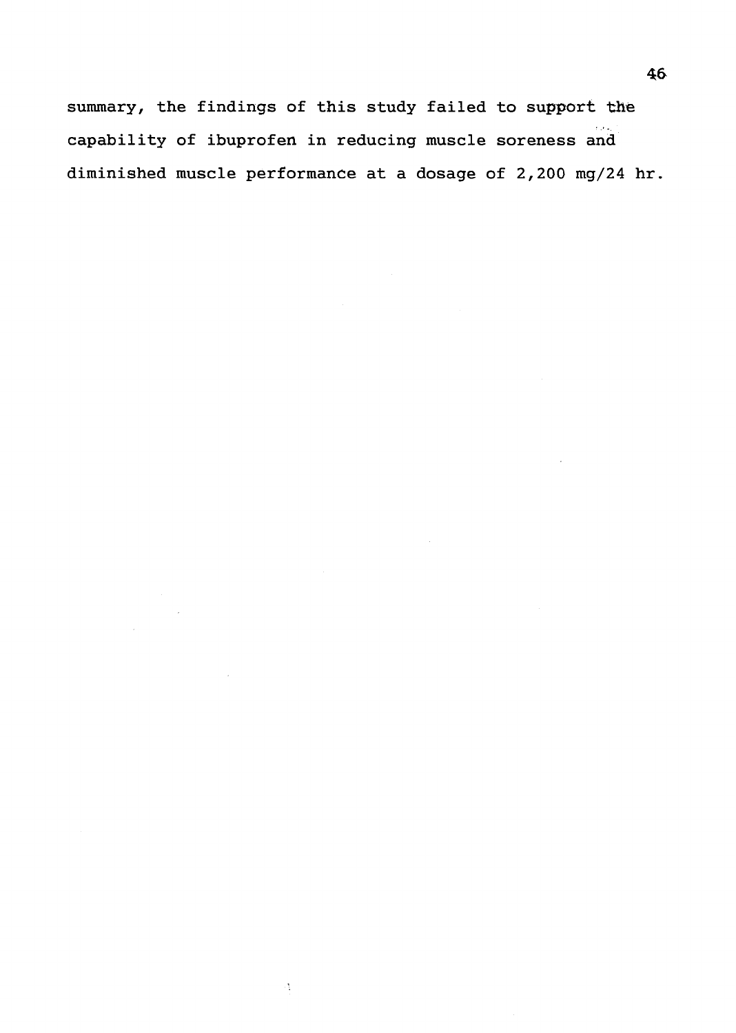summary, the findings of this study failed to support the capability of ibuprofen in reducing muscle soreness and diminished muscle performance at a dosage of 2,200 mg/24 hr.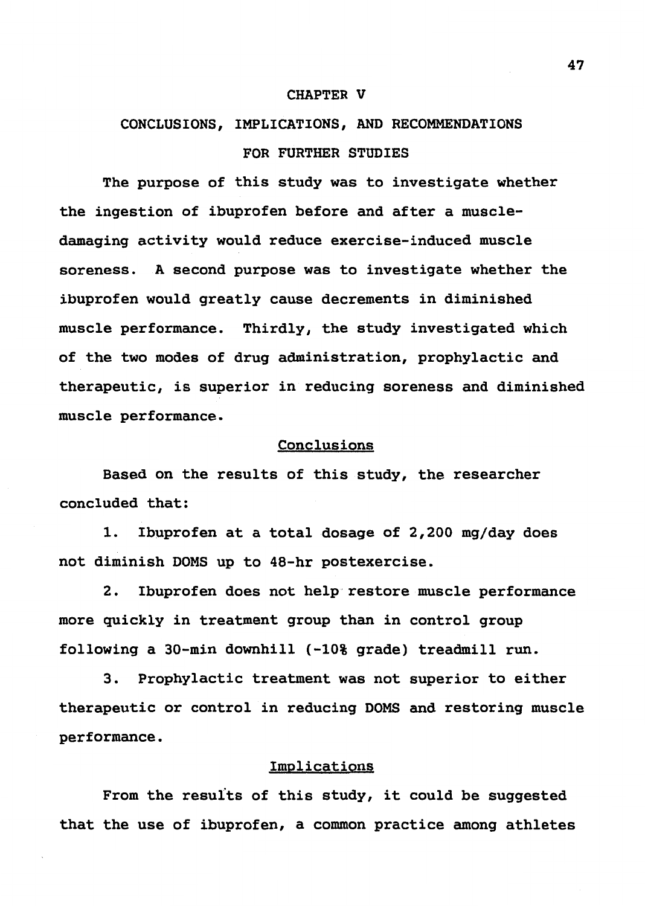# CHAPTER V

# CONCLUSIONS, IMPLICATIONS, AND RECOMMENDATIONS FOR FURTHER STUDIES

The purpose of this study was to investigate whether the ingestion of ibuprofen before and after a muscle-damaging activity would reduce exercise-induced muscle soreness. A second purpose was to investigate whether the ibuprofen would greatly cause decrements in diminished muscle performance. Thirdly, the study investigated which of the two modes of drug administration, prophylactic and therapeutic, is superior in reducing soreness and diminished muscle performance.

## Conclusions

Based on the results of this study, the researcher concluded that:

1. Ibuprofen at a total dosage of 2,200 mg/day does not diminish DOMS up to 48-hr postexercise.

2. Ibuprofen does not help restore muscle performance more quickly in treatment group than in control group following a 30-min downhill (-10% grade) treadmill run.

3. Prophylactic treatment was not superior to either therapeutic or control in reducing DOMS and restoring muscle performance.

## Implications

From the results of this study, it could be suggested that the use of ibuprofen, a common practice among athletes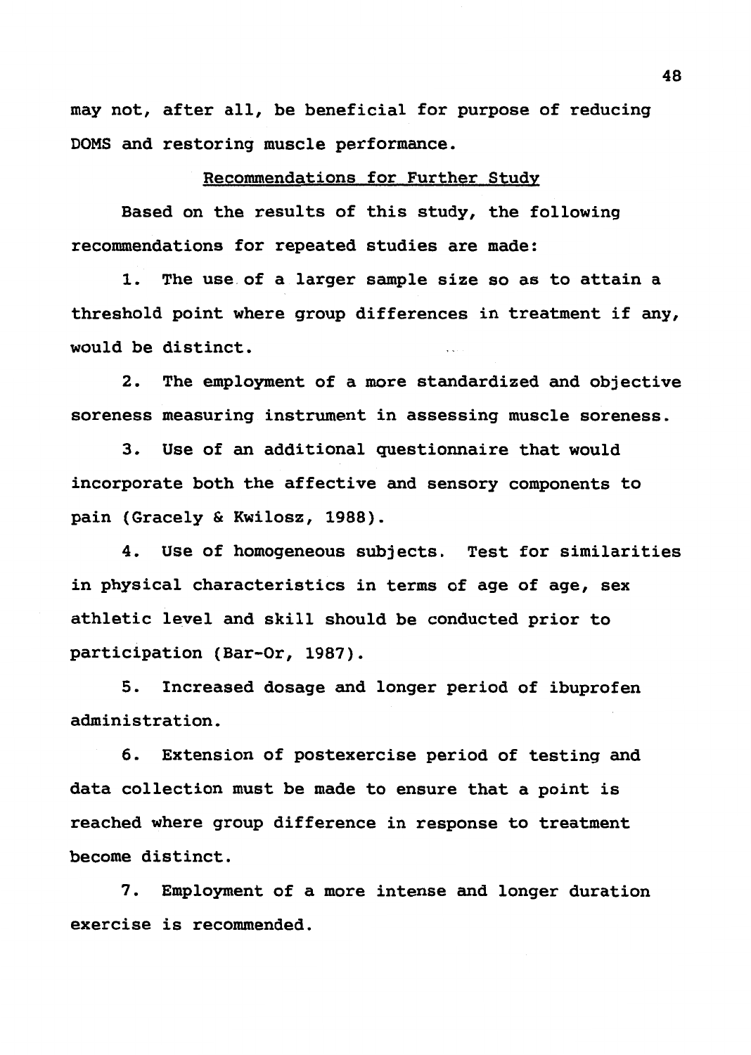may not, after all, be beneficial for purpose of reducing DOMS and restoring muscle performance.

## Recommendations for Further Study

Based on the results of this study, the following recommendations for repeated studies are made:

1. The use of a larger sample size so as to attain a threshold point where group differences in treatment if any, would be distinct.

2. The employment of a more standardized and objective soreness measuring instrument in assessing muscle soreness.

3. Use of an additional questionnaire that would incorporate both the affective and sensory components to pain (Gracely & Kwilosz, 1988).

4. Use of homogeneous subjects. Test for similarities in physical characteristics in terms of age of age, sex athletic level and skill should be conducted prior to participation (Bar-Or, 1987).

5. Increased dosage and longer period of ibuprofen administration.

6. Extension of postexercise period of testing and data collection must be made to ensure that a point is reached where group difference in response to treatment become distinct.

7. Employment of a more intense and longer duration exercise is recommended.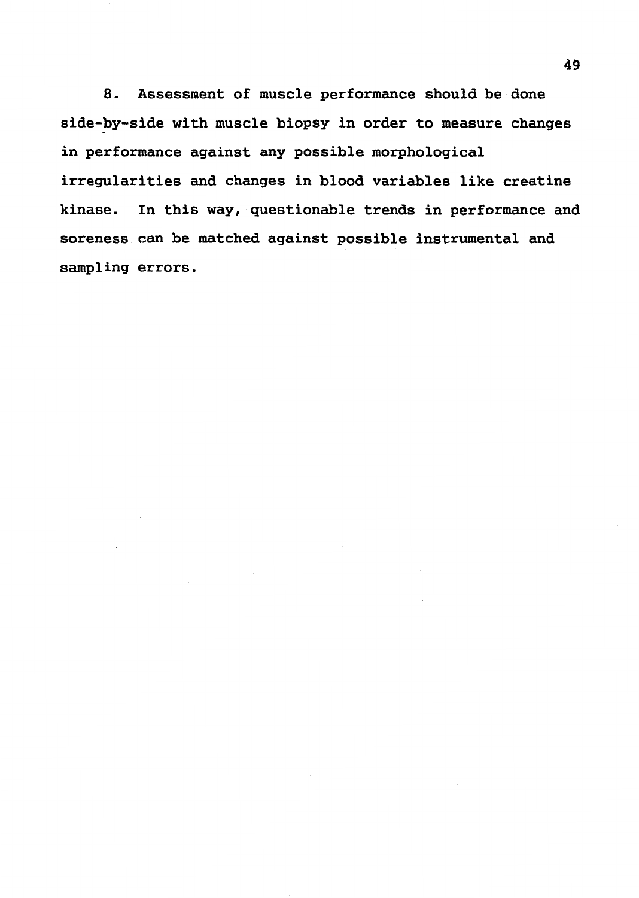8. Assessment of muscle performance should be done side-by-side with muscle biopsy in order to measure changes in performance against any possible morphological irregularities and changes in blood variables like creatine kinase. In this way, questionable trends in performance and soreness can be matched against possible instrumental and sampling errors.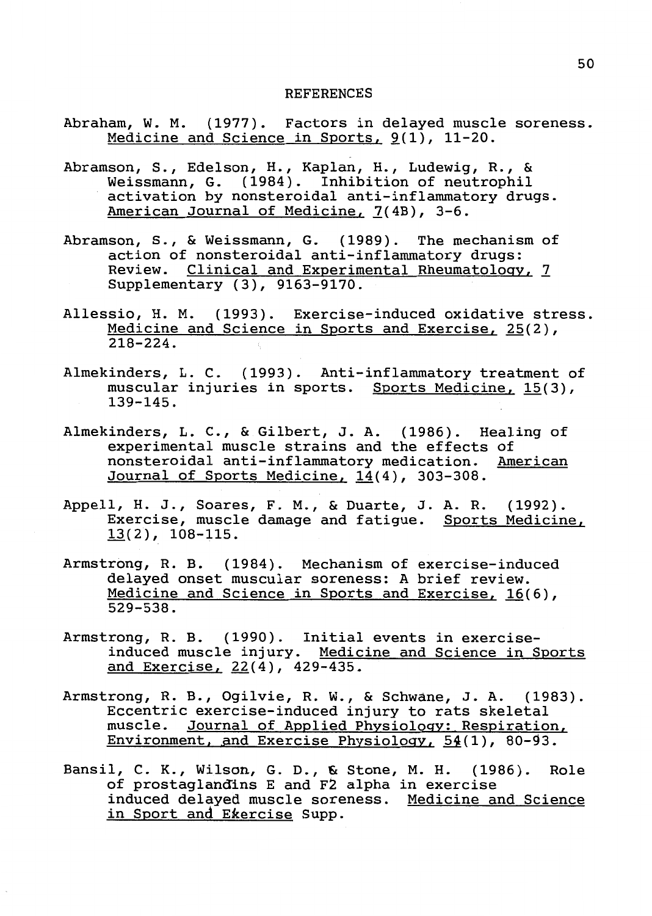# REFERENCES

Abraham, W. M. (1977). Factors in delayed muscle soreness. Medicine and Science in Sports, 9(1), 11-20.

Abramson, S., Edelson, H., Kaplan, H., Ludewig, R., & Weissmann, G. (1984). Inhibition of neutrophil activation by nonsteroidal anti-inflammatory drugs. American Journal of Medicine, 7(4B), 3-6.

Abramson, S., & Weissmann, G. (1989). The mechanism of action of nonsteroidal anti-inflammatory drugs: Review. Clinical and Experimental Rheumatology, 7 Supplementary (3), 9163-9170.

Allessio, H. M. (1993). Exercise-induced oxidative stress. Medicine and Science in Sports and Exercise, 25(2), 218-224.

Almekinders, L. C. (1993). Anti-inflammatory treatment of muscular injuries in sports. Sports Medicine, 15(3), 139-145.

Almekinders, L. C., & Gilbert, J. A. (1986). Healing of experimental muscle strains and the effects of nonsteroidal anti-inflammatory medication. American Journal of Sports Medicine, 14(4), 303-308.

Appell, H. J., Soares, F. M., & Duarte, J. A. R. (1992). Exercise, muscle damage and fatigue. Sports Medicine, 13(2), 108-115.

Armstrong, R. B. (1984). Mechanism of exercise-induced delayed onset muscular soreness: A brief review. Medicine and Science in Sports and Exercise, 16(6), 529-538.

Armstrong, R. B. (1990). Initial events in exercise-induced muscle injury. Medicine and Science in Sports and Exercise, 22(4), 429-435.

Armstrong, R. B., Ogilvie, R. W., & Schwane, J. A. (1983). Eccentric exercise-induced injury to rats skeletal muscle. Journal of Applied Physiology: Respiration, Environment, and Exercise Physiology, 54(1), 80-93.

Bansil, C. K., Wilson, G. D., & Stone, M. H. (1986). Role of prostaglandins E and F2 alpha in exercise induced delayed muscle soreness. Medicine and Science in Sport and Exercise Supp.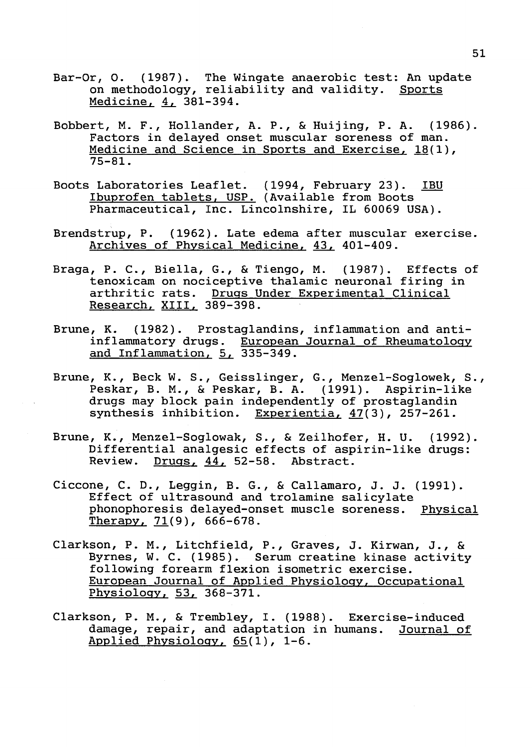Bar-Or, O. (1987). The Wingate anaerobic test: An update on methodology, reliability and validity. Sports Medicine, 4, 381-394.

Bobbert, M. F., Hollander, A. P., & Huijing, P. A. (1986). Factors in delayed onset muscular soreness of man. Medicine and Science in Sports and Exercise, 18(1), 75-81.

Boots Laboratories Leaflet. (1994, February 23). IBU Ibuprofen tablets, USP. (Available from Boots Pharmaceutical, Inc. Lincolnshire, IL 60069 USA).

Brendstrup, P. (1962). Late edema after muscular exercise. Archives of Physical Medicine, 43, 401-409.

Braga, P. C., Biella, G., & Tiengo, M. (1987). Effects of tenoxicam on nociceptive thalamic neuronal firing in arthritic rats. Drugs Under Experimental Clinical Research, XIII, 389-398.

Brune, K. (1982). Prostaglandins, inflammation and anti-inflammatory drugs. European Journal of Rheumatology and Inflammation, 5, 335-349.

Brune, K., Beck W. S., Geisslinger, G., Menzel-Soglowek, S., Peskar, B. M., & Peskar, B. A. (1991). Aspirin-like drugs may block pain independently of prostaglandin synthesis inhibition. Experientia, 47(3), 257-261.

Brune, K., Menzel-Soglowak, S., & Zeilhofer, H. U. (1992). Differential analgesic effects of aspirin-like drugs: Review. Drugs, 44, 52-58. Abstract.

Ciccone, C. D., Leggin, B. G., & Callamaro, J. J. (1991). Effect of ultrasound and trolamine salicylate phonophoresis delayed-onset muscle soreness. Physical Therapy, 71(9), 666-678.

Clarkson, P. M., Litchfield, P., Graves, J. Kirwan, J., & Byrnes, W. C. (1985). Serum creatine kinase activity following forearm flexion isometric exercise. European Journal of Applied Physiology, Occupational Physiology, 53, 368-371.

Clarkson, P. M., & Trembley, I. (1988). Exercise-induced damage, repair, and adaptation in humans. Journal of Applied Physiology, 65(1), 1-6.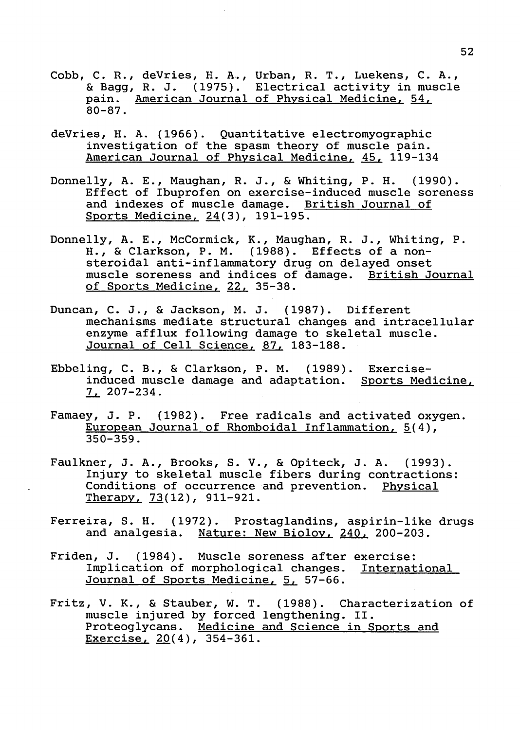Cobb, C. R., deVries, H. A., Urban, R. T., Luekens, C. A., & Bagg, R. J. (1975). Electrical activity in muscle pain. American Journal of Physical Medicine, 54, 80-87.

deVries, H. A. (1966). Quantitative electromyographic investigation of the spasm theory of muscle pain. American Journal of Physical Medicine, 45, 119-134

Donnelly, A. E., Maughan, R. J., & Whiting, P. H. (1990). Effect of Ibuprofen on exercise-induced muscle soreness and indexes of muscle damage. British Journal of Sports Medicine, 24(3), 191-195.

Donnelly, A. E., McCormick, K., Maughan, R. J., Whiting, P. H., & Clarkson, P. M. (1988). Effects of a non-steroidal anti-inflammatory drug on delayed onset muscle soreness and indices of damage. British Journal of Sports Medicine, 22, 35-38.

Duncan, C. J., & Jackson, M. J. (1987). Different mechanisms mediate structural changes and intracellular enzyme afflux following damage to skeletal muscle. Journal of Cell Science, 87, 183-188.

Ebbeling, C. B., & Clarkson, P. M. (1989). Exercise-induced muscle damage and adaptation. Sports Medicine, 7, 207-234.

Famaey, J. P. (1982). Free radicals and activated oxygen. European Journal of Rhomboidal Inflammation, 5(4), 350-359.

Faulkner, J. A., Brooks, S. V., & Opiteck, J. A. (1993). Injury to skeletal muscle fibers during contractions: Conditions of occurrence and prevention. Physical Therapy, 73(12), 911-921.

Ferreira, S. H. (1972). Prostaglandins, aspirin-like drugs and analgesia. Nature: New Bioloy, 240, 200-203.

Friden, J. (1984). Muscle soreness after exercise: Implication of morphological changes. International Journal of Sports Medicine, 5, 57-66.

Fritz, V. K., & Stauber, W. T. (1988). Characterization of muscle injured by forced lengthening. II. Proteoglycans. Medicine and Science in Sports and Exercise, 20(4), 354-361.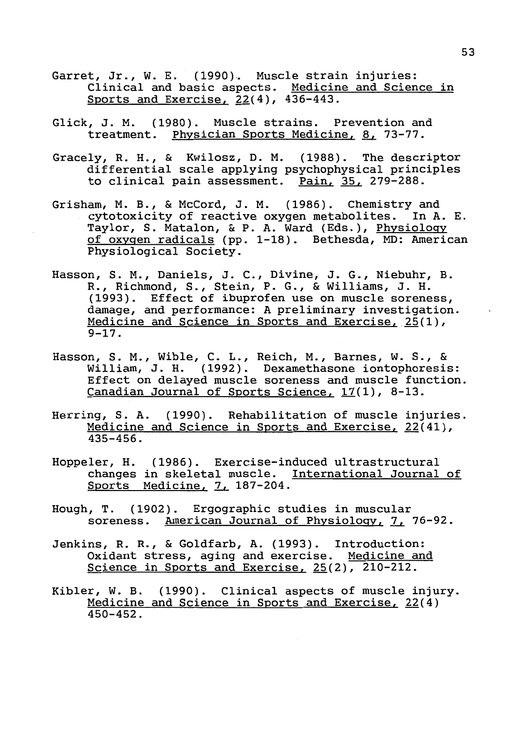Garret, Jr., W. E. (1990). Muscle strain injuries: Clinical and basic aspects. Medicine and Science in Sports and Exercise, 22(4), 436-443.

Glick, J. M. (1980). Muscle strains. Prevention and treatment. Physician Sports Medicine, 8, 73-77.

Gracely, R. H., & Kwilosz, D. M. (1988). The descriptor differential scale applying psychophysical principles to clinical pain assessment. Pain, 35, 279-288.

Grisham, M. B., & McCord, J. M. (1986). Chemistry and cytotoxicity of reactive oxygen metabolites. In A. E. Taylor, S. Matalon, & P. A. Ward (Eds.), Physiology of oxygen radicals (pp. 1-18). Bethesda, MD: American Physiological Society.

Hasson, S. M., Daniels, J. C., Divine, J. G., Niebuhr, B. R., Richmond, S., Stein, P. G., & Williams, J. H. (1993). Effect of ibuprofen use on muscle soreness, damage, and performance: A preliminary investigation. Medicine and Science in Sports and Exercise, 25(1), 9-17.

Hasson, S. M., Wible, C. L., Reich, M., Barnes, W. S., & William, J. H. (1992). Dexamethasone iontophoresis: Effect on delayed muscle soreness and muscle function. Canadian Journal of Sports Science, 17(1), 8-13.

Herring, S. A. (1990). Rehabilitation of muscle injuries. Medicine and Science in Sports and Exercise, 22(41), 435-456.

Hoppeler, H. (1986). Exercise-induced ultrastructural changes in skeletal muscle. International Journal of Sports Medicine, 7, 187-204.

Hough, T. (1902). Ergographic studies in muscular soreness. American Journal of Physiology, 7, 76-92.

Jenkins, R. R., & Goldfarb, A. (1993). Introduction: Oxidant stress, aging and exercise. Medicine and Science in Sports and Exercise, 25(2), 210-212.

Kibler, W. B. (1990). Clinical aspects of muscle injury. Medicine and Science in Sports and Exercise, 22(4) 450-452.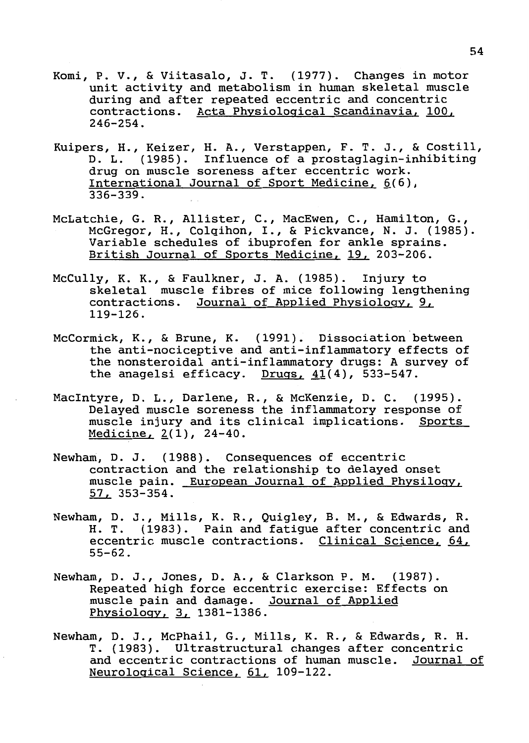Komi, P. V., & Viitasalo, J. T. (1977). Changes in motor unit activity and metabolism in human skeletal muscle during and after repeated eccentric and concentric contractions. Acta Physiological Scandinavia, 100, 246-254.

Kuipers, H., Keizer, H. A., Verstappen, F. T. J., & Costill, D. L. (1985). Influence of a prostaglagin-inhibiting drug on muscle soreness after eccentric work. International Journal of Sport Medicine, 6(6), 336-339.

McLatchie, G. R., Allister, C., MacEwen, C., Hamilton, G., McGregor, H., Colqihon, I., & Pickvance, N. J. (1985). Variable schedules of ibuprofen for ankle sprains. British Journal of Sports Medicine, 19, 203-206.

McCully, K. K., & Faulkner, J. A. (1985). Injury to skeletal muscle fibres of mice following lengthening contractions. Journal of Applied Physiology, 9, 119-126.

McCormick, K., & Brune, K. (1991). Dissociation between the anti-nociceptive and anti-inflammatory effects of the nonsteroidal anti-inflammatory drugs: A survey of the anagelsi efficacy. Drugs, 41(4), 533-547.

MacIntyre, D. L., Darlene, R., & McKenzie, D. C. (1995). Delayed muscle soreness the inflammatory response of muscle injury and its clinical implications. Sports Medicine, 2(1), 24-40.

Newham, D. J. (1988). Consequences of eccentric contraction and the relationship to delayed onset muscle pain. European Journal of Applied Physilogy, 57, 353-354.

Newham, D. J., Mills, K. R., Quigley, B. M., & Edwards, R. H. T. (1983). Pain and fatigue after concentric and eccentric muscle contractions. Clinical Science, 64, 55-62.

Newham, D. J., Jones, D. A., & Clarkson P. M. (1987). Repeated high force eccentric exercise: Effects on muscle pain and damage. Journal of Applied Physiology, 3, 1381-1386.

Newham, D. J., McPhail, G., Mills, K. R., & Edwards, R. H. T. (1983). Ultrastructural changes after concentric and eccentric contractions of human muscle. Journal of Neurological Science, 61, 109-122.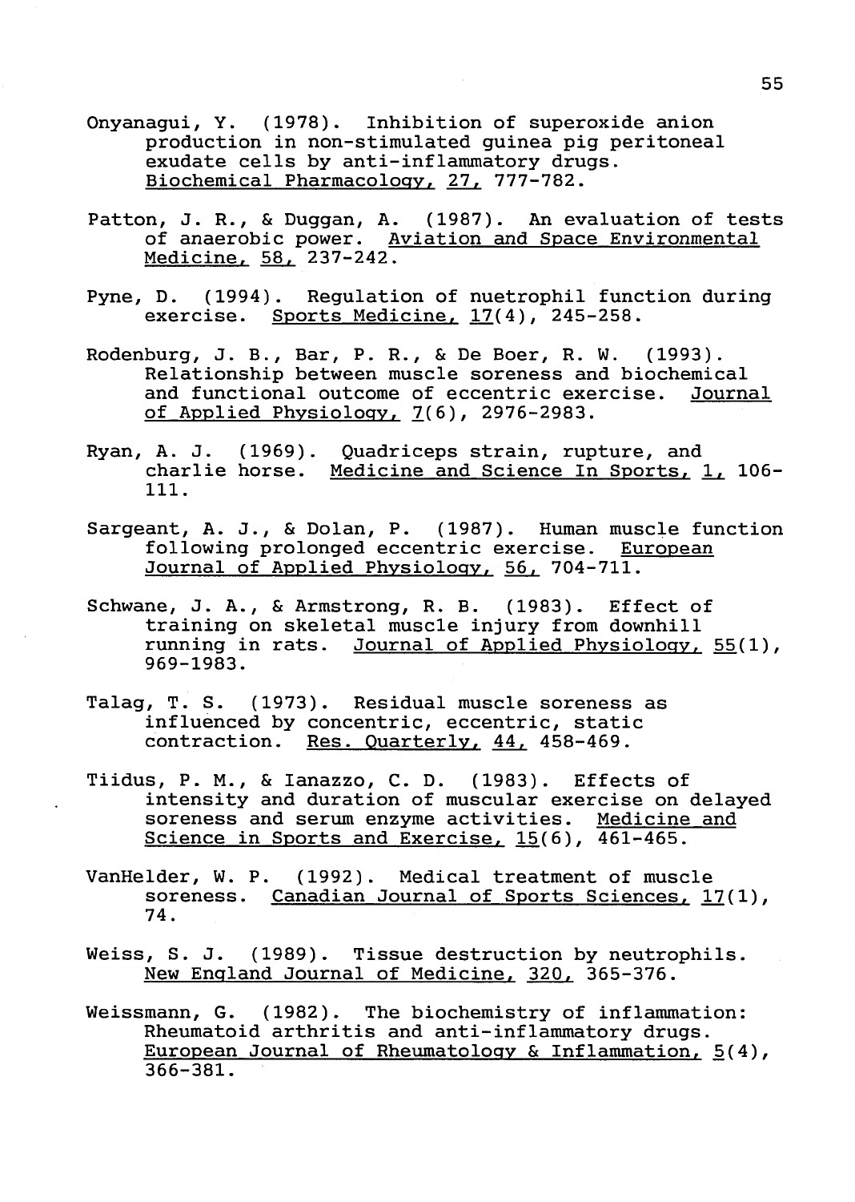Onyanagui, Y. (1978). Inhibition of superoxide anion production in non-stimulated guinea pig peritoneal exudate cells by anti-inflammatory drugs. Biochemical Pharmacology, 27, 777-782.

Patton, J. R., & Duggan, A. (1987). An evaluation of tests of anaerobic power. Aviation and Space Environmental Medicine, 58, 237-242.

Pyne, D. (1994). Regulation of nuetrophil function during exercise. Sports Medicine, 17(4), 245-258.

Rodenburg, J. B., Bar, P. R., & De Boer, R. W. (1993). Relationship between muscle soreness and biochemical and functional outcome of eccentric exercise. Journal of Applied Physiology, 7(6), 2976-2983.

Ryan, A. J. (1969). Quadriceps strain, rupture, and charlie horse. Medicine and Science In Sports, 1, 106-111.

Sargeant, A. J., & Dolan, P. (1987). Human muscle function following prolonged eccentric exercise. European Journal of Applied Physiology, 56, 704-711.

Schwane, J. A., & Armstrong, R. B. (1983). Effect of training on skeletal muscle injury from downhill running in rats. Journal of Applied Physiology, 55(1), 969-1983.

Talag, T. S. (1973). Residual muscle soreness as influenced by concentric, eccentric, static contraction. Res. Quarterly, 44, 458-469.

Tiidus, P. M., & Ianazzo, C. D. (1983). Effects of intensity and duration of muscular exercise on delayed soreness and serum enzyme activities. Medicine and Science in Sports and Exercise, 15(6), 461-465.

VanHelder, W. P. (1992). Medical treatment of muscle soreness. Canadian Journal of Sports Sciences, 17(1), 74.

Weiss, S. J. (1989). Tissue destruction by neutrophils. New England Journal of Medicine, 320, 365-376.

Weissmann, G. (1982). The biochemistry of inflammation: Rheumatoid arthritis and anti-inflammatory drugs. European Journal of Rheumatology & Inflammation, 5(4), 366-381.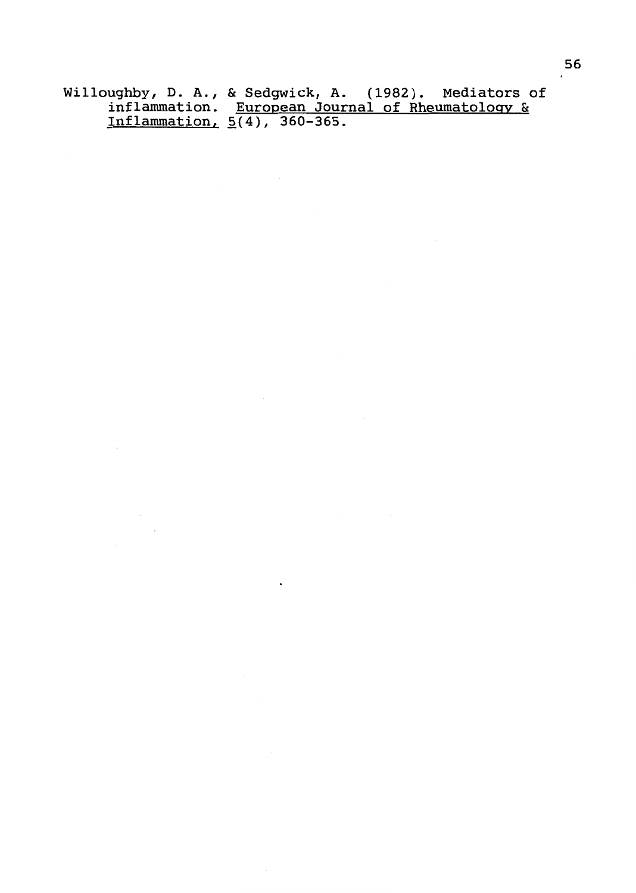Willoughby, D. A., & Sedgwick, A. (1982). Mediators of inflammation. European Journal of Rheumatology & Inflammation, 5(4), 360-365.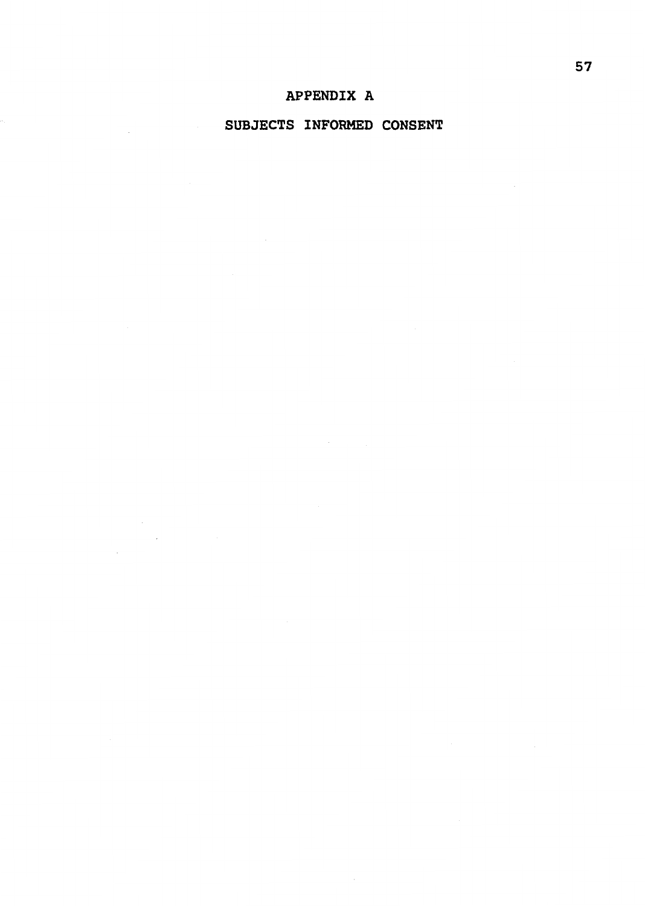# APPENDIX A

## SUBJECTS INFORMED CONSENT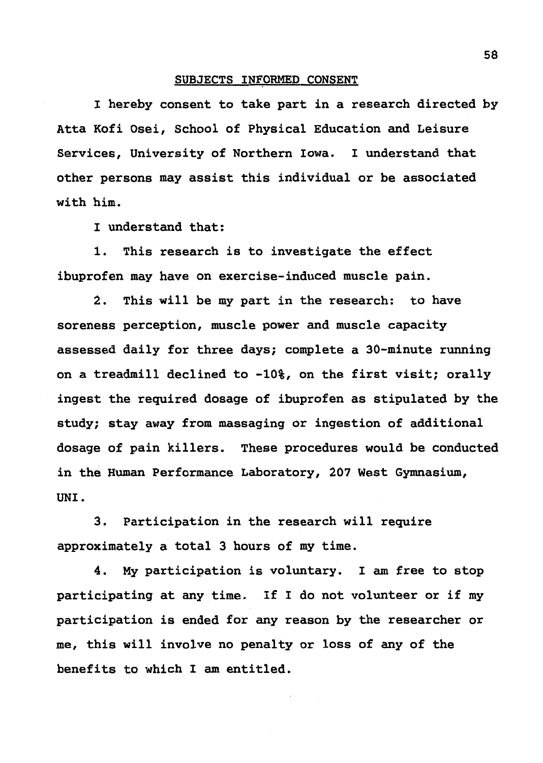## SUBJECTS INFORMED CONSENT

I hereby consent to take part in a research directed by Atta Kofi Osei, School of Physical Education and Leisure Services, University of Northern Iowa. I understand that other persons may assist this individual or be associated with him.

I understand that:

1. This research is to investigate the effect ibuprofen may have on exercise-induced muscle pain.

2. This will be my part in the research: to have soreness perception, muscle power and muscle capacity assessed daily for three days; complete a 30-minute running on a treadmill declined to -10%, on the first visit; orally ingest the required dosage of ibuprofen as stipulated by the study; stay away from massaging or ingestion of additional dosage of pain killers. These procedures would be conducted in the Human Performance Laboratory, 207 West Gymnasium, UNI.

3. Participation in the research will require approximately a total 3 hours of my time.

4. My participation is voluntary. I am free to stop participating at any time. If I do not volunteer or if my participation is ended for any reason by the researcher or me, this will involve no penalty or loss of any of the benefits to which I am entitled.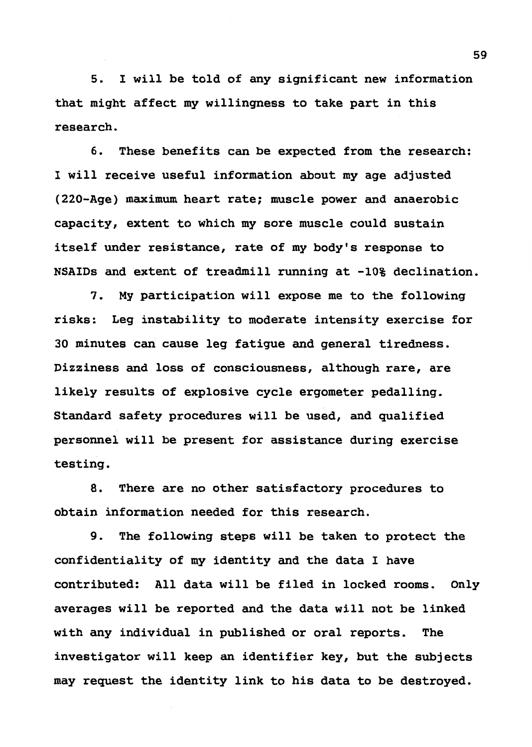5. I will be told of any significant new information that might affect my willingness to take part in this research.

6. These benefits can be expected from the research: I will receive useful information about my age adjusted (220-Age) maximum heart rate; muscle power and anaerobic capacity, extent to which my sore muscle could sustain itself under resistance, rate of my body's response to NSAIDs and extent of treadmill running at -10% declination.

7. My participation will expose me to the following risks: Leg instability to moderate intensity exercise for 30 minutes can cause leg fatigue and general tiredness. Dizziness and loss of consciousness, although rare, are likely results of explosive cycle ergometer pedalling. Standard safety procedures will be used, and qualified personnel will be present for assistance during exercise testing.

8. There are no other satisfactory procedures to obtain information needed for this research.

9. The following steps will be taken to protect the confidentiality of my identity and the data I have contributed: All data will be filed in locked rooms. Only averages will be reported and the data will not be linked with any individual in published or oral reports. The investigator will keep an identifier key, but the subjects may request the identity link to his data to be destroyed.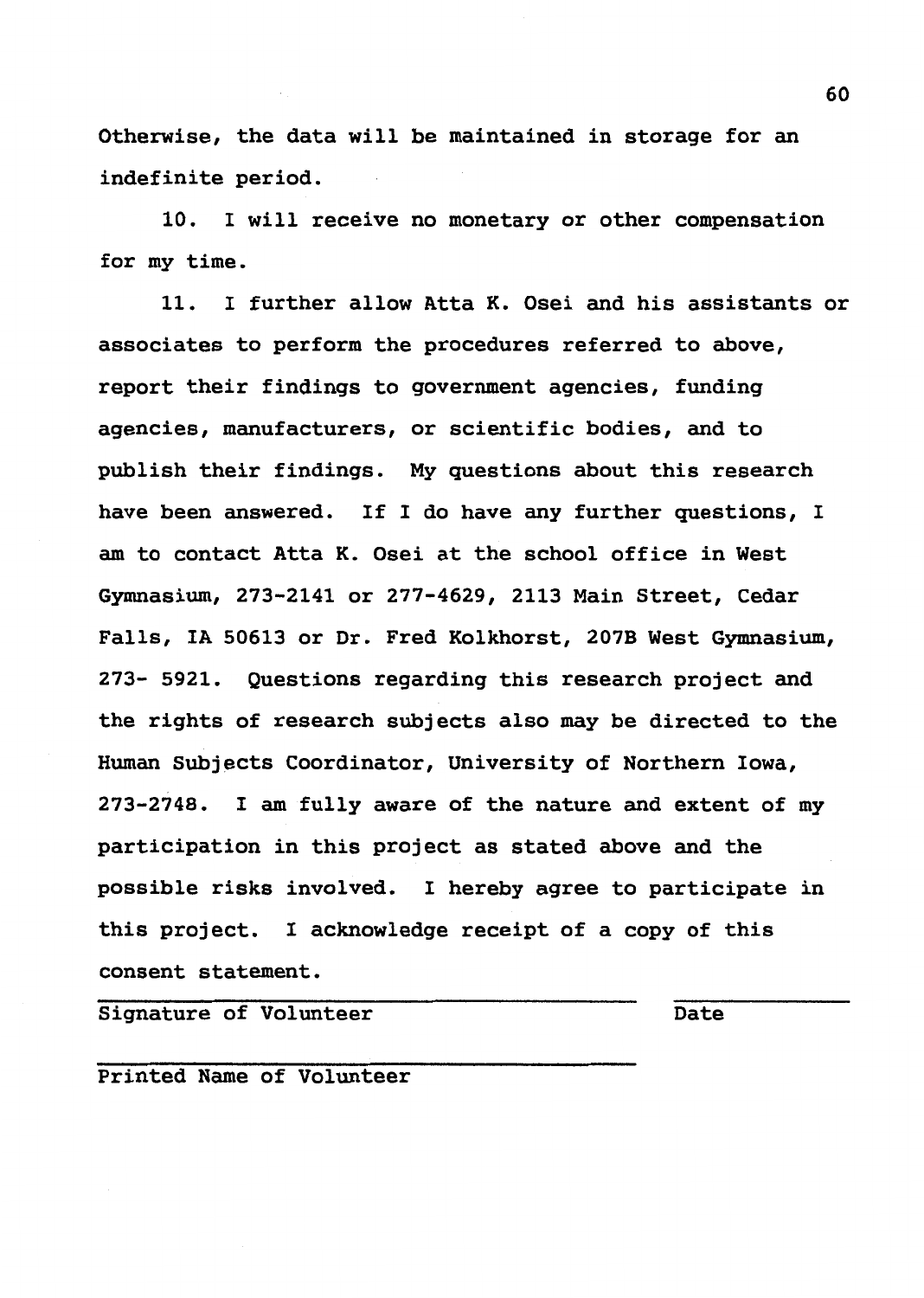Otherwise, the data will be maintained in storage for an indefinite period.

10. I will receive no monetary or other compensation for my time.

11. I further allow Atta K. Osei and his assistants or associates to perform the procedures referred to above, report their findings to government agencies, funding agencies, manufacturers, or scientific bodies, and to publish their findings. My questions about this research have been answered. If I do have any further questions, I am to contact Atta K. Osei at the school office in West Gymnasium, 273-2141 or 277-4629, 2113 Main Street, Cedar Falls, IA 50613 or Dr. Fred Kolkhorst, 207B West Gymnasium, 273- 5921. Questions regarding this research project and the rights of research subjects also may be directed to the Human Subjects Coordinator, University of Northern Iowa, 273-2748. I am fully aware of the nature and extent of my participation in this project as stated above and the possible risks involved. I hereby agree to participate in this project. I acknowledge receipt of a copy of this consent statement.

_______________________________________ ______________

Signature of Volunteer Date

_______________________________________

Printed Name of Volunteer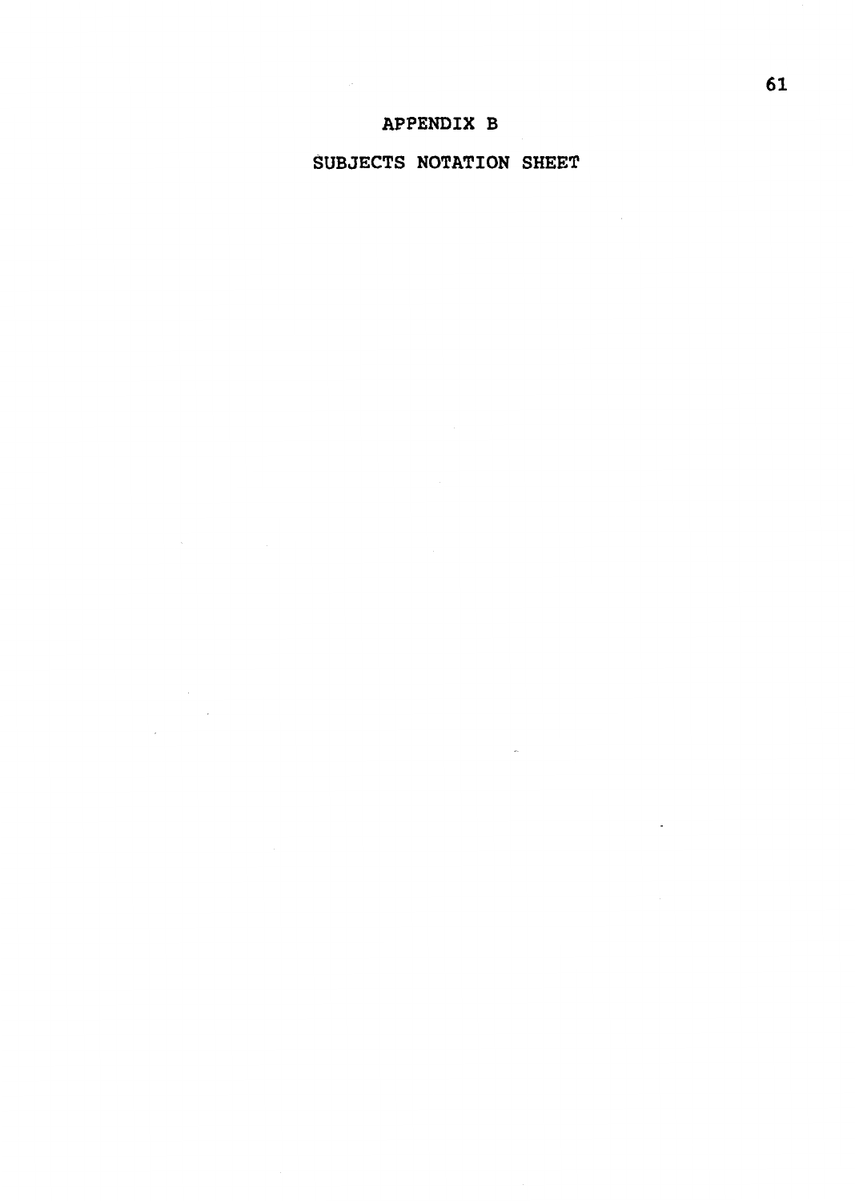# APPENDIX B

## SUBJECTS NOTATION SHEET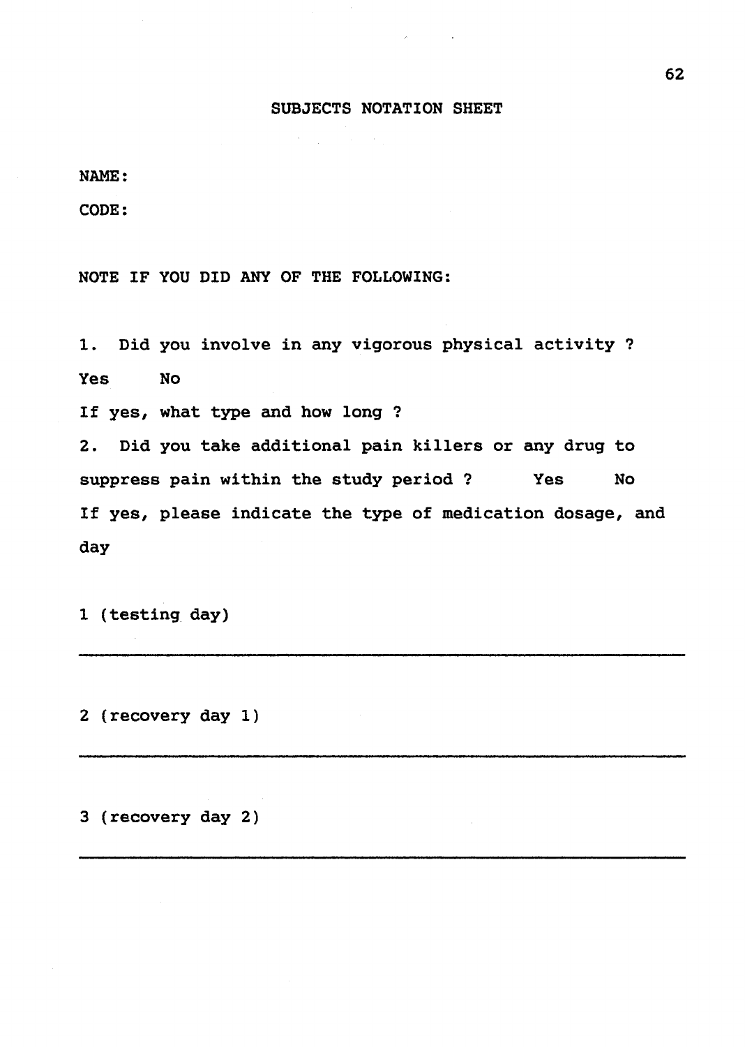## SUBJECTS NOTATION SHEET

NAME:

CODE:

NOTE IF YOU DID ANY OF THE FOLLOWING:

1. Did you involve in any vigorous physical activity ?

Yes No

If yes, what type and how long ?

2. Did you take additional pain killers or any drug to suppress pain within the study period ? Yes No

If yes, please indicate the type of medication dosage, and day

1 (testing day)

______________________________________________________________

2 (recovery day 1)

______________________________________________________________

3 (recovery day 2)

______________________________________________________________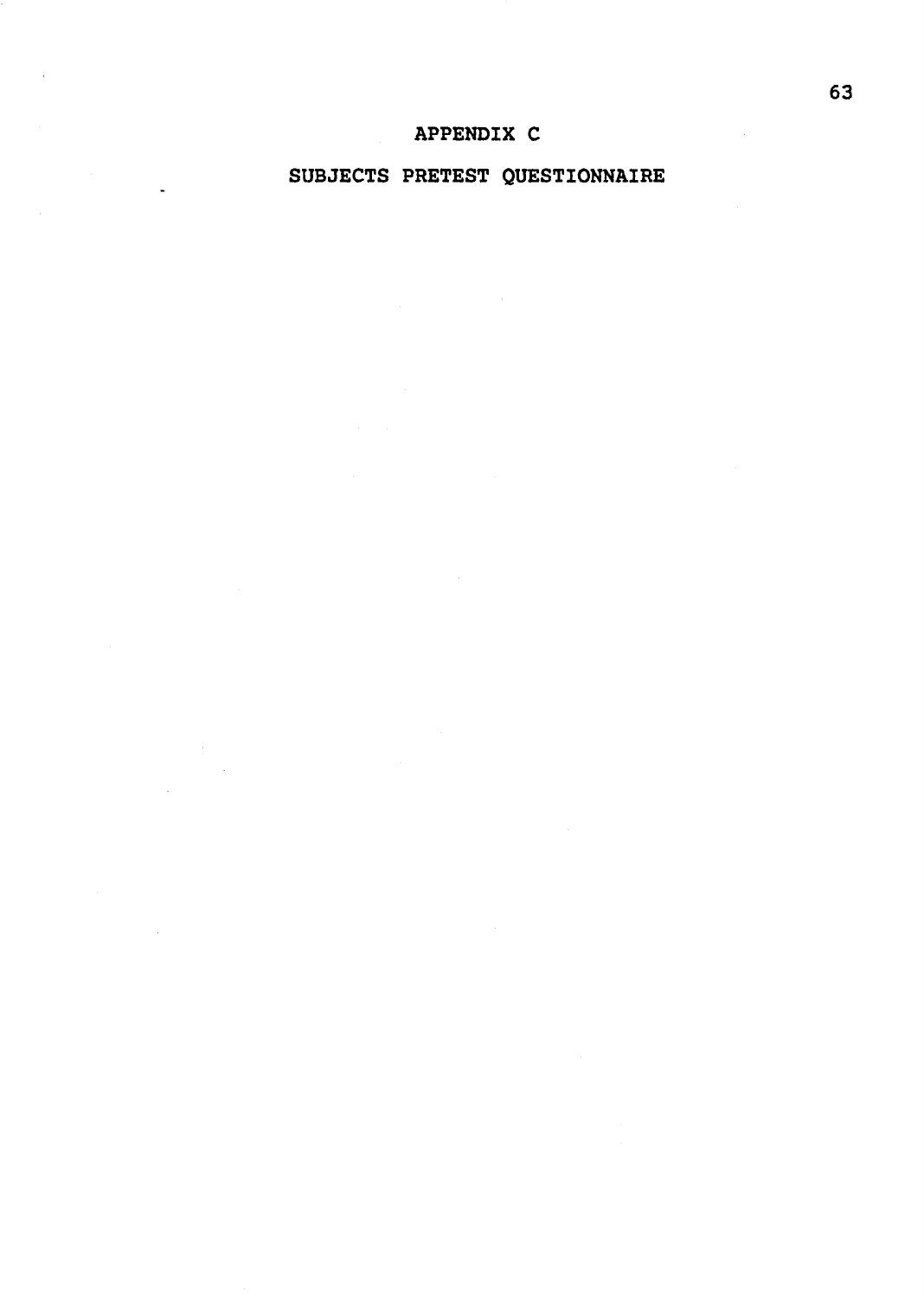# APPENDIX C

## SUBJECTS PRETEST QUESTIONNAIRE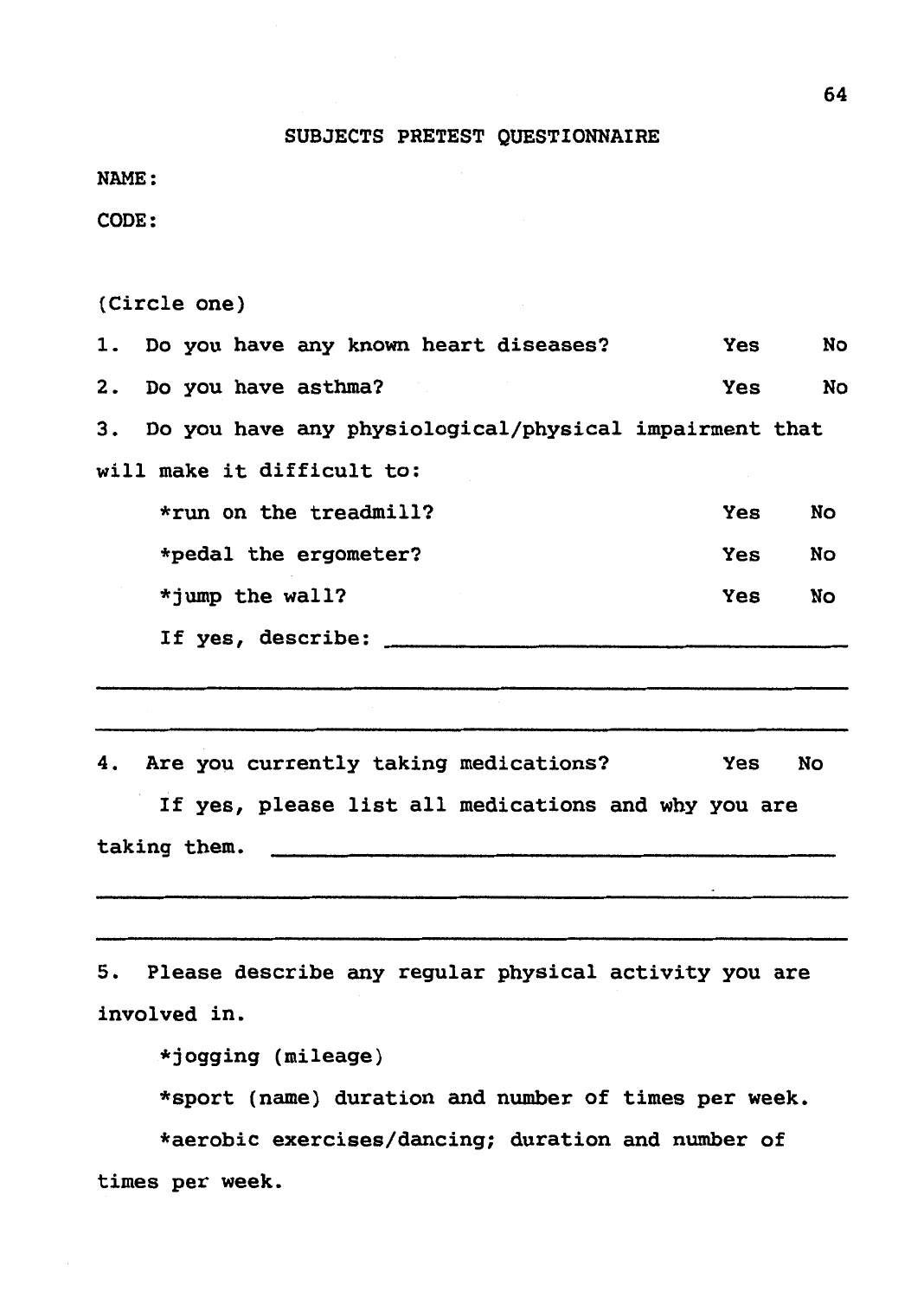# SUBJECTS PRETEST QUESTIONNAIRE

NAME:

CODE:

(Circle one)

1. Do you have any known heart diseases? Yes No

2. Do you have asthma? Yes No

3. Do you have any physiological/physical impairment that will make it difficult to:

   *run on the treadmill? Yes No

   *pedal the ergometer? Yes No

   *jump the wall? Yes No

   If yes, describe: ____________________

   ____________________

   ____________________

4. Are you currently taking medications? Yes No

   If yes, please list all medications and why you are taking them. ____________________

   ____________________

   ____________________

5. Please describe any regular physical activity you are involved in.

   *jogging (mileage)

   *sport (name) duration and number of times per week.

   *aerobic exercises/dancing; duration and number of times per week.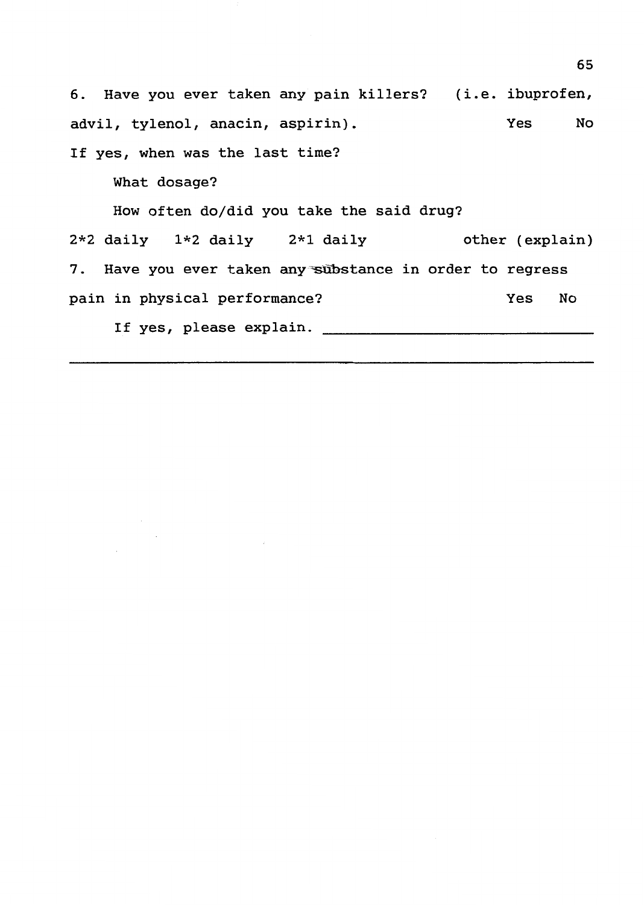6. Have you ever taken any pain killers? (i.e. ibuprofen, advil, tylenol, anacin, aspirin). Yes No

If yes, when was the last time?

What dosage?

How often do/did you take the said drug?

2*2 daily 1*2 daily 2*1 daily other (explain)

7. Have you ever taken any substance in order to regress pain in physical performance? Yes No

If yes, please explain. ______________________________

______________________________________________________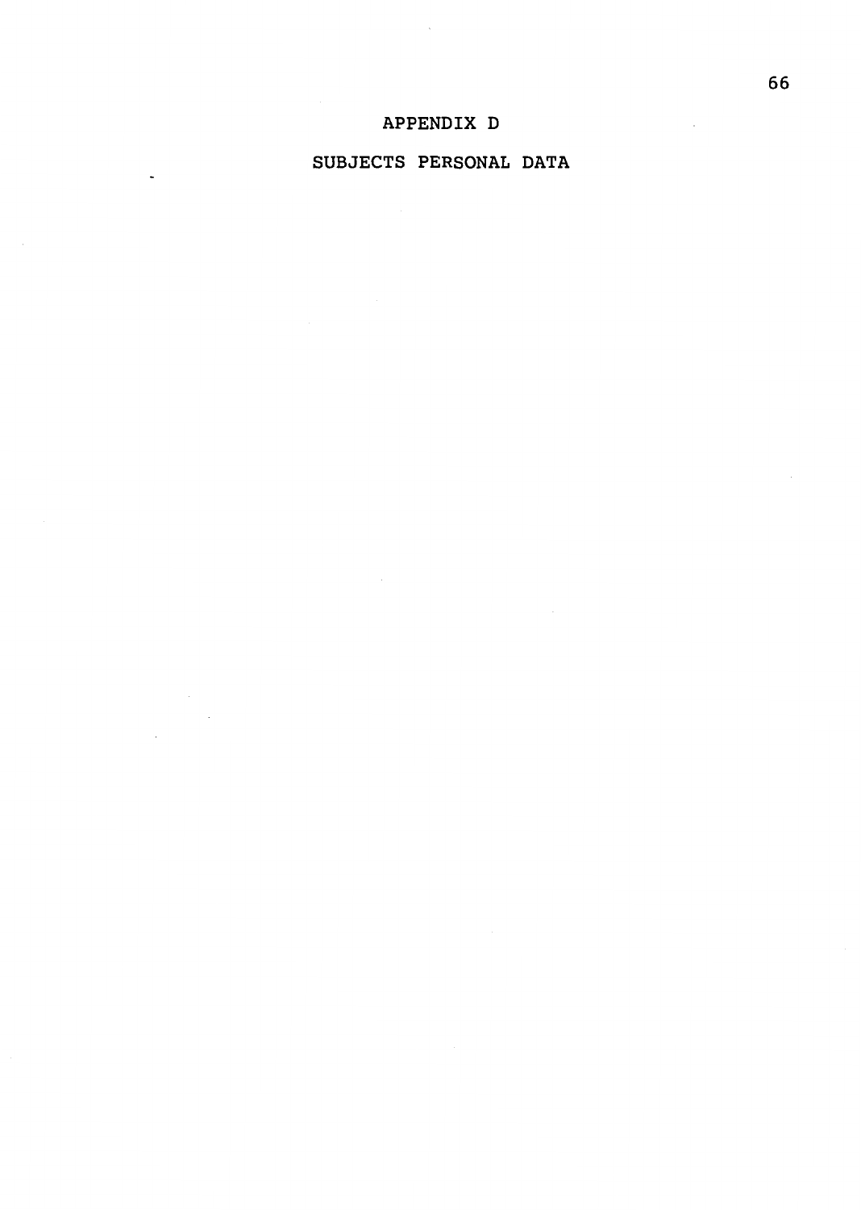# APPENDIX D

# SUBJECTS PERSONAL DATA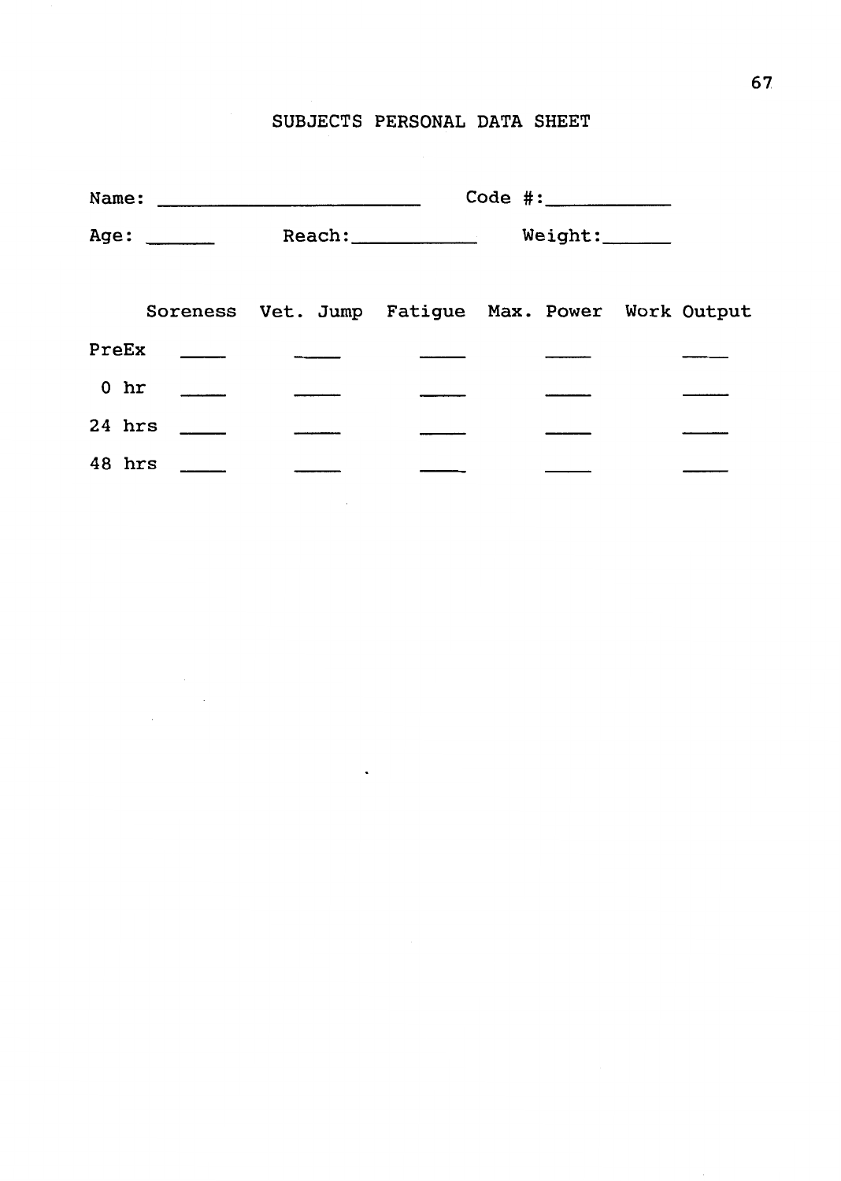# SUBJECTS PERSONAL DATA SHEET

Name: ________________________ Code #:___________

Age: ______ Reach:___________ Weight:______

| | Soreness | Vet. Jump | Fatigue | Max. Power | Work Output |
|---|---|---|---|---|---|
| PreEx | ____ | ____ | ____ | ____ | ____ |
| 0 hr | ____ | ____ | ____ | ____ | ____ |
| 24 hrs | ____ | ____ | ____ | ____ | ____ |
| 48 hrs | ____ | ____ | ____ | ____ | ____ |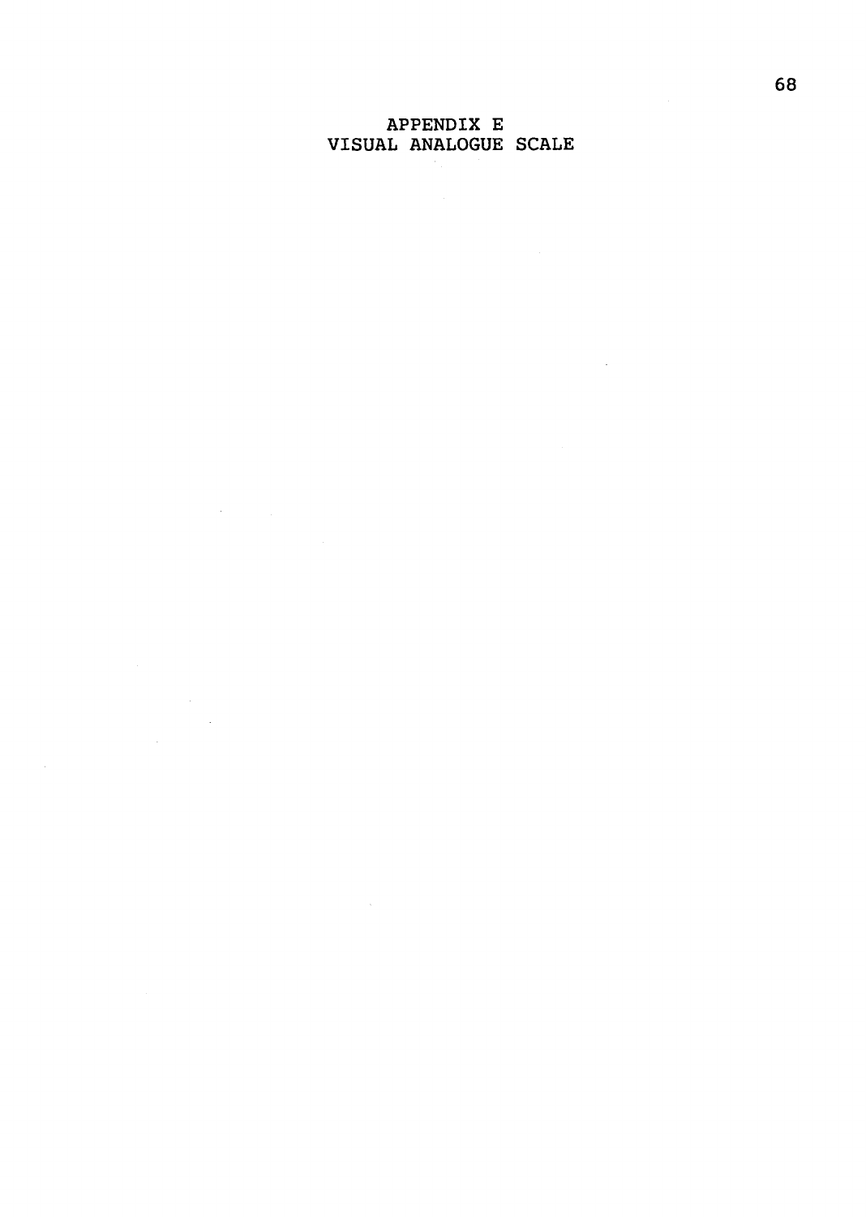# APPENDIX E
# VISUAL ANALOGUE SCALE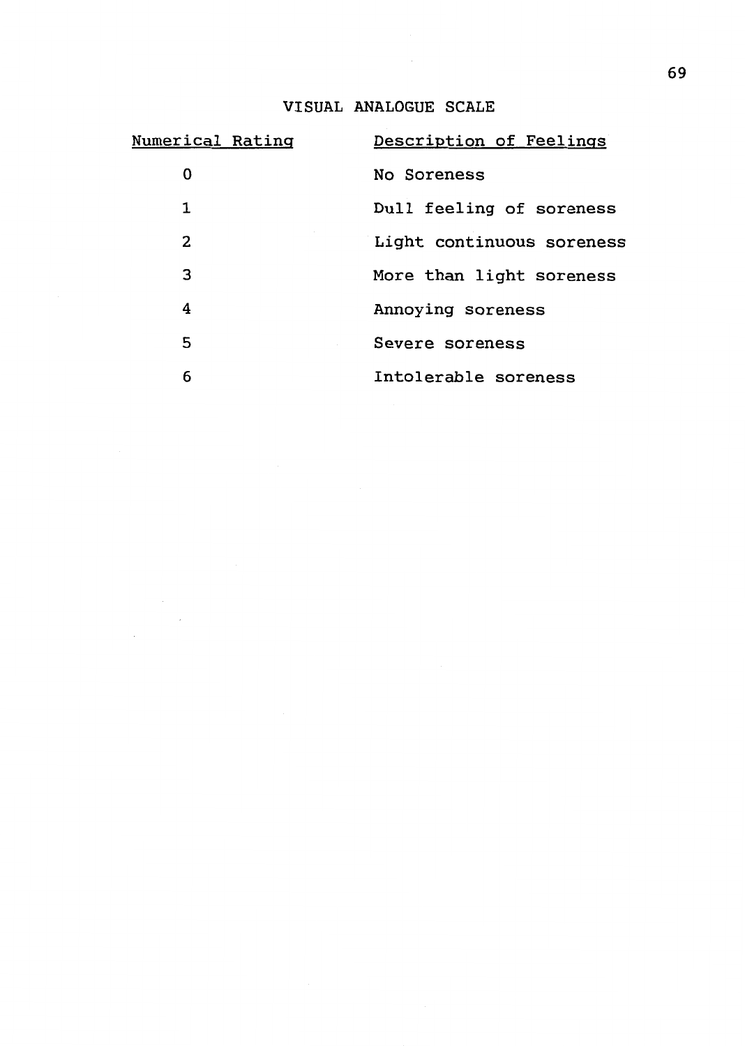# VISUAL ANALOGUE SCALE

| Numerical Rating | Description of Feelings |
|---|---|
| 0 | No Soreness |
| 1 | Dull feeling of soreness |
| 2 | Light continuous soreness |
| 3 | More than light soreness |
| 4 | Annoying soreness |
| 5 | Severe soreness |
| 6 | Intolerable soreness |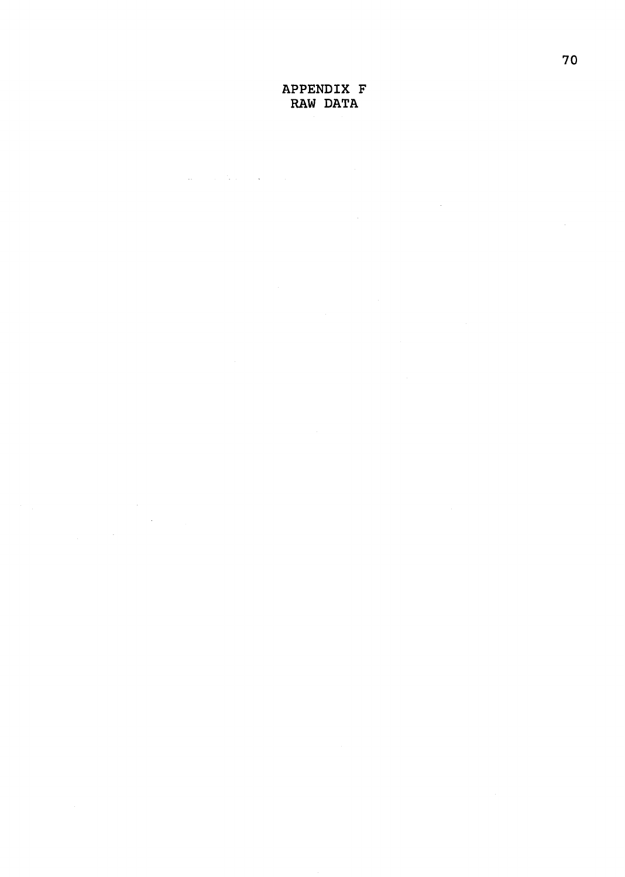# APPENDIX F
# RAW DATA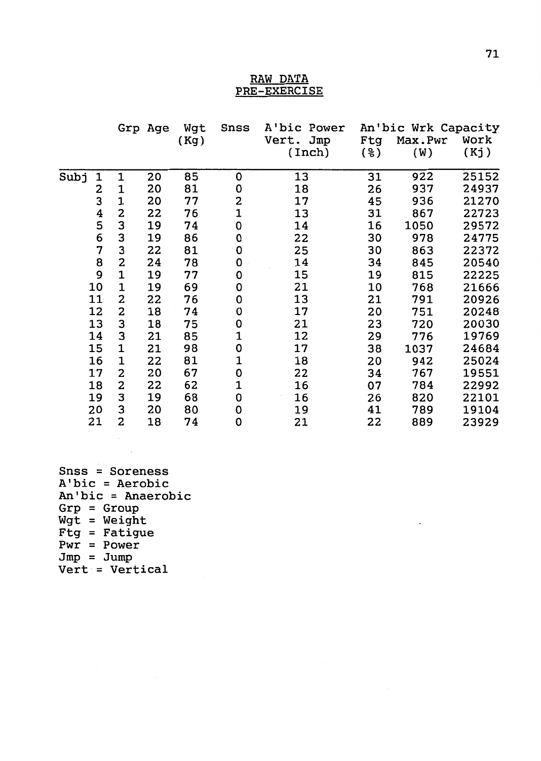## RAW DATA
## PRE-EXERCISE

| | Grp | Age | Wgt (Kg) | Snss | A'bic Power Vert. Jmp (Inch) | An'bic Wrk Capacity Ftg (%) | Max.Pwr (W) | Work (Kj) |
|---|---|---|---|---|---|---|---|---|
| Subj 1 | 1 | 20 | 85 | 0 | 13 | 31 | 922 | 25152 |
| 2 | 1 | 20 | 81 | 0 | 18 | 26 | 937 | 24937 |
| 3 | 1 | 20 | 77 | 2 | 17 | 45 | 936 | 21270 |
| 4 | 2 | 22 | 76 | 1 | 13 | 31 | 867 | 22723 |
| 5 | 3 | 19 | 74 | 0 | 14 | 16 | 1050 | 29572 |
| 6 | 3 | 19 | 86 | 0 | 22 | 30 | 978 | 24775 |
| 7 | 3 | 22 | 81 | 0 | 25 | 30 | 863 | 22372 |
| 8 | 2 | 24 | 78 | 0 | 14 | 34 | 845 | 20540 |
| 9 | 1 | 19 | 77 | 0 | 15 | 19 | 815 | 22225 |
| 10 | 1 | 19 | 69 | 0 | 21 | 10 | 768 | 21666 |
| 11 | 2 | 22 | 76 | 0 | 13 | 21 | 791 | 20926 |
| 12 | 2 | 18 | 74 | 0 | 17 | 20 | 751 | 20248 |
| 13 | 3 | 18 | 75 | 0 | 21 | 23 | 720 | 20030 |
| 14 | 3 | 21 | 85 | 1 | 12 | 29 | 776 | 19769 |
| 15 | 1 | 21 | 98 | 0 | 17 | 38 | 1037 | 24684 |
| 16 | 1 | 22 | 81 | 1 | 18 | 20 | 942 | 25024 |
| 17 | 2 | 20 | 67 | 0 | 22 | 34 | 767 | 19551 |
| 18 | 2 | 22 | 62 | 1 | 16 | 07 | 784 | 22992 |
| 19 | 3 | 19 | 68 | 0 | 16 | 26 | 820 | 22101 |
| 20 | 3 | 20 | 80 | 0 | 19 | 41 | 789 | 19104 |
| 21 | 2 | 18 | 74 | 0 | 21 | 22 | 889 | 23929 |

Snss = Soreness
A'bic = Aerobic
An'bic = Anaerobic
Grp = Group
Wgt = Weight
Ftg = Fatigue
Pwr = Power
Jmp = Jump
Vert = Vertical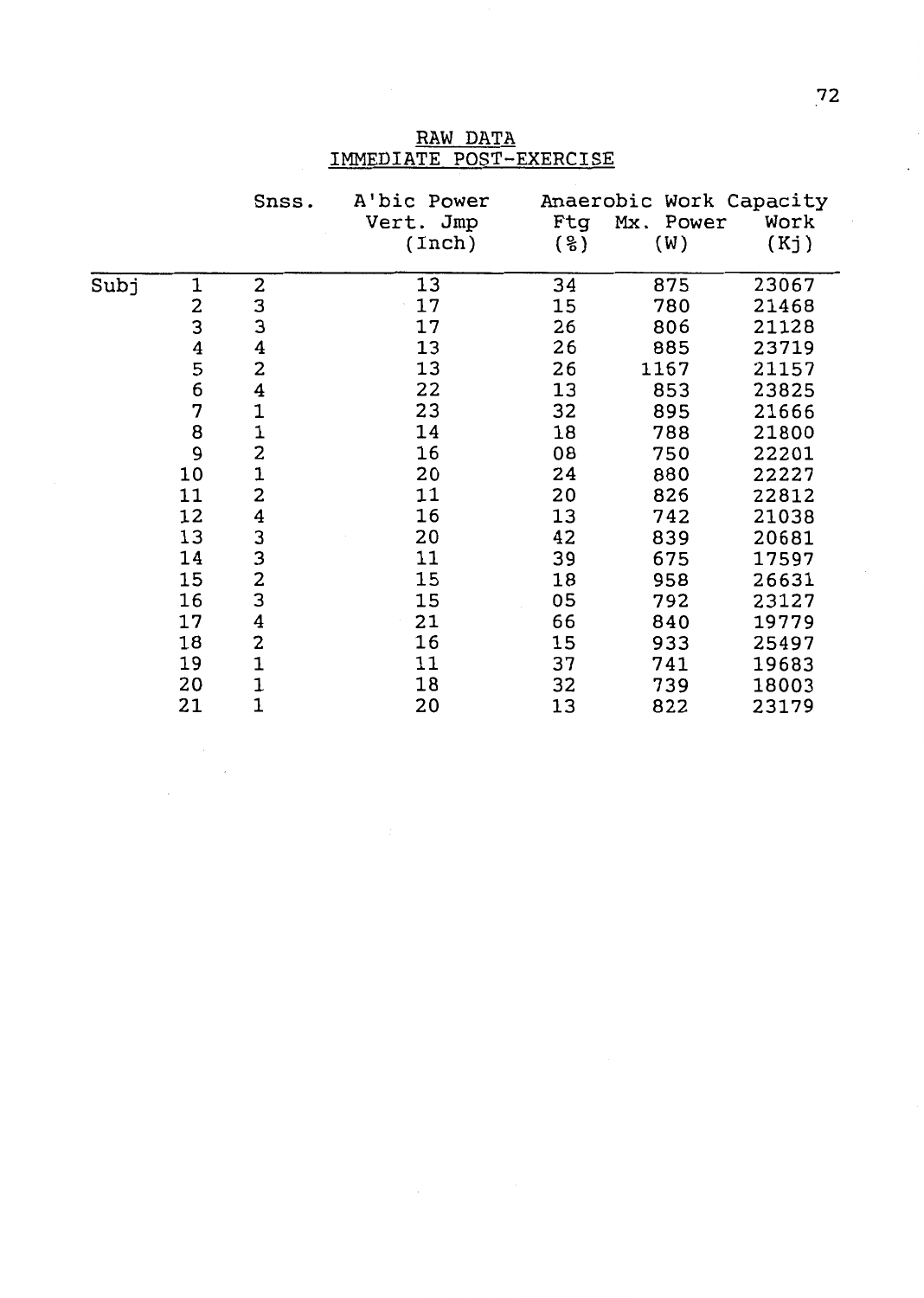RAW DATA

IMMEDIATE POST-EXERCISE

| | | Snss. | A'bic Power | Anaerobic Work Capacity | | |
|---|---|---|---|---|---|---|
| | | | Vert. Jmp (Inch) | Ftg (%) | Mx. Power (W) | Work (Kj) |
| Subj | 1 | 2 | 13 | 34 | 875 | 23067 |
| | 2 | 3 | 17 | 15 | 780 | 21468 |
| | 3 | 3 | 17 | 26 | 806 | 21128 |
| | 4 | 4 | 13 | 26 | 885 | 23719 |
| | 5 | 2 | 13 | 26 | 1167 | 21157 |
| | 6 | 4 | 22 | 13 | 853 | 23825 |
| | 7 | 1 | 23 | 32 | 895 | 21666 |
| | 8 | 1 | 14 | 18 | 788 | 21800 |
| | 9 | 2 | 16 | 08 | 750 | 22201 |
| | 10 | 1 | 20 | 24 | 880 | 22227 |
| | 11 | 2 | 11 | 20 | 826 | 22812 |
| | 12 | 4 | 16 | 13 | 742 | 21038 |
| | 13 | 3 | 20 | 42 | 839 | 20681 |
| | 14 | 3 | 11 | 39 | 675 | 17597 |
| | 15 | 2 | 15 | 18 | 958 | 26631 |
| | 16 | 3 | 15 | 05 | 792 | 23127 |
| | 17 | 4 | 21 | 66 | 840 | 19779 |
| | 18 | 2 | 16 | 15 | 933 | 25497 |
| | 19 | 1 | 11 | 37 | 741 | 19683 |
| | 20 | 1 | 18 | 32 | 739 | 18003 |
| | 21 | 1 | 20 | 13 | 822 | 23179 |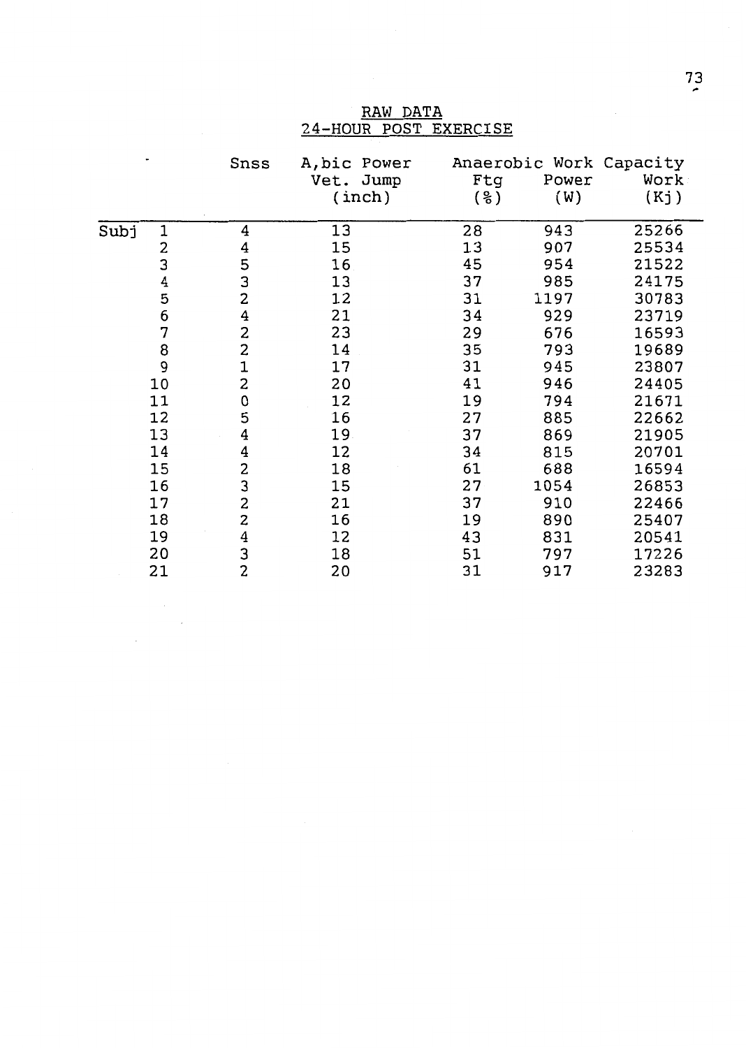RAW DATA
24-HOUR POST EXERCISE

| | Snss | A,bic Power | Anaerobic Work Capacity | | |
|---|---|---|---|---|---|
| | | Vet. Jump (inch) | Ftg (%) | Power (W) | Work (Kj) |
| Subj 1 | 4 | 13 | 28 | 943 | 25266 |
| 2 | 4 | 15 | 13 | 907 | 25534 |
| 3 | 5 | 16 | 45 | 954 | 21522 |
| 4 | 3 | 13 | 37 | 985 | 24175 |
| 5 | 2 | 12 | 31 | 1197 | 30783 |
| 6 | 4 | 21 | 34 | 929 | 23719 |
| 7 | 2 | 23 | 29 | 676 | 16593 |
| 8 | 2 | 14 | 35 | 793 | 19689 |
| 9 | 1 | 17 | 31 | 945 | 23807 |
| 10 | 2 | 20 | 41 | 946 | 24405 |
| 11 | 0 | 12 | 19 | 794 | 21671 |
| 12 | 5 | 16 | 27 | 885 | 22662 |
| 13 | 4 | 19 | 37 | 869 | 21905 |
| 14 | 4 | 12 | 34 | 815 | 20701 |
| 15 | 2 | 18 | 61 | 688 | 16594 |
| 16 | 3 | 15 | 27 | 1054 | 26853 |
| 17 | 2 | 21 | 37 | 910 | 22466 |
| 18 | 2 | 16 | 19 | 890 | 25407 |
| 19 | 4 | 12 | 43 | 831 | 20541 |
| 20 | 3 | 18 | 51 | 797 | 17226 |
| 21 | 2 | 20 | 31 | 917 | 23283 |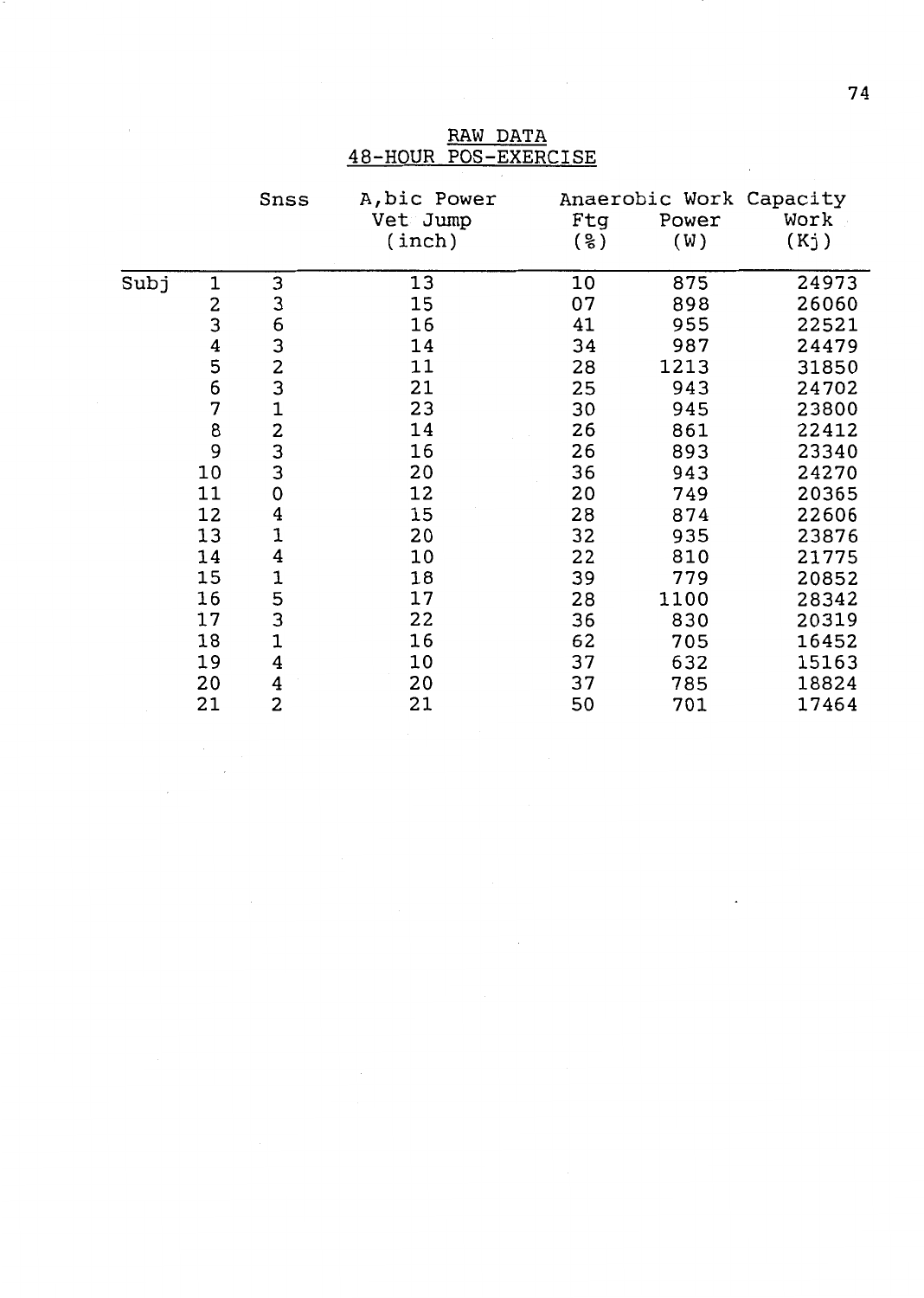## RAW DATA
## 48-HOUR POS-EXERCISE

| | Snss | A,bic Power Vet Jump (inch) | Anaerobic Work Capacity Ftg (%) | Power (W) | Work (Kj) |
|---|---|---|---|---|---|
| Subj 1 | 3 | 13 | 10 | 875 | 24973 |
| 2 | 3 | 15 | 07 | 898 | 26060 |
| 3 | 6 | 16 | 41 | 955 | 22521 |
| 4 | 3 | 14 | 34 | 987 | 24479 |
| 5 | 2 | 11 | 28 | 1213 | 31850 |
| 6 | 3 | 21 | 25 | 943 | 24702 |
| 7 | 1 | 23 | 30 | 945 | 23800 |
| 8 | 2 | 14 | 26 | 861 | 22412 |
| 9 | 3 | 16 | 26 | 893 | 23340 |
| 10 | 3 | 20 | 36 | 943 | 24270 |
| 11 | 0 | 12 | 20 | 749 | 20365 |
| 12 | 4 | 15 | 28 | 874 | 22606 |
| 13 | 1 | 20 | 32 | 935 | 23876 |
| 14 | 4 | 10 | 22 | 810 | 21775 |
| 15 | 1 | 18 | 39 | 779 | 20852 |
| 16 | 5 | 17 | 28 | 1100 | 28342 |
| 17 | 3 | 22 | 36 | 830 | 20319 |
| 18 | 1 | 16 | 62 | 705 | 16452 |
| 19 | 4 | 10 | 37 | 632 | 15163 |
| 20 | 4 | 20 | 37 | 785 | 18824 |
| 21 | 2 | 21 | 50 | 701 | 17464 |